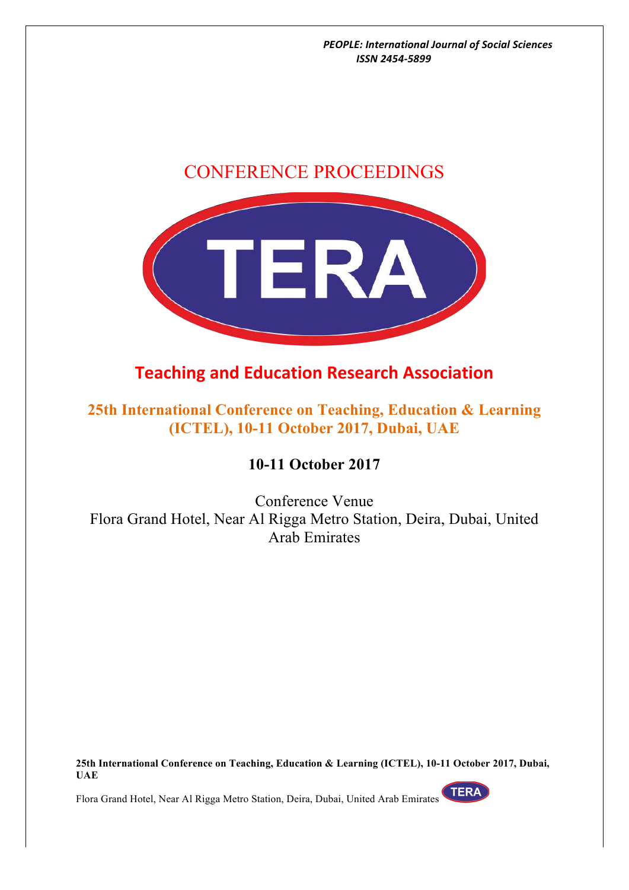*PEOPLE: International Journal of Social Sciences*
*ISSN 2454-5899*

# CONFERENCE PROCEEDINGS

TERA

## Teaching and Education Research Association

## 25th International Conference on Teaching, Education & Learning (ICTEL), 10-11 October 2017, Dubai, UAE

**10-11 October 2017**

Conference Venue
Flora Grand Hotel, Near Al Rigga Metro Station, Deira, Dubai, United Arab Emirates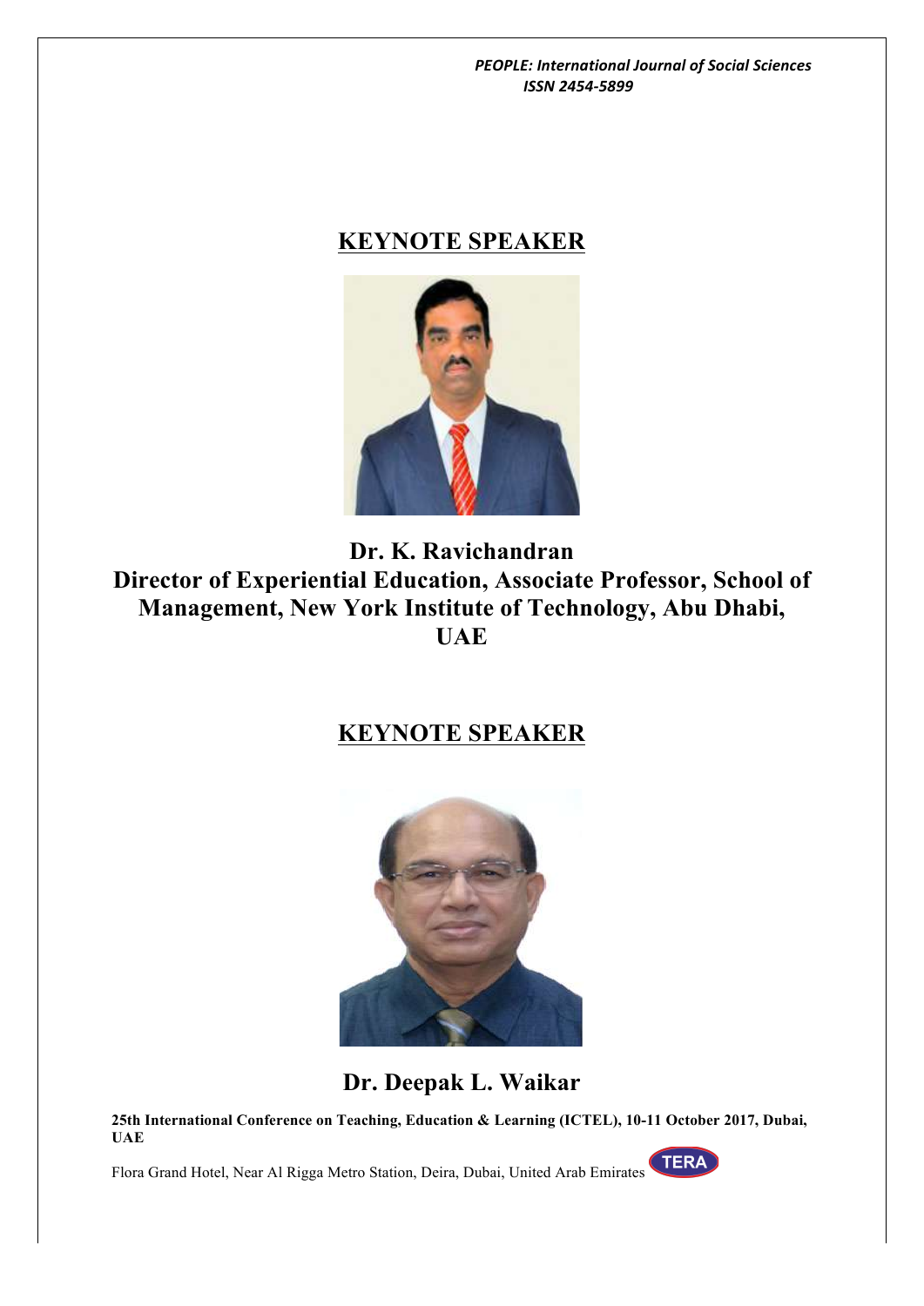## KEYNOTE SPEAKER

**Dr. K. Ravichandran**
**Director of Experiential Education, Associate Professor, School of Management, New York Institute of Technology, Abu Dhabi, UAE**

## KEYNOTE SPEAKER

**Dr. Deepak L. Waikar**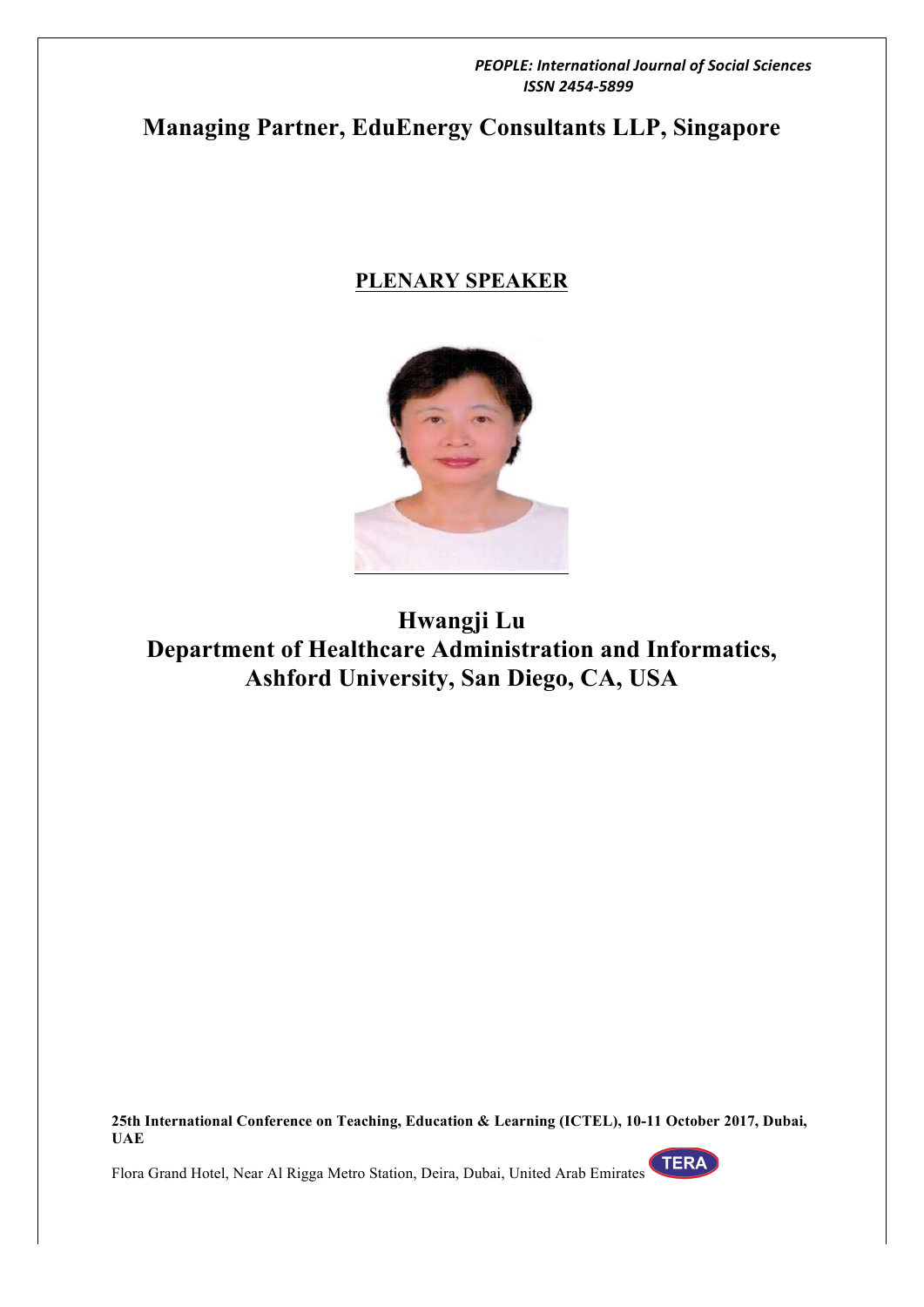**Managing Partner, EduEnergy Consultants LLP, Singapore**

## PLENARY SPEAKER

**Hwangji Lu**
**Department of Healthcare Administration and Informatics, Ashford University, San Diego, CA, USA**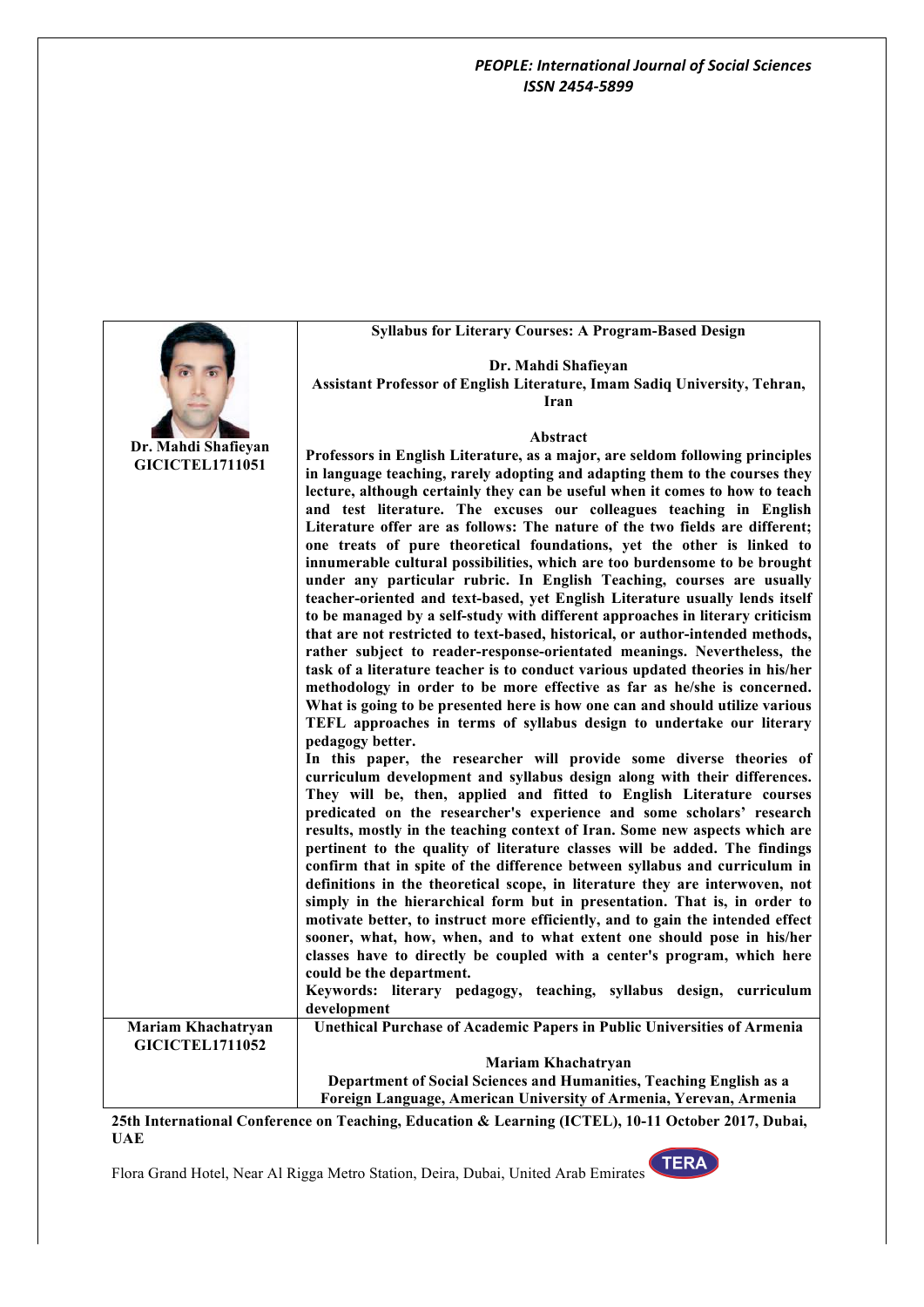| | |
|---|---|
| **Dr. Mahdi Shafieyan**<br>**GICICTEL1711051** | **Syllabus for Literary Courses: A Program-Based Design**<br><br>**Dr. Mahdi Shafieyan**<br>**Assistant Professor of English Literature, Imam Sadiq University, Tehran, Iran**<br><br>**Abstract**<br>**Professors in English Literature, as a major, are seldom following principles in language teaching, rarely adopting and adapting them to the courses they lecture, although certainly they can be useful when it comes to how to teach and test literature. The excuses our colleagues teaching in English Literature offer are as follows: The nature of the two fields are different; one treats of pure theoretical foundations, yet the other is linked to innumerable cultural possibilities, which are too burdensome to be brought under any particular rubric. In English Teaching, courses are usually teacher-oriented and text-based, yet English Literature usually lends itself to be managed by a self-study with different approaches in literary criticism that are not restricted to text-based, historical, or author-intended methods, rather subject to reader-response-orientated meanings. Nevertheless, the task of a literature teacher is to conduct various updated theories in his/her methodology in order to be more effective as far as he/she is concerned. What is going to be presented here is how one can and should utilize various TEFL approaches in terms of syllabus design to undertake our literary pedagogy better.**<br>**In this paper, the researcher will provide some diverse theories of curriculum development and syllabus design along with their differences. They will be, then, applied and fitted to English Literature courses predicated on the researcher's experience and some scholars' research results, mostly in the teaching context of Iran. Some new aspects which are pertinent to the quality of literature classes will be added. The findings confirm that in spite of the difference between syllabus and curriculum in definitions in the theoretical scope, in literature they are interwoven, not simply in the hierarchical form but in presentation. That is, in order to motivate better, to instruct more efficiently, and to gain the intended effect sooner, what, how, when, and to what extent one should pose in his/her classes have to directly be coupled with a center's program, which here could be the department.**<br>**Keywords: literary pedagogy, teaching, syllabus design, curriculum development** |
| **Mariam Khachatryan**<br>**GICICTEL1711052** | **Unethical Purchase of Academic Papers in Public Universities of Armenia**<br><br>**Mariam Khachatryan**<br>**Department of Social Sciences and Humanities, Teaching English as a Foreign Language, American University of Armenia, Yerevan, Armenia** |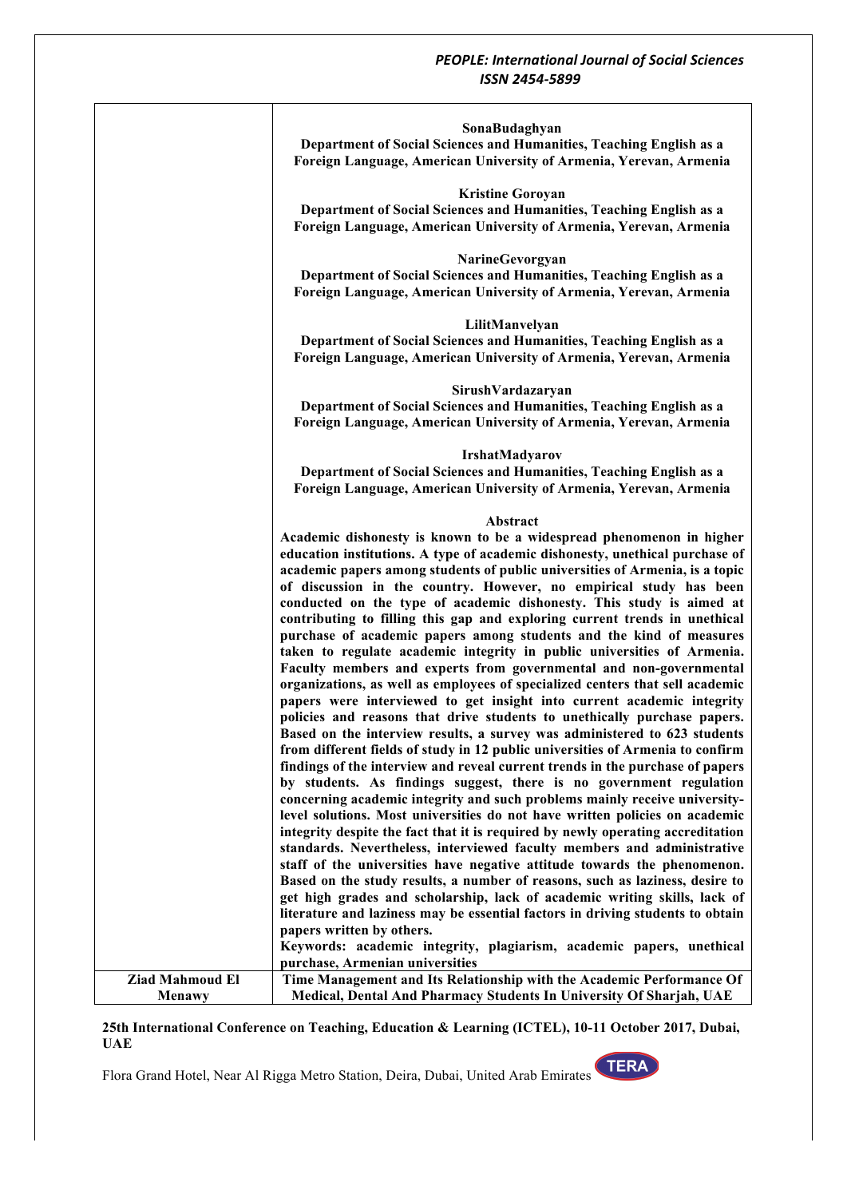|  | **SonaBudaghyan**<br>**Department of Social Sciences and Humanities, Teaching English as a Foreign Language, American University of Armenia, Yerevan, Armenia**<br><br>**Kristine Goroyan**<br>**Department of Social Sciences and Humanities, Teaching English as a Foreign Language, American University of Armenia, Yerevan, Armenia**<br><br>**NarineGevorgyan**<br>**Department of Social Sciences and Humanities, Teaching English as a Foreign Language, American University of Armenia, Yerevan, Armenia**<br><br>**LilitManvelyan**<br>**Department of Social Sciences and Humanities, Teaching English as a Foreign Language, American University of Armenia, Yerevan, Armenia**<br><br>**SirushVardazaryan**<br>**Department of Social Sciences and Humanities, Teaching English as a Foreign Language, American University of Armenia, Yerevan, Armenia**<br><br>**IrshatMadyarov**<br>**Department of Social Sciences and Humanities, Teaching English as a Foreign Language, American University of Armenia, Yerevan, Armenia**<br><br>**Abstract**<br>**Academic dishonesty is known to be a widespread phenomenon in higher education institutions. A type of academic dishonesty, unethical purchase of academic papers among students of public universities of Armenia, is a topic of discussion in the country. However, no empirical study has been conducted on the type of academic dishonesty. This study is aimed at contributing to filling this gap and exploring current trends in unethical purchase of academic papers among students and the kind of measures taken to regulate academic integrity in public universities of Armenia. Faculty members and experts from governmental and non-governmental organizations, as well as employees of specialized centers that sell academic papers were interviewed to get insight into current academic integrity policies and reasons that drive students to unethically purchase papers. Based on the interview results, a survey was administered to 623 students from different fields of study in 12 public universities of Armenia to confirm findings of the interview and reveal current trends in the purchase of papers by students. As findings suggest, there is no government regulation concerning academic integrity and such problems mainly receive university-level solutions. Most universities do not have written policies on academic integrity despite the fact that it is required by newly operating accreditation standards. Nevertheless, interviewed faculty members and administrative staff of the universities have negative attitude towards the phenomenon. Based on the study results, a number of reasons, such as laziness, desire to get high grades and scholarship, lack of academic writing skills, lack of literature and laziness may be essential factors in driving students to obtain papers written by others.**<br>**Keywords: academic integrity, plagiarism, academic papers, unethical purchase, Armenian universities** |
|---|---|
| **Ziad Mahmoud El Menawy** | **Time Management and Its Relationship with the Academic Performance Of Medical, Dental And Pharmacy Students In University Of Sharjah, UAE** |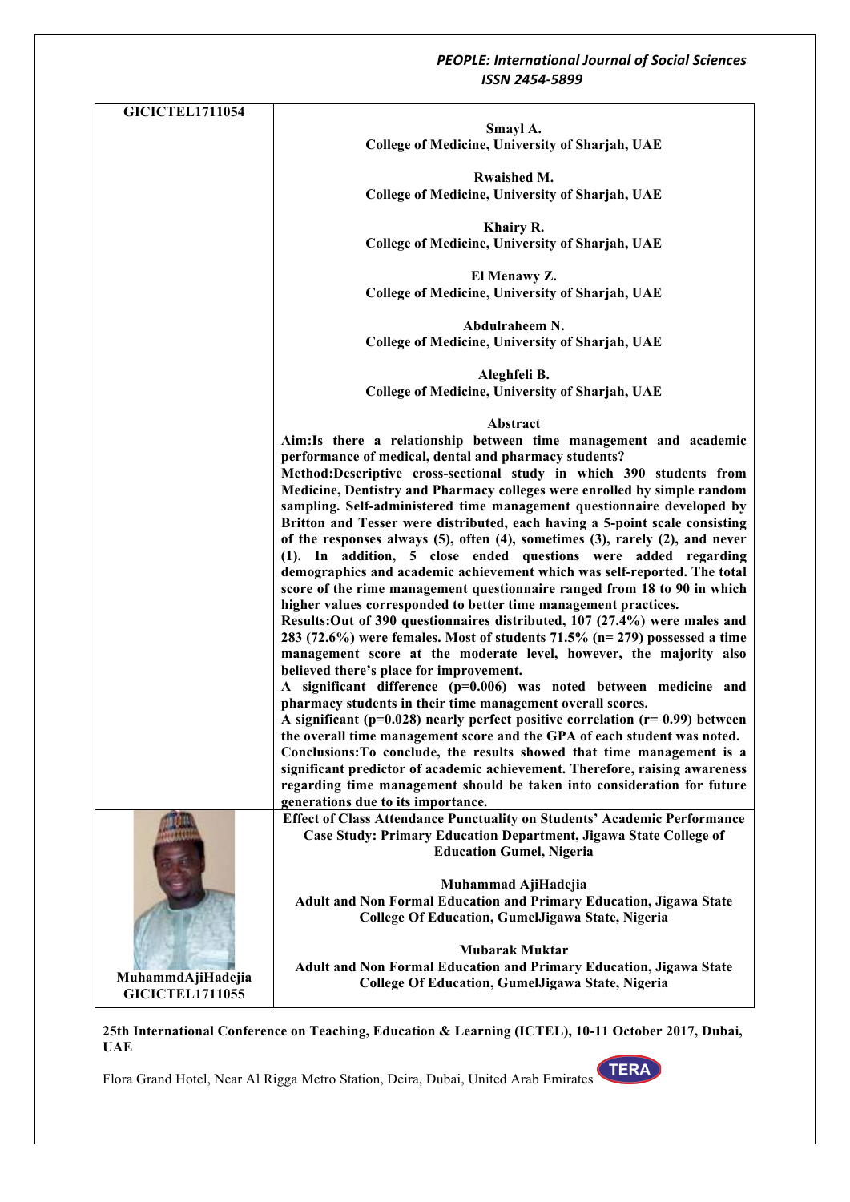**GICICTEL1711054**

**Smayl A.**
**College of Medicine, University of Sharjah, UAE**

**Rwaished M.**
**College of Medicine, University of Sharjah, UAE**

**Khairy R.**
**College of Medicine, University of Sharjah, UAE**

**El Menawy Z.**
**College of Medicine, University of Sharjah, UAE**

**Abdulraheem N.**
**College of Medicine, University of Sharjah, UAE**

**Aleghfeli B.**
**College of Medicine, University of Sharjah, UAE**

**Abstract**

**Aim:Is there a relationship between time management and academic performance of medical, dental and pharmacy students?**

**Method:Descriptive cross-sectional study in which 390 students from Medicine, Dentistry and Pharmacy colleges were enrolled by simple random sampling. Self-administered time management questionnaire developed by Britton and Tesser were distributed, each having a 5-point scale consisting of the responses always (5), often (4), sometimes (3), rarely (2), and never (1). In addition, 5 close ended questions were added regarding demographics and academic achievement which was self-reported. The total score of the rime management questionnaire ranged from 18 to 90 in which higher values corresponded to better time management practices.**

**Results:Out of 390 questionnaires distributed, 107 (27.4%) were males and 283 (72.6%) were females. Most of students 71.5% (n= 279) possessed a time management score at the moderate level, however, the majority also believed there's place for improvement.**

**A significant difference (p=0.006) was noted between medicine and pharmacy students in their time management overall scores.**

**A significant (p=0.028) nearly perfect positive correlation (r= 0.99) between the overall time management score and the GPA of each student was noted.**

**Conclusions:To conclude, the results showed that time management is a significant predictor of academic achievement. Therefore, raising awareness regarding time management should be taken into consideration for future generations due to its importance.**

**Effect of Class Attendance Punctuality on Students' Academic Performance Case Study: Primary Education Department, Jigawa State College of Education Gumel, Nigeria**

**Muhammad AjiHadejia**
**Adult and Non Formal Education and Primary Education, Jigawa State College Of Education, GumelJigawa State, Nigeria**

**Mubarak Muktar**
**Adult and Non Formal Education and Primary Education, Jigawa State College Of Education, GumelJigawa State, Nigeria**

**MuhammdAjiHadejia**
**GICICTEL1711055**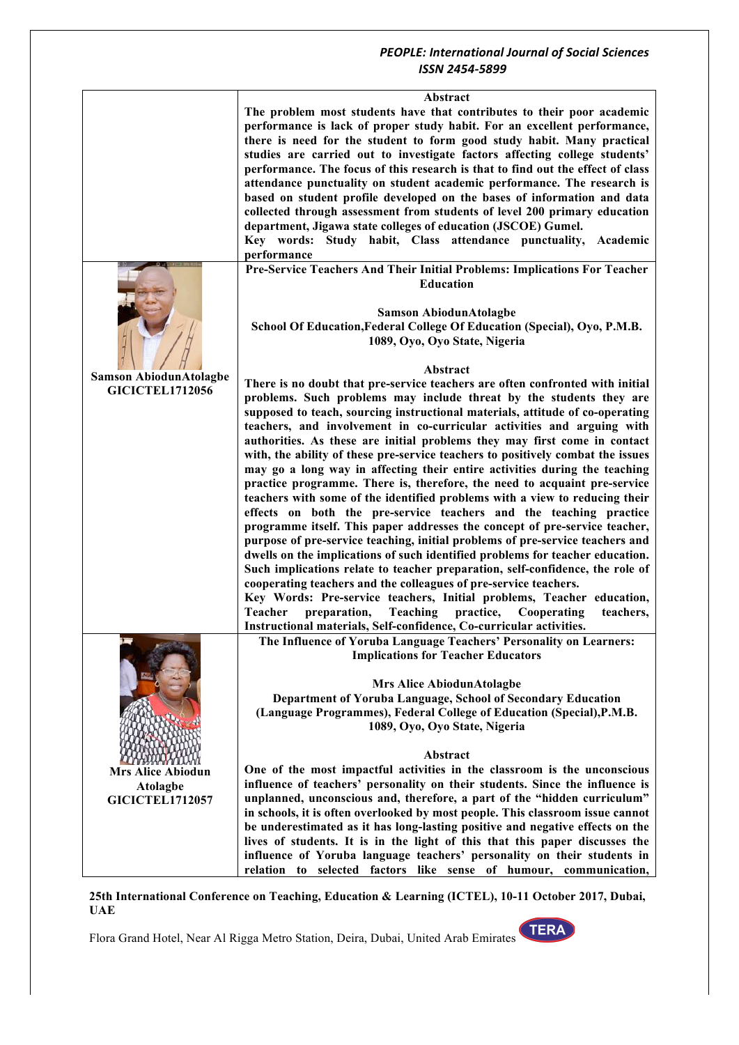**Abstract**

**The problem most students have that contributes to their poor academic performance is lack of proper study habit. For an excellent performance, there is need for the student to form good study habit. Many practical studies are carried out to investigate factors affecting college students' performance. The focus of this research is that to find out the effect of class attendance punctuality on student academic performance. The research is based on student profile developed on the bases of information and data collected through assessment from students of level 200 primary education department, Jigawa state colleges of education (JSCOE) Gumel.**

**Key words: Study habit, Class attendance punctuality, Academic performance**

**Samson AbiodunAtolagbe**
**GICICTEL1712056**

## Pre-Service Teachers And Their Initial Problems: Implications For Teacher Education

**Samson AbiodunAtolagbe**
**School Of Education,Federal College Of Education (Special), Oyo, P.M.B. 1089, Oyo, Oyo State, Nigeria**

**Abstract**

**There is no doubt that pre-service teachers are often confronted with initial problems. Such problems may include threat by the students they are supposed to teach, sourcing instructional materials, attitude of co-operating teachers, and involvement in co-curricular activities and arguing with authorities. As these are initial problems they may first come in contact with, the ability of these pre-service teachers to positively combat the issues may go a long way in affecting their entire activities during the teaching practice programme. There is, therefore, the need to acquaint pre-service teachers with some of the identified problems with a view to reducing their effects on both the pre-service teachers and the teaching practice programme itself. This paper addresses the concept of pre-service teacher, purpose of pre-service teaching, initial problems of pre-service teachers and dwells on the implications of such identified problems for teacher education. Such implications relate to teacher preparation, self-confidence, the role of cooperating teachers and the colleagues of pre-service teachers.**

**Key Words: Pre-service teachers, Initial problems, Teacher education, Teacher preparation, Teaching practice, Cooperating teachers, Instructional materials, Self-confidence, Co-curricular activities.**

**Mrs Alice Abiodun Atolagbe**
**GICICTEL1712057**

## The Influence of Yoruba Language Teachers' Personality on Learners: Implications for Teacher Educators

**Mrs Alice AbiodunAtolagbe**
**Department of Yoruba Language, School of Secondary Education (Language Programmes), Federal College of Education (Special),P.M.B. 1089, Oyo, Oyo State, Nigeria**

**Abstract**

**One of the most impactful activities in the classroom is the unconscious influence of teachers' personality on their students. Since the influence is unplanned, unconscious and, therefore, a part of the "hidden curriculum" in schools, it is often overlooked by most people. This classroom issue cannot be underestimated as it has long-lasting positive and negative effects on the lives of students. It is in the light of this that this paper discusses the influence of Yoruba language teachers' personality on their students in relation to selected factors like sense of humour, communication,**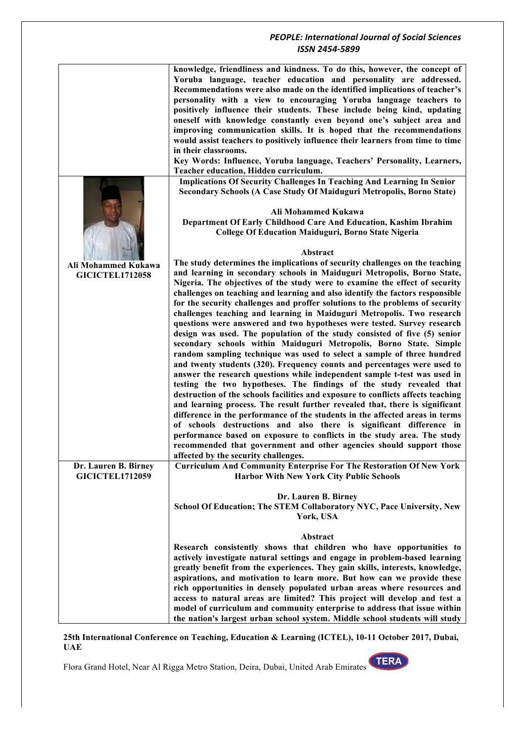knowledge, friendliness and kindness. To do this, however, the concept of Yoruba language, teacher education and personality are addressed. Recommendations were also made on the identified implications of teacher's personality with a view to encouraging Yoruba language teachers to positively influence their students. These include being kind, updating oneself with knowledge constantly even beyond one's subject area and improving communication skills. It is hoped that the recommendations would assist teachers to positively influence their learners from time to time in their classrooms.

**Key Words: Influence, Yoruba language, Teachers' Personality, Learners, Teacher education, Hidden curriculum.**

---

**Ali Mohammed Kukawa**
**GICICTEL1712058**

### Implications Of Security Challenges In Teaching And Learning In Senior Secondary Schools (A Case Study Of Maiduguri Metropolis, Borno State)

**Ali Mohammed Kukawa**
**Department Of Early Childhood Care And Education, Kashim Ibrahim College Of Education Maiduguri, Borno State Nigeria**

**Abstract**

The study determines the implications of security challenges on the teaching and learning in secondary schools in Maiduguri Metropolis, Borno State, Nigeria. The objectives of the study were to examine the effect of security challenges on teaching and learning and also identify the factors responsible for the security challenges and proffer solutions to the problems of security challenges teaching and learning in Maiduguri Metropolis. Two research questions were answered and two hypotheses were tested. Survey research design was used. The population of the study consisted of five (5) senior secondary schools within Maiduguri Metropolis, Borno State. Simple random sampling technique was used to select a sample of three hundred and twenty students (320). Frequency counts and percentages were used to answer the research questions while independent sample t-test was used in testing the two hypotheses. The findings of the study revealed that destruction of the schools facilities and exposure to conflicts affects teaching and learning process. The result further revealed that, there is significant difference in the performance of the students in the affected areas in terms of schools destructions and also there is significant difference in performance based on exposure to conflicts in the study area. The study recommended that government and other agencies should support those affected by the security challenges.

---

**Dr. Lauren B. Birney**
**GICICTEL1712059**

### Curriculum And Community Enterprise For The Restoration Of New York Harbor With New York City Public Schools

**Dr. Lauren B. Birney**
**School Of Education; The STEM Collaboratory NYC, Pace University, New York, USA**

**Abstract**

Research consistently shows that children who have opportunities to actively investigate natural settings and engage in problem-based learning greatly benefit from the experiences. They gain skills, interests, knowledge, aspirations, and motivation to learn more. But how can we provide these rich opportunities in densely populated urban areas where resources and access to natural areas are limited? This project will develop and test a model of curriculum and community enterprise to address that issue within the nation's largest urban school system. Middle school students will study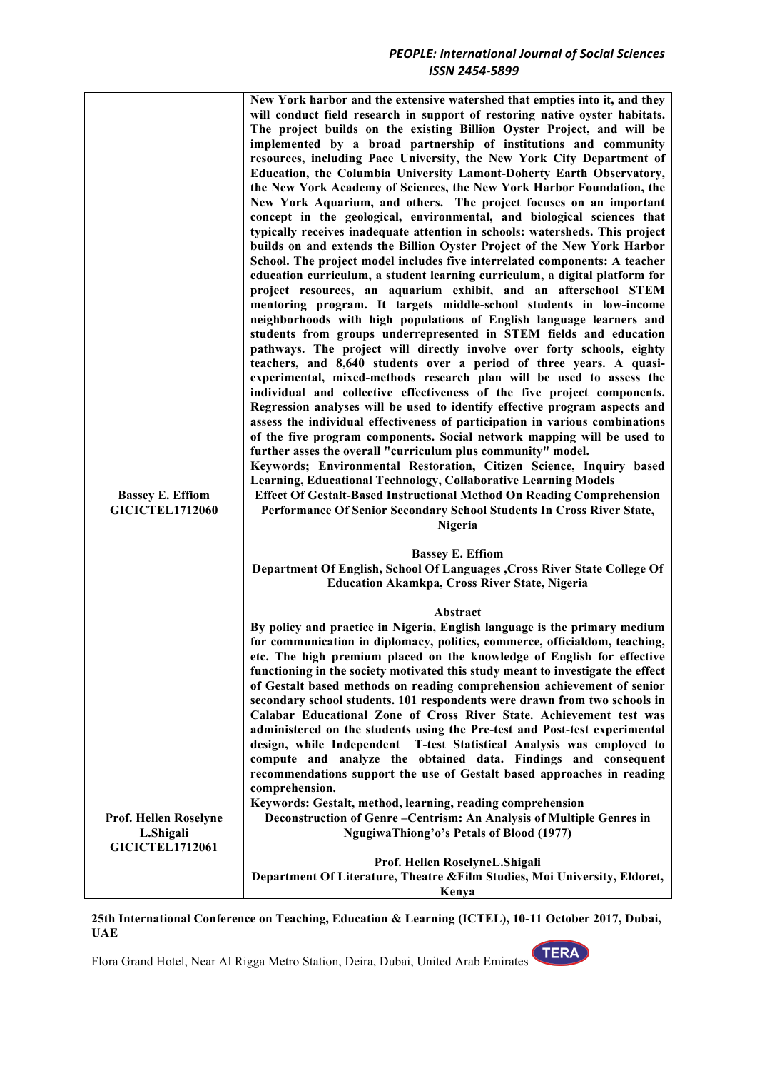| | |
|---|---|
| | **New York harbor and the extensive watershed that empties into it, and they will conduct field research in support of restoring native oyster habitats. The project builds on the existing Billion Oyster Project, and will be implemented by a broad partnership of institutions and community resources, including Pace University, the New York City Department of Education, the Columbia University Lamont-Doherty Earth Observatory, the New York Academy of Sciences, the New York Harbor Foundation, the New York Aquarium, and others. The project focuses on an important concept in the geological, environmental, and biological sciences that typically receives inadequate attention in schools: watersheds. This project builds on and extends the Billion Oyster Project of the New York Harbor School. The project model includes five interrelated components: A teacher education curriculum, a student learning curriculum, a digital platform for project resources, an aquarium exhibit, and an afterschool STEM mentoring program. It targets middle-school students in low-income neighborhoods with high populations of English language learners and students from groups underrepresented in STEM fields and education pathways. The project will directly involve over forty schools, eighty teachers, and 8,640 students over a period of three years. A quasi-experimental, mixed-methods research plan will be used to assess the individual and collective effectiveness of the five project components. Regression analyses will be used to identify effective program aspects and assess the individual effectiveness of participation in various combinations of the five program components. Social network mapping will be used to further asses the overall "curriculum plus community" model.**<br>**Keywords; Environmental Restoration, Citizen Science, Inquiry based Learning, Educational Technology, Collaborative Learning Models** |
| **Bassey E. Effiom**<br>**GICICTEL1712060** | **Effect Of Gestalt-Based Instructional Method On Reading Comprehension Performance Of Senior Secondary School Students In Cross River State, Nigeria**<br><br>**Bassey E. Effiom**<br>**Department Of English, School Of Languages ,Cross River State College Of Education Akamkpa, Cross River State, Nigeria**<br><br>**Abstract**<br>**By policy and practice in Nigeria, English language is the primary medium for communication in diplomacy, politics, commerce, officialdom, teaching, etc. The high premium placed on the knowledge of English for effective functioning in the society motivated this study meant to investigate the effect of Gestalt based methods on reading comprehension achievement of senior secondary school students. 101 respondents were drawn from two schools in Calabar Educational Zone of Cross River State. Achievement test was administered on the students using the Pre-test and Post-test experimental design, while Independent T-test Statistical Analysis was employed to compute and analyze the obtained data. Findings and consequent recommendations support the use of Gestalt based approaches in reading comprehension.**<br>**Keywords: Gestalt, method, learning, reading comprehension** |
| **Prof. Hellen Roselyne L.Shigali**<br>**GICICTEL1712061** | **Deconstruction of Genre –Centrism: An Analysis of Multiple Genres in NgugiwaThiong'o's Petals of Blood (1977)**<br><br>**Prof. Hellen RoselyneL.Shigali**<br>**Department Of Literature, Theatre &Film Studies, Moi University, Eldoret, Kenya** |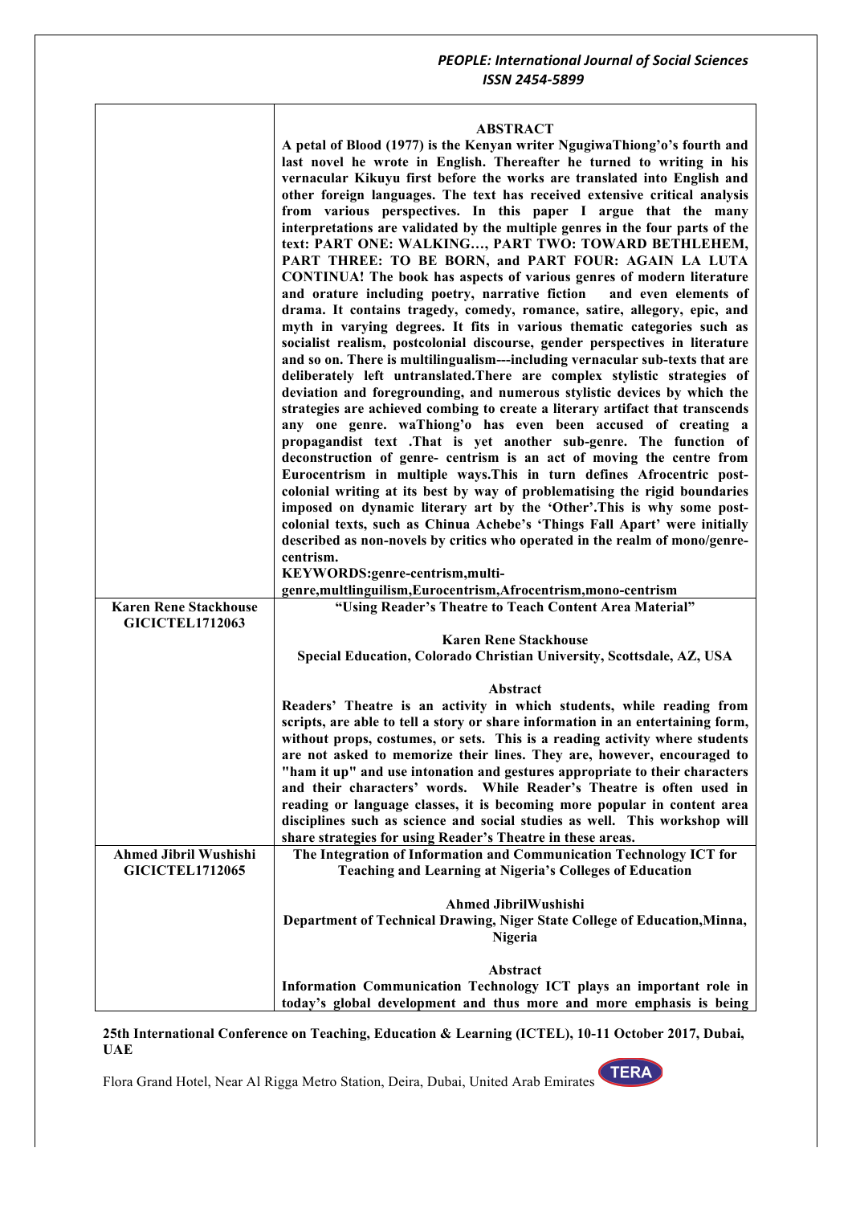| | ABSTRACT<br>A petal of Blood (1977) is the Kenyan writer NgugiwaThiong'o's fourth and last novel he wrote in English. Thereafter he turned to writing in his vernacular Kikuyu first before the works are translated into English and other foreign languages. The text has received extensive critical analysis from various perspectives. In this paper I argue that the many interpretations are validated by the multiple genres in the four parts of the text: PART ONE: WALKING…, PART TWO: TOWARD BETHLEHEM, PART THREE: TO BE BORN, and PART FOUR: AGAIN LA LUTA CONTINUA! The book has aspects of various genres of modern literature and orature including poetry, narrative fiction and even elements of drama. It contains tragedy, comedy, romance, satire, allegory, epic, and myth in varying degrees. It fits in various thematic categories such as socialist realism, postcolonial discourse, gender perspectives in literature and so on. There is multilingualism---including vernacular sub-texts that are deliberately left untranslated.There are complex stylistic strategies of deviation and foregrounding, and numerous stylistic devices by which the strategies are achieved combing to create a literary artifact that transcends any one genre. waThiong'o has even been accused of creating a propagandist text .That is yet another sub-genre. The function of deconstruction of genre- centrism is an act of moving the centre from Eurocentrism in multiple ways.This in turn defines Afrocentric post-colonial writing at its best by way of problematising the rigid boundaries imposed on dynamic literary art by the 'Other'.This is why some post-colonial texts, such as Chinua Achebe's 'Things Fall Apart' were initially described as non-novels by critics who operated in the realm of mono/genre-centrism.<br>KEYWORDS:genre-centrism,multi-genre,multlinguilism,Eurocentrism,Afrocentrism,mono-centrism |
|---|---|
| **Karen Rene Stackhouse**<br>**GICICTEL1712063** | **"Using Reader's Theatre to Teach Content Area Material"**<br><br>**Karen Rene Stackhouse**<br>**Special Education, Colorado Christian University, Scottsdale, AZ, USA**<br><br>**Abstract**<br>**Readers' Theatre is an activity in which students, while reading from scripts, are able to tell a story or share information in an entertaining form, without props, costumes, or sets. This is a reading activity where students are not asked to memorize their lines. They are, however, encouraged to "ham it up" and use intonation and gestures appropriate to their characters and their characters' words. While Reader's Theatre is often used in reading or language classes, it is becoming more popular in content area disciplines such as science and social studies as well. This workshop will share strategies for using Reader's Theatre in these areas.** |
| **Ahmed Jibril Wushishi**<br>**GICICTEL1712065** | **The Integration of Information and Communication Technology ICT for Teaching and Learning at Nigeria's Colleges of Education**<br><br>**Ahmed JibrilWushishi**<br>**Department of Technical Drawing, Niger State College of Education,Minna, Nigeria**<br><br>**Abstract**<br>**Information Communication Technology ICT plays an important role in today's global development and thus more and more emphasis is being** |

**25th International Conference on Teaching, Education & Learning (ICTEL), 10-11 October 2017, Dubai, UAE**

Flora Grand Hotel, Near Al Rigga Metro Station, Deira, Dubai, United Arab Emirates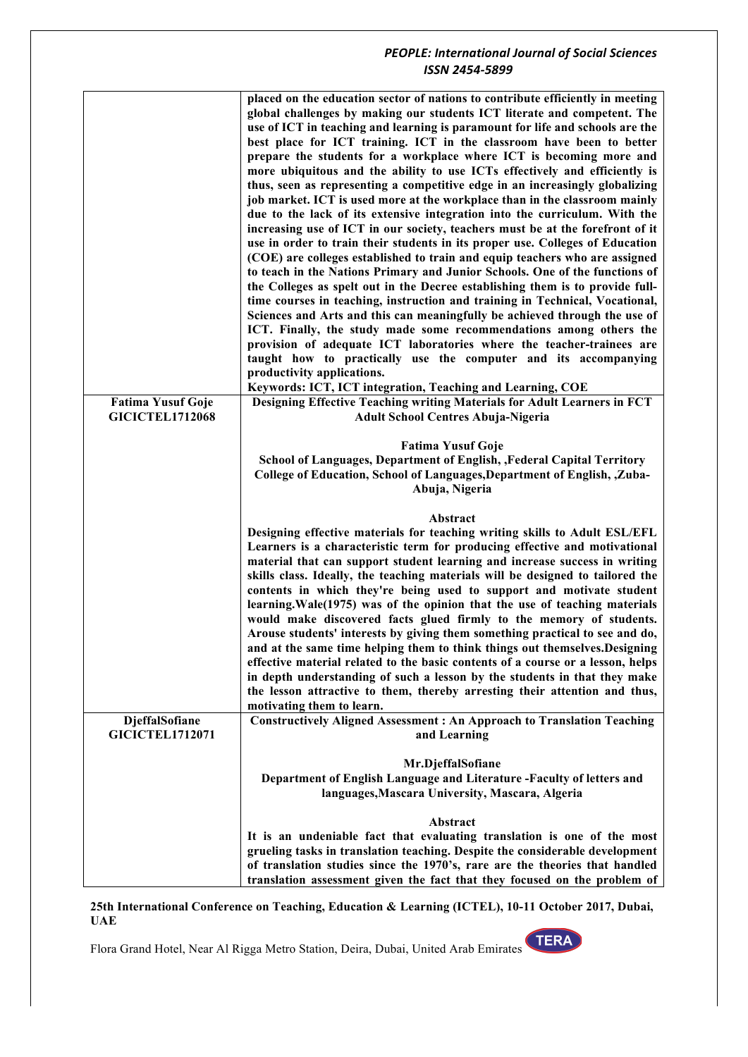| | |
|---|---|
| | **placed on the education sector of nations to contribute efficiently in meeting global challenges by making our students ICT literate and competent. The use of ICT in teaching and learning is paramount for life and schools are the best place for ICT training. ICT in the classroom have been to better prepare the students for a workplace where ICT is becoming more and more ubiquitous and the ability to use ICTs effectively and efficiently is thus, seen as representing a competitive edge in an increasingly globalizing job market. ICT is used more at the workplace than in the classroom mainly due to the lack of its extensive integration into the curriculum. With the increasing use of ICT in our society, teachers must be at the forefront of it use in order to train their students in its proper use. Colleges of Education (COE) are colleges established to train and equip teachers who are assigned to teach in the Nations Primary and Junior Schools. One of the functions of the Colleges as spelt out in the Decree establishing them is to provide full-time courses in teaching, instruction and training in Technical, Vocational, Sciences and Arts and this can meaningfully be achieved through the use of ICT. Finally, the study made some recommendations among others the provision of adequate ICT laboratories where the teacher-trainees are taught how to practically use the computer and its accompanying productivity applications.**<br>**Keywords: ICT, ICT integration, Teaching and Learning, COE** |
| **Fatima Yusuf Goje**<br>**GICICTEL1712068** | **Designing Effective Teaching writing Materials for Adult Learners in FCT Adult School Centres Abuja-Nigeria**<br><br>**Fatima Yusuf Goje**<br>**School of Languages, Department of English, ,Federal Capital Territory College of Education, School of Languages,Department of English, ,Zuba-Abuja, Nigeria**<br><br>**Abstract**<br>**Designing effective materials for teaching writing skills to Adult ESL/EFL Learners is a characteristic term for producing effective and motivational material that can support student learning and increase success in writing skills class. Ideally, the teaching materials will be designed to tailored the contents in which they're being used to support and motivate student learning.Wale(1975) was of the opinion that the use of teaching materials would make discovered facts glued firmly to the memory of students. Arouse students' interests by giving them something practical to see and do, and at the same time helping them to think things out themselves.Designing effective material related to the basic contents of a course or a lesson, helps in depth understanding of such a lesson by the students in that they make the lesson attractive to them, thereby arresting their attention and thus, motivating them to learn.** |
| **DjeffalSofiane**<br>**GICICTEL1712071** | **Constructively Aligned Assessment : An Approach to Translation Teaching and Learning**<br><br>**Mr.DjeffalSofiane**<br>**Department of English Language and Literature -Faculty of letters and languages,Mascara University, Mascara, Algeria**<br><br>**Abstract**<br>**It is an undeniable fact that evaluating translation is one of the most grueling tasks in translation teaching. Despite the considerable development of translation studies since the 1970's, rare are the theories that handled translation assessment given the fact that they focused on the problem of** |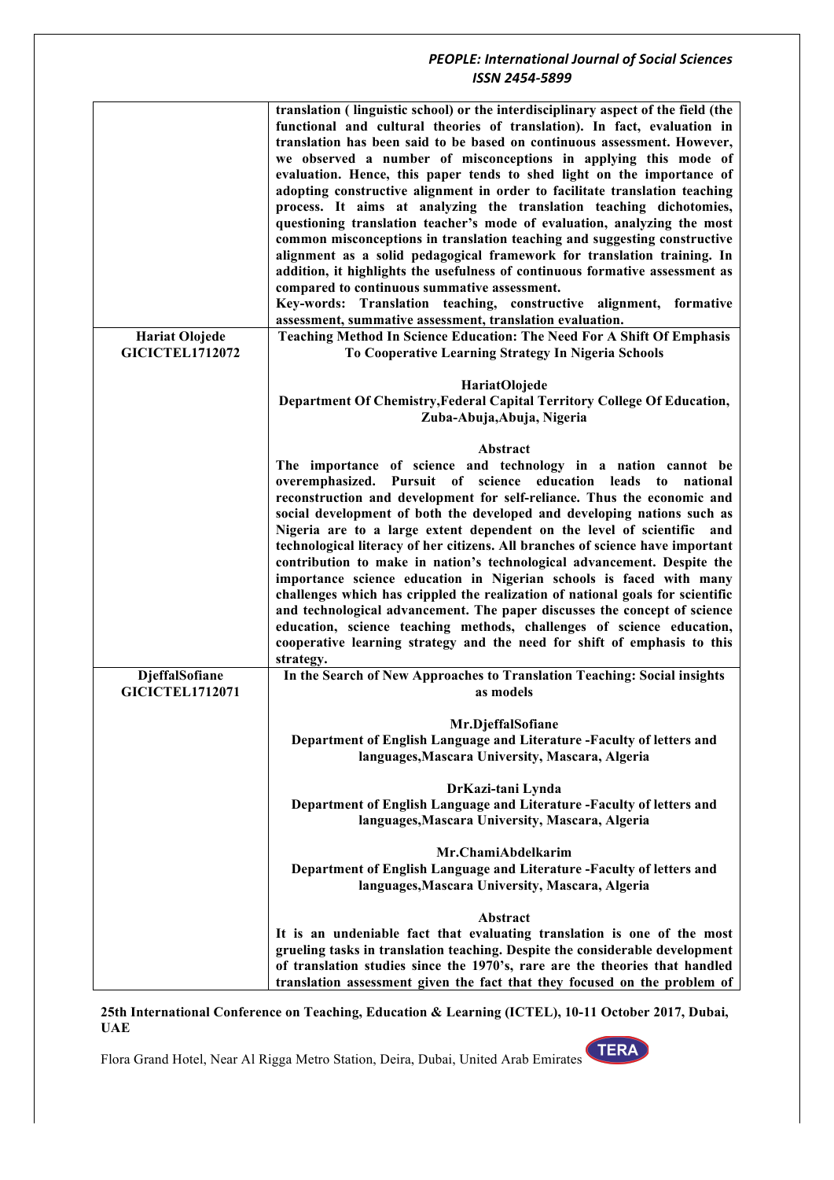| | |
|---|---|
| | **translation ( linguistic school) or the interdisciplinary aspect of the field (the functional and cultural theories of translation). In fact, evaluation in translation has been said to be based on continuous assessment. However, we observed a number of misconceptions in applying this mode of evaluation. Hence, this paper tends to shed light on the importance of adopting constructive alignment in order to facilitate translation teaching process. It aims at analyzing the translation teaching dichotomies, questioning translation teacher's mode of evaluation, analyzing the most common misconceptions in translation teaching and suggesting constructive alignment as a solid pedagogical framework for translation training. In addition, it highlights the usefulness of continuous formative assessment as compared to continuous summative assessment.**<br>**Key-words: Translation teaching, constructive alignment, formative assessment, summative assessment, translation evaluation.** |
| **Hariat Olojede**<br>**GICICTEL1712072** | **Teaching Method In Science Education: The Need For A Shift Of Emphasis To Cooperative Learning Strategy In Nigeria Schools**<br><br>**HariatOlojede**<br>**Department Of Chemistry,Federal Capital Territory College Of Education, Zuba-Abuja,Abuja, Nigeria**<br><br>**Abstract**<br>**The importance of science and technology in a nation cannot be overemphasized. Pursuit of science education leads to national reconstruction and development for self-reliance. Thus the economic and social development of both the developed and developing nations such as Nigeria are to a large extent dependent on the level of scientific and technological literacy of her citizens. All branches of science have important contribution to make in nation's technological advancement. Despite the importance science education in Nigerian schools is faced with many challenges which has crippled the realization of national goals for scientific and technological advancement. The paper discusses the concept of science education, science teaching methods, challenges of science education, cooperative learning strategy and the need for shift of emphasis to this strategy.** |
| **DjeffalSofiane**<br>**GICICTEL1712071** | **In the Search of New Approaches to Translation Teaching: Social insights as models**<br><br>**Mr.DjeffalSofiane**<br>**Department of English Language and Literature -Faculty of letters and languages,Mascara University, Mascara, Algeria**<br><br>**DrKazi-tani Lynda**<br>**Department of English Language and Literature -Faculty of letters and languages,Mascara University, Mascara, Algeria**<br><br>**Mr.ChamiAbdelkarim**<br>**Department of English Language and Literature -Faculty of letters and languages,Mascara University, Mascara, Algeria**<br><br>**Abstract**<br>**It is an undeniable fact that evaluating translation is one of the most grueling tasks in translation teaching. Despite the considerable development of translation studies since the 1970's, rare are the theories that handled translation assessment given the fact that they focused on the problem of** |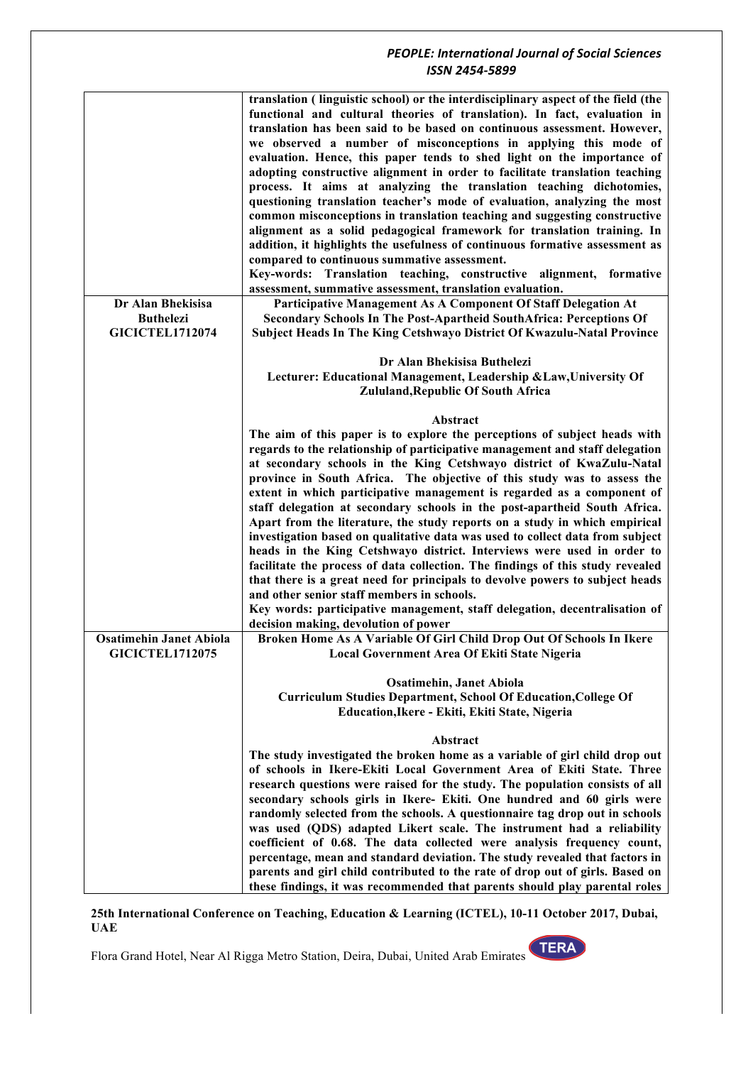| | |
|---|---|
| | **translation ( linguistic school) or the interdisciplinary aspect of the field (the functional and cultural theories of translation). In fact, evaluation in translation has been said to be based on continuous assessment. However, we observed a number of misconceptions in applying this mode of evaluation. Hence, this paper tends to shed light on the importance of adopting constructive alignment in order to facilitate translation teaching process. It aims at analyzing the translation teaching dichotomies, questioning translation teacher's mode of evaluation, analyzing the most common misconceptions in translation teaching and suggesting constructive alignment as a solid pedagogical framework for translation training. In addition, it highlights the usefulness of continuous formative assessment as compared to continuous summative assessment.**<br>**Key-words: Translation teaching, constructive alignment, formative assessment, summative assessment, translation evaluation.** |
| **Dr Alan Bhekisisa Buthelezi**<br>**GICICTEL1712074** | **Participative Management As A Component Of Staff Delegation At Secondary Schools In The Post-Apartheid SouthAfrica: Perceptions Of Subject Heads In The King Cetshwayo District Of Kwazulu-Natal Province**<br><br>**Dr Alan Bhekisisa Buthelezi**<br>**Lecturer: Educational Management, Leadership &Law,University Of Zululand,Republic Of South Africa**<br><br>**Abstract**<br>**The aim of this paper is to explore the perceptions of subject heads with regards to the relationship of participative management and staff delegation at secondary schools in the King Cetshwayo district of KwaZulu-Natal province in South Africa. The objective of this study was to assess the extent in which participative management is regarded as a component of staff delegation at secondary schools in the post-apartheid South Africa. Apart from the literature, the study reports on a study in which empirical investigation based on qualitative data was used to collect data from subject heads in the King Cetshwayo district. Interviews were used in order to facilitate the process of data collection. The findings of this study revealed that there is a great need for principals to devolve powers to subject heads and other senior staff members in schools.**<br>**Key words: participative management, staff delegation, decentralisation of decision making, devolution of power** |
| **Osatimehin Janet Abiola**<br>**GICICTEL1712075** | **Broken Home As A Variable Of Girl Child Drop Out Of Schools In Ikere Local Government Area Of Ekiti State Nigeria**<br><br>**Osatimehin, Janet Abiola**<br>**Curriculum Studies Department, School Of Education,College Of Education,Ikere - Ekiti, Ekiti State, Nigeria**<br><br>**Abstract**<br>**The study investigated the broken home as a variable of girl child drop out of schools in Ikere-Ekiti Local Government Area of Ekiti State. Three research questions were raised for the study. The population consists of all secondary schools girls in Ikere- Ekiti. One hundred and 60 girls were randomly selected from the schools. A questionnaire tag drop out in schools was used (QDS) adapted Likert scale. The instrument had a reliability coefficient of 0.68. The data collected were analysis frequency count, percentage, mean and standard deviation. The study revealed that factors in parents and girl child contributed to the rate of drop out of girls. Based on these findings, it was recommended that parents should play parental roles** |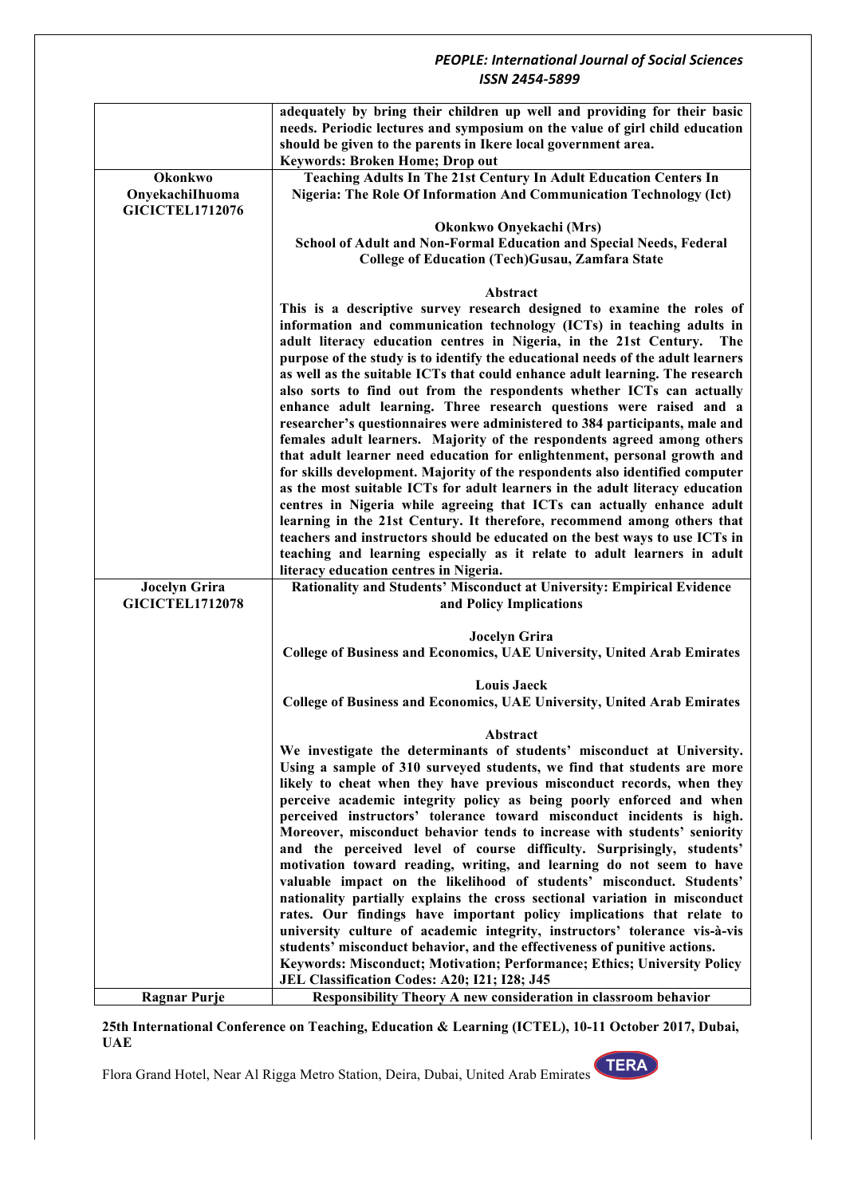| | |
|---|---|
| | **adequately by bring their children up well and providing for their basic needs. Periodic lectures and symposium on the value of girl child education should be given to the parents in Ikere local government area.**<br>**Keywords: Broken Home; Drop out** |
| **Okonkwo OnyekachiIhuoma GICICTEL1712076** | **Teaching Adults In The 21st Century In Adult Education Centers In Nigeria: The Role Of Information And Communication Technology (Ict)**<br><br>**Okonkwo Onyekachi (Mrs)**<br>**School of Adult and Non-Formal Education and Special Needs, Federal College of Education (Tech)Gusau, Zamfara State**<br><br>**Abstract**<br>**This is a descriptive survey research designed to examine the roles of information and communication technology (ICTs) in teaching adults in adult literacy education centres in Nigeria, in the 21st Century. The purpose of the study is to identify the educational needs of the adult learners as well as the suitable ICTs that could enhance adult learning. The research also sorts to find out from the respondents whether ICTs can actually enhance adult learning. Three research questions were raised and a researcher's questionnaires were administered to 384 participants, male and females adult learners. Majority of the respondents agreed among others that adult learner need education for enlightenment, personal growth and for skills development. Majority of the respondents also identified computer as the most suitable ICTs for adult learners in the adult literacy education centres in Nigeria while agreeing that ICTs can actually enhance adult learning in the 21st Century. It therefore, recommend among others that teachers and instructors should be educated on the best ways to use ICTs in teaching and learning especially as it relate to adult learners in adult literacy education centres in Nigeria.** |
| **Jocelyn Grira GICICTEL1712078** | **Rationality and Students' Misconduct at University: Empirical Evidence and Policy Implications**<br><br>**Jocelyn Grira**<br>**College of Business and Economics, UAE University, United Arab Emirates**<br><br>**Louis Jaeck**<br>**College of Business and Economics, UAE University, United Arab Emirates**<br><br>**Abstract**<br>**We investigate the determinants of students' misconduct at University. Using a sample of 310 surveyed students, we find that students are more likely to cheat when they have previous misconduct records, when they perceive academic integrity policy as being poorly enforced and when perceived instructors' tolerance toward misconduct incidents is high. Moreover, misconduct behavior tends to increase with students' seniority and the perceived level of course difficulty. Surprisingly, students' motivation toward reading, writing, and learning do not seem to have valuable impact on the likelihood of students' misconduct. Students' nationality partially explains the cross sectional variation in misconduct rates. Our findings have important policy implications that relate to university culture of academic integrity, instructors' tolerance vis-à-vis students' misconduct behavior, and the effectiveness of punitive actions.**<br>**Keywords: Misconduct; Motivation; Performance; Ethics; University Policy**<br>**JEL Classification Codes: A20; I21; I28; J45** |
| **Ragnar Purje** | **Responsibility Theory A new consideration in classroom behavior** |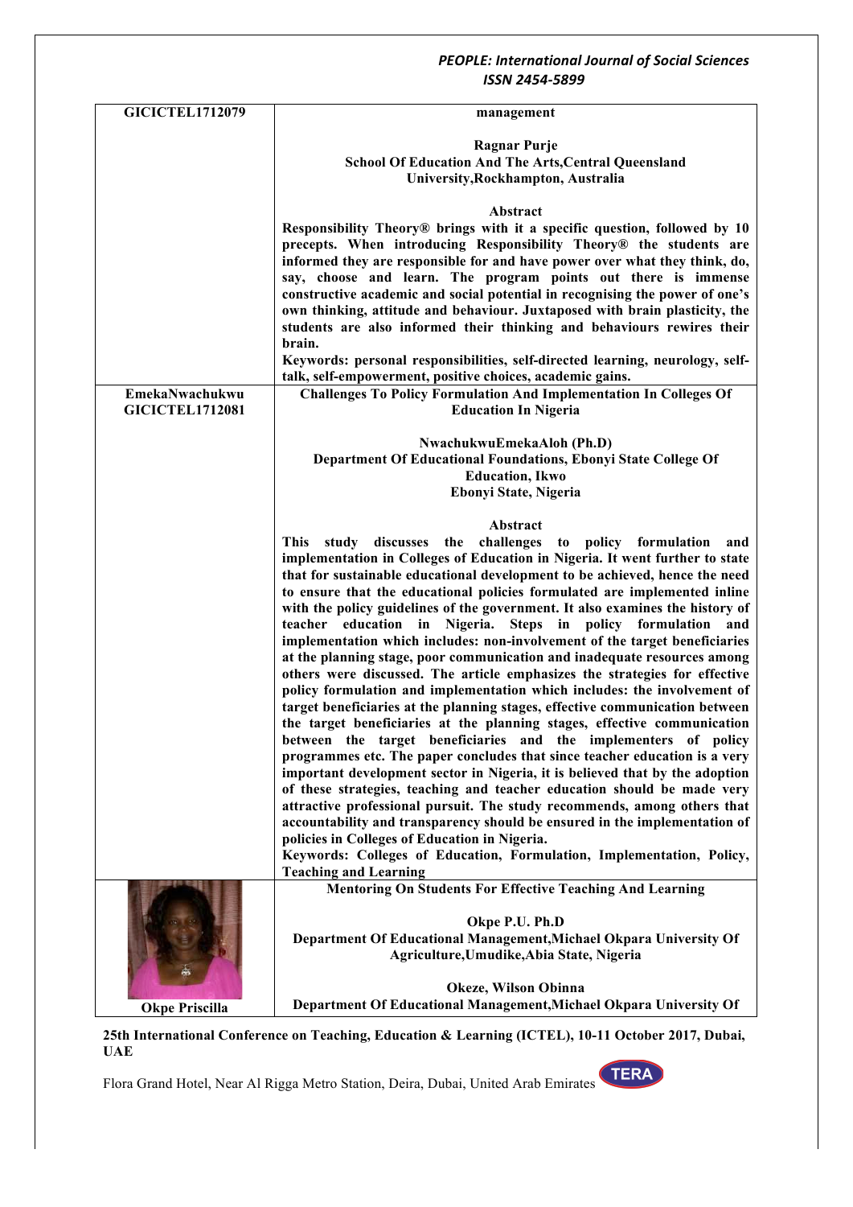| | |
|---|---|
| **GICICTEL1712079** | **management**<br><br>**Ragnar Purje**<br>**School Of Education And The Arts,Central Queensland University,Rockhampton, Australia**<br><br>**Abstract**<br>**Responsibility Theory® brings with it a specific question, followed by 10 precepts. When introducing Responsibility Theory® the students are informed they are responsible for and have power over what they think, do, say, choose and learn. The program points out there is immense constructive academic and social potential in recognising the power of one's own thinking, attitude and behaviour. Juxtaposed with brain plasticity, the students are also informed their thinking and behaviours rewires their brain.**<br>**Keywords: personal responsibilities, self-directed learning, neurology, self-talk, self-empowerment, positive choices, academic gains.** |
| **EmekaNwachukwu**<br>**GICICTEL1712081** | **Challenges To Policy Formulation And Implementation In Colleges Of Education In Nigeria**<br><br>**NwachukwuEmekaAloh (Ph.D)**<br>**Department Of Educational Foundations, Ebonyi State College Of Education, Ikwo**<br>**Ebonyi State, Nigeria**<br><br>**Abstract**<br>**This study discusses the challenges to policy formulation and implementation in Colleges of Education in Nigeria. It went further to state that for sustainable educational development to be achieved, hence the need to ensure that the educational policies formulated are implemented inline with the policy guidelines of the government. It also examines the history of teacher education in Nigeria. Steps in policy formulation and implementation which includes: non-involvement of the target beneficiaries at the planning stage, poor communication and inadequate resources among others were discussed. The article emphasizes the strategies for effective policy formulation and implementation which includes: the involvement of target beneficiaries at the planning stages, effective communication between the target beneficiaries at the planning stages, effective communication between the target beneficiaries and the implementers of policy programmes etc. The paper concludes that since teacher education is a very important development sector in Nigeria, it is believed that by the adoption of these strategies, teaching and teacher education should be made very attractive professional pursuit. The study recommends, among others that accountability and transparency should be ensured in the implementation of policies in Colleges of Education in Nigeria.**<br>**Keywords: Colleges of Education, Formulation, Implementation, Policy, Teaching and Learning** |
| **Okpe Priscilla** | **Mentoring On Students For Effective Teaching And Learning**<br><br>**Okpe P.U. Ph.D**<br>**Department Of Educational Management,Michael Okpara University Of Agriculture,Umudike,Abia State, Nigeria**<br><br>**Okeze, Wilson Obinna**<br>**Department Of Educational Management,Michael Okpara University Of** |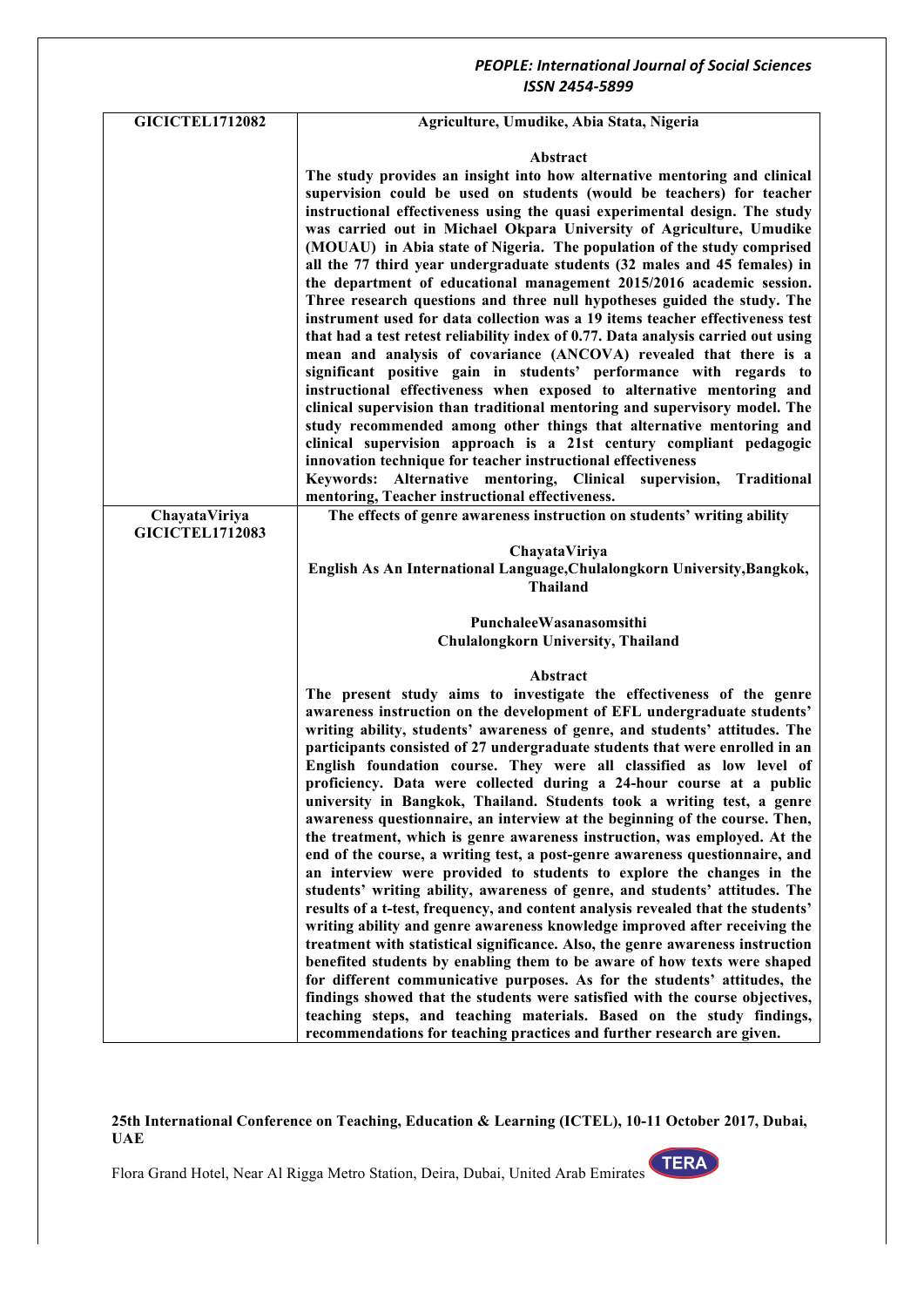| | |
|---|---|
| **GICICTEL1712082** | **Agriculture, Umudike, Abia Stata, Nigeria**<br><br>**Abstract**<br>**The study provides an insight into how alternative mentoring and clinical supervision could be used on students (would be teachers) for teacher instructional effectiveness using the quasi experimental design. The study was carried out in Michael Okpara University of Agriculture, Umudike (MOUAU) in Abia state of Nigeria. The population of the study comprised all the 77 third year undergraduate students (32 males and 45 females) in the department of educational management 2015/2016 academic session. Three research questions and three null hypotheses guided the study. The instrument used for data collection was a 19 items teacher effectiveness test that had a test retest reliability index of 0.77. Data analysis carried out using mean and analysis of covariance (ANCOVA) revealed that there is a significant positive gain in students' performance with regards to instructional effectiveness when exposed to alternative mentoring and clinical supervision than traditional mentoring and supervisory model. The study recommended among other things that alternative mentoring and clinical supervision approach is a 21st century compliant pedagogic innovation technique for teacher instructional effectiveness**<br>**Keywords: Alternative mentoring, Clinical supervision, Traditional mentoring, Teacher instructional effectiveness.** |
| **ChayataViriya**<br>**GICICTEL1712083** | **The effects of genre awareness instruction on students' writing ability**<br><br>**ChayataViriya**<br>**English As An International Language,Chulalongkorn University,Bangkok, Thailand**<br><br>**PunchaleeWasanasomsithi**<br>**Chulalongkorn University, Thailand**<br><br>**Abstract**<br>**The present study aims to investigate the effectiveness of the genre awareness instruction on the development of EFL undergraduate students' writing ability, students' awareness of genre, and students' attitudes. The participants consisted of 27 undergraduate students that were enrolled in an English foundation course. They were all classified as low level of proficiency. Data were collected during a 24-hour course at a public university in Bangkok, Thailand. Students took a writing test, a genre awareness questionnaire, an interview at the beginning of the course. Then, the treatment, which is genre awareness instruction, was employed. At the end of the course, a writing test, a post-genre awareness questionnaire, and an interview were provided to students to explore the changes in the students' writing ability, awareness of genre, and students' attitudes. The results of a t-test, frequency, and content analysis revealed that the students' writing ability and genre awareness knowledge improved after receiving the treatment with statistical significance. Also, the genre awareness instruction benefited students by enabling them to be aware of how texts were shaped for different communicative purposes. As for the students' attitudes, the findings showed that the students were satisfied with the course objectives, teaching steps, and teaching materials. Based on the study findings, recommendations for teaching practices and further research are given.** |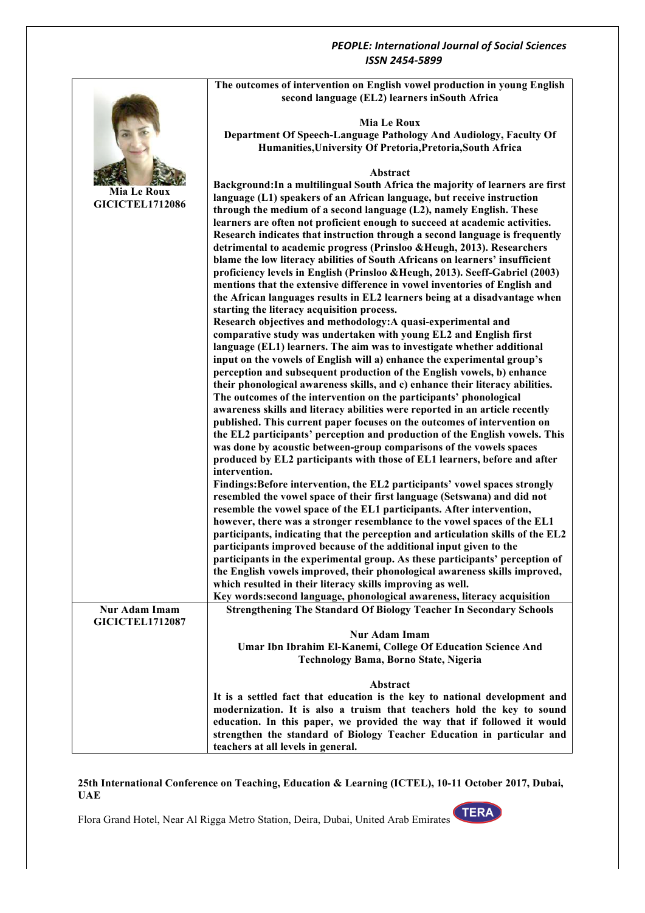| | |
|---|---|
| **Mia Le Roux**<br>**GICICTEL1712086** | **The outcomes of intervention on English vowel production in young English second language (EL2) learners inSouth Africa**<br><br>**Mia Le Roux**<br>**Department Of Speech-Language Pathology And Audiology, Faculty Of Humanities,University Of Pretoria,Pretoria,South Africa**<br><br>**Abstract**<br>**Background:In a multilingual South Africa the majority of learners are first language (L1) speakers of an African language, but receive instruction through the medium of a second language (L2), namely English. These learners are often not proficient enough to succeed at academic activities. Research indicates that instruction through a second language is frequently detrimental to academic progress (Prinsloo &Heugh, 2013). Researchers blame the low literacy abilities of South Africans on learners' insufficient proficiency levels in English (Prinsloo &Heugh, 2013). Seeff-Gabriel (2003) mentions that the extensive difference in vowel inventories of English and the African languages results in EL2 learners being at a disadvantage when starting the literacy acquisition process.**<br>**Research objectives and methodology:A quasi-experimental and comparative study was undertaken with young EL2 and English first language (EL1) learners. The aim was to investigate whether additional input on the vowels of English will a) enhance the experimental group's perception and subsequent production of the English vowels, b) enhance their phonological awareness skills, and c) enhance their literacy abilities. The outcomes of the intervention on the participants' phonological awareness skills and literacy abilities were reported in an article recently published. This current paper focuses on the outcomes of intervention on the EL2 participants' perception and production of the English vowels. This was done by acoustic between-group comparisons of the vowels spaces produced by EL2 participants with those of EL1 learners, before and after intervention.**<br>**Findings:Before intervention, the EL2 participants' vowel spaces strongly resembled the vowel space of their first language (Setswana) and did not resemble the vowel space of the EL1 participants. After intervention, however, there was a stronger resemblance to the vowel spaces of the EL1 participants, indicating that the perception and articulation skills of the EL2 participants improved because of the additional input given to the participants in the experimental group. As these participants' perception of the English vowels improved, their phonological awareness skills improved, which resulted in their literacy skills improving as well.**<br>**Key words:second language, phonological awareness, literacy acquisition** |
| **Nur Adam Imam**<br>**GICICTEL1712087** | **Strengthening The Standard Of Biology Teacher In Secondary Schools**<br><br>**Nur Adam Imam**<br>**Umar Ibn Ibrahim El-Kanemi, College Of Education Science And Technology Bama, Borno State, Nigeria**<br><br>**Abstract**<br>**It is a settled fact that education is the key to national development and modernization. It is also a truism that teachers hold the key to sound education. In this paper, we provided the way that if followed it would strengthen the standard of Biology Teacher Education in particular and teachers at all levels in general.** |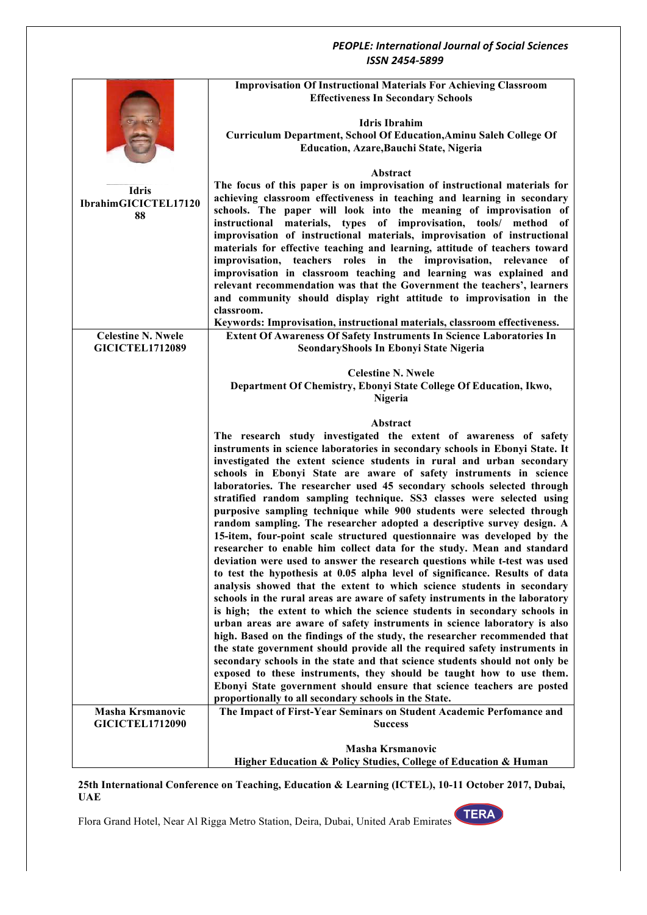| | |
|---|---|
| **Idris IbrahimGICICTEL1712088** | **Improvisation Of Instructional Materials For Achieving Classroom Effectiveness In Secondary Schools**<br><br>**Idris Ibrahim**<br>**Curriculum Department, School Of Education,Aminu Saleh College Of Education, Azare,Bauchi State, Nigeria**<br><br>**Abstract**<br>**The focus of this paper is on improvisation of instructional materials for achieving classroom effectiveness in teaching and learning in secondary schools. The paper will look into the meaning of improvisation of instructional materials, types of improvisation, tools/ method of improvisation of instructional materials, improvisation of instructional materials for effective teaching and learning, attitude of teachers toward improvisation, teachers roles in the improvisation, relevance of improvisation in classroom teaching and learning was explained and relevant recommendation was that the Government the teachers', learners and community should display right attitude to improvisation in the classroom.**<br>**Keywords: Improvisation, instructional materials, classroom effectiveness.** |
| **Celestine N. Nwele GICICTEL1712089** | **Extent Of Awareness Of Safety Instruments In Science Laboratories In SeondaryShools In Ebonyi State Nigeria**<br><br>**Celestine N. Nwele**<br>**Department Of Chemistry, Ebonyi State College Of Education, Ikwo, Nigeria**<br><br>**Abstract**<br>**The research study investigated the extent of awareness of safety instruments in science laboratories in secondary schools in Ebonyi State. It investigated the extent science students in rural and urban secondary schools in Ebonyi State are aware of safety instruments in science laboratories. The researcher used 45 secondary schools selected through stratified random sampling technique. SS3 classes were selected using purposive sampling technique while 900 students were selected through random sampling. The researcher adopted a descriptive survey design. A 15-item, four-point scale structured questionnaire was developed by the researcher to enable him collect data for the study. Mean and standard deviation were used to answer the research questions while t-test was used to test the hypothesis at 0.05 alpha level of significance. Results of data analysis showed that the extent to which science students in secondary schools in the rural areas are aware of safety instruments in the laboratory is high; the extent to which the science students in secondary schools in urban areas are aware of safety instruments in science laboratory is also high. Based on the findings of the study, the researcher recommended that the state government should provide all the required safety instruments in secondary schools in the state and that science students should not only be exposed to these instruments, they should be taught how to use them. Ebonyi State government should ensure that science teachers are posted proportionally to all secondary schools in the State.** |
| **Masha Krsmanovic GICICTEL1712090** | **The Impact of First-Year Seminars on Student Academic Perfomance and Success**<br><br>**Masha Krsmanovic**<br>**Higher Education & Policy Studies, College of Education & Human** |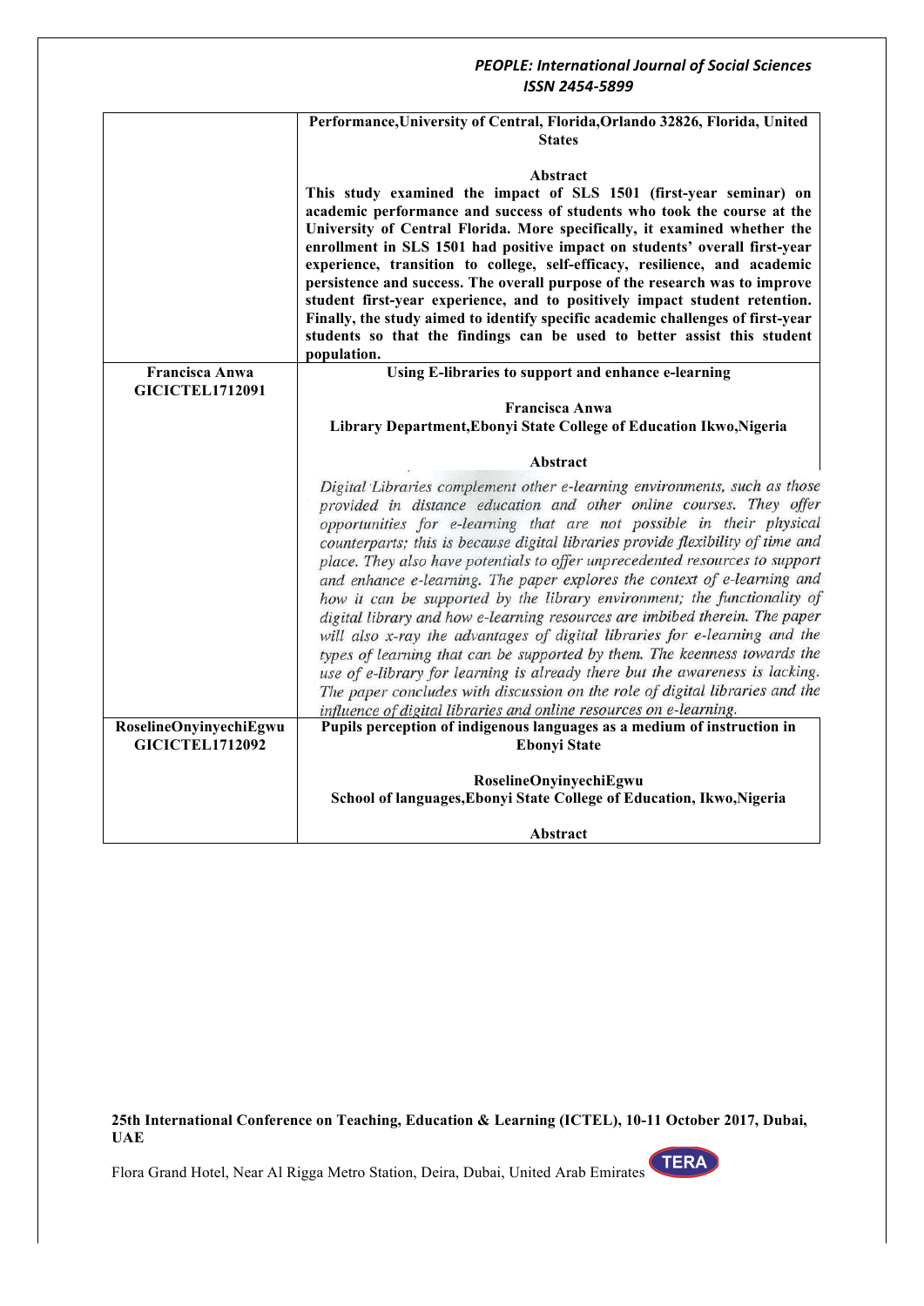| | |
|---|---|
| | **Performance,University of Central, Florida,Orlando 32826, Florida, United States**<br><br>**Abstract**<br>**This study examined the impact of SLS 1501 (first-year seminar) on academic performance and success of students who took the course at the University of Central Florida. More specifically, it examined whether the enrollment in SLS 1501 had positive impact on students' overall first-year experience, transition to college, self-efficacy, resilience, and academic persistence and success. The overall purpose of the research was to improve student first-year experience, and to positively impact student retention. Finally, the study aimed to identify specific academic challenges of first-year students so that the findings can be used to better assist this student population.** |
| **Francisca Anwa**<br>**GICICTEL1712091** | **Using E-libraries to support and enhance e-learning**<br><br>**Francisca Anwa**<br>**Library Department,Ebonyi State College of Education Ikwo,Nigeria**<br><br>**Abstract**<br>*Digital Libraries complement other e-learning environments, such as those provided in distance education and other online courses. They offer opportunities for e-learning that are not possible in their physical counterparts; this is because digital libraries provide flexibility of time and place. They also have potentials to offer unprecedented resources to support and enhance e-learning. The paper explores the context of e-learning and how it can be supported by the library environment; the functionality of digital library and how e-learning resources are imbibed therein. The paper will also x-ray the advantages of digital libraries for e-learning and the types of learning that can be supported by them. The keenness towards the use of e-library for learning is already there but the awareness is lacking. The paper concludes with discussion on the role of digital libraries and the influence of digital libraries and online resources on e-learning.* |
| **RoselineOnyinyechiEgwu**<br>**GICICTEL1712092** | **Pupils perception of indigenous languages as a medium of instruction in Ebonyi State**<br><br>**RoselineOnyinyechiEgwu**<br>**School of languages,Ebonyi State College of Education, Ikwo,Nigeria**<br><br>**Abstract** |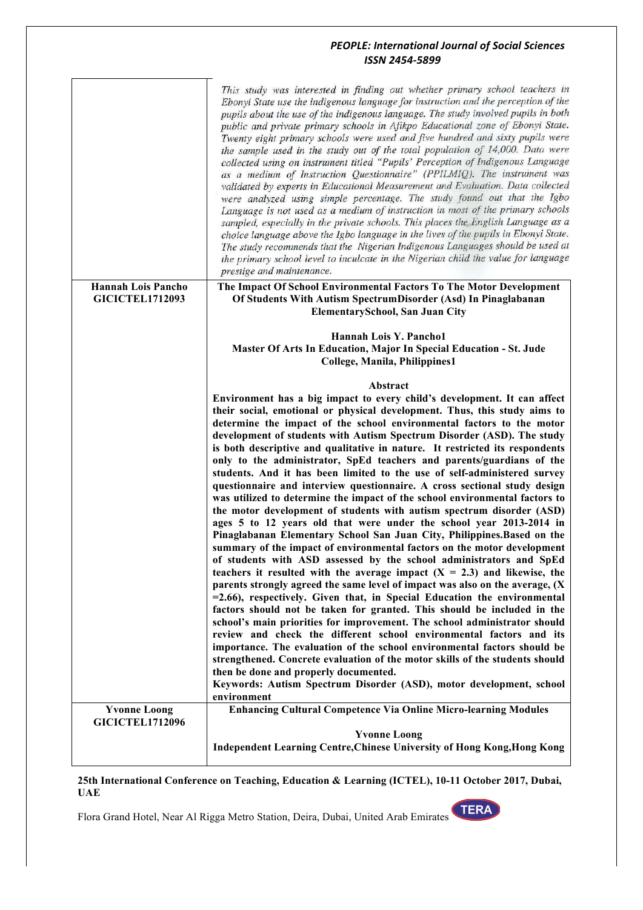| | |
|---|---|
| | *This study was interested in finding out whether primary school teachers in Ebonyi State use the indigenous language for instruction and the perception of the pupils about the use of the indigenous language. The study involved pupils in both public and private primary schools in Afikpo Educational zone of Ebonyi State. Twenty eight primary schools were used and five hundred and sixty pupils were the sample used in the study out of the total population of 14,000. Data were collected using on instrument titled "Pupils' Perception of Indigenous Language as a medium of Instruction Questionnaire" (PPILMIQ). The instrument was validated by experts in Educational Measurement and Evaluation. Data collected were analyzed using simple percentage. The study found out that the Igbo Language is not used as a medium of instruction in most of the primary schools sampled, especially in the private schools. This places the English Language as a choice language above the Igbo language in the lives of the pupils in Ebonyi State. The study recommends that the Nigerian Indigenous Languages should be used at the primary school level to inculcate in the Nigerian child the value for language prestige and maintenance.* |
| **Hannah Lois Pancho GICICTEL1712093** | **The Impact Of School Environmental Factors To The Motor Development Of Students With Autism SpectrumDisorder (Asd) In Pinaglabanan ElementarySchool, San Juan City**<br><br>**Hannah Lois Y. Pancho1**<br>**Master Of Arts In Education, Major In Special Education - St. Jude College, Manila, Philippines1**<br><br>**Abstract**<br>**Environment has a big impact to every child's development. It can affect their social, emotional or physical development. Thus, this study aims to determine the impact of the school environmental factors to the motor development of students with Autism Spectrum Disorder (ASD). The study is both descriptive and qualitative in nature. It restricted its respondents only to the administrator, SpEd teachers and parents/guardians of the students. And it has been limited to the use of self-administered survey questionnaire and interview questionnaire. A cross sectional study design was utilized to determine the impact of the school environmental factors to the motor development of students with autism spectrum disorder (ASD) ages 5 to 12 years old that were under the school year 2013-2014 in Pinaglabanan Elementary School San Juan City, Philippines.Based on the summary of the impact of environmental factors on the motor development of students with ASD assessed by the school administrators and SpEd teachers it resulted with the average impact (X = 2.3) and likewise, the parents strongly agreed the same level of impact was also on the average, (X =2.66), respectively. Given that, in Special Education the environmental factors should not be taken for granted. This should be included in the school's main priorities for improvement. The school administrator should review and check the different school environmental factors and its importance. The evaluation of the school environmental factors should be strengthened. Concrete evaluation of the motor skills of the students should then be done and properly documented.**<br>**Keywords: Autism Spectrum Disorder (ASD), motor development, school environment** |
| **Yvonne Loong GICICTEL1712096** | **Enhancing Cultural Competence Via Online Micro-learning Modules**<br><br>**Yvonne Loong**<br>**Independent Learning Centre,Chinese University of Hong Kong,Hong Kong** |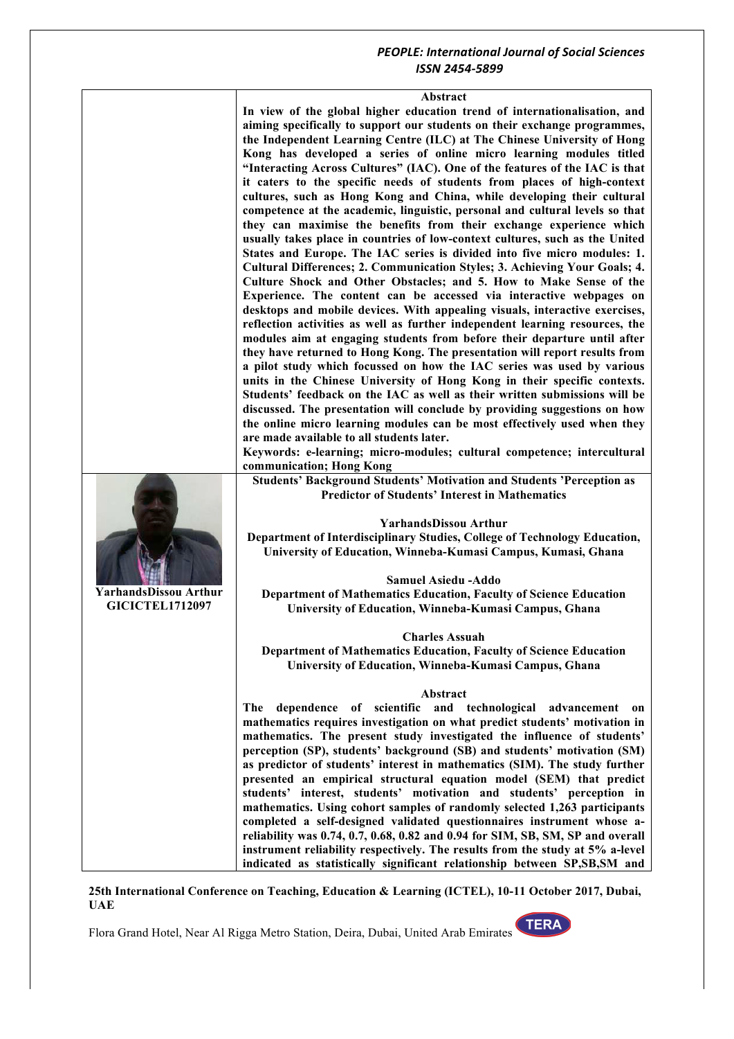**Abstract**

In view of the global higher education trend of internationalisation, and aiming specifically to support our students on their exchange programmes, the Independent Learning Centre (ILC) at The Chinese University of Hong Kong has developed a series of online micro learning modules titled "Interacting Across Cultures" (IAC). One of the features of the IAC is that it caters to the specific needs of students from places of high-context cultures, such as Hong Kong and China, while developing their cultural competence at the academic, linguistic, personal and cultural levels so that they can maximise the benefits from their exchange experience which usually takes place in countries of low-context cultures, such as the United States and Europe. The IAC series is divided into five micro modules: 1. Cultural Differences; 2. Communication Styles; 3. Achieving Your Goals; 4. Culture Shock and Other Obstacles; and 5. How to Make Sense of the Experience. The content can be accessed via interactive webpages on desktops and mobile devices. With appealing visuals, interactive exercises, reflection activities as well as further independent learning resources, the modules aim at engaging students from before their departure until after they have returned to Hong Kong. The presentation will report results from a pilot study which focussed on how the IAC series was used by various units in the Chinese University of Hong Kong in their specific contexts. Students' feedback on the IAC as well as their written submissions will be discussed. The presentation will conclude by providing suggestions on how the online micro learning modules can be most effectively used when they are made available to all students later.

**Keywords:** e-learning; micro-modules; cultural competence; intercultural communication; Hong Kong

**YarhandsDissou Arthur**
**GICICTEL1712097**

## Students' Background Students' Motivation and Students 'Perception as Predictor of Students' Interest in Mathematics

**YarhandsDissou Arthur**
Department of Interdisciplinary Studies, College of Technology Education, University of Education, Winneba-Kumasi Campus, Kumasi, Ghana

**Samuel Asiedu -Addo**
Department of Mathematics Education, Faculty of Science Education University of Education, Winneba-Kumasi Campus, Ghana

**Charles Assuah**
Department of Mathematics Education, Faculty of Science Education University of Education, Winneba-Kumasi Campus, Ghana

**Abstract**

The dependence of scientific and technological advancement on mathematics requires investigation on what predict students' motivation in mathematics. The present study investigated the influence of students' perception (SP), students' background (SB) and students' motivation (SM) as predictor of students' interest in mathematics (SIM). The study further presented an empirical structural equation model (SEM) that predict students' interest, students' motivation and students' perception in mathematics. Using cohort samples of randomly selected 1,263 participants completed a self-designed validated questionnaires instrument whose a-reliability was 0.74, 0.7, 0.68, 0.82 and 0.94 for SIM, SB, SM, SP and overall instrument reliability respectively. The results from the study at 5% a-level indicated as statistically significant relationship between SP,SB,SM and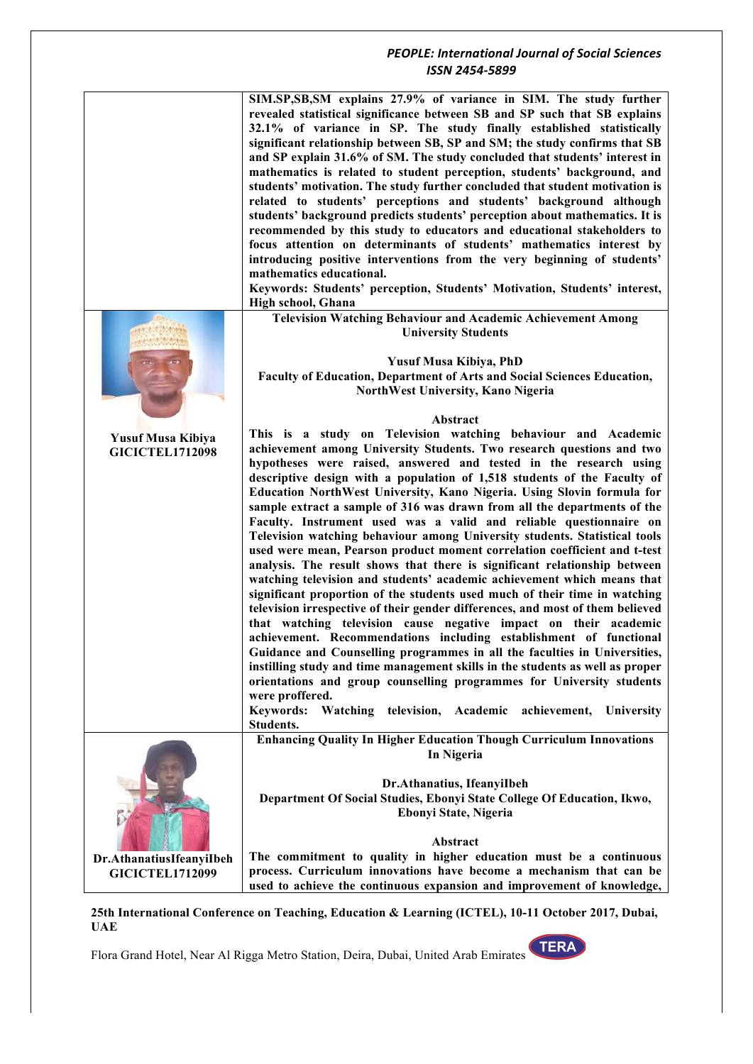**SIM.SP,SB,SM explains 27.9% of variance in SIM. The study further revealed statistical significance between SB and SP such that SB explains 32.1% of variance in SP. The study finally established statistically significant relationship between SB, SP and SM; the study confirms that SB and SP explain 31.6% of SM. The study concluded that students' interest in mathematics is related to student perception, students' background, and students' motivation. The study further concluded that student motivation is related to students' perceptions and students' background although students' background predicts students' perception about mathematics. It is recommended by this study to educators and educational stakeholders to focus attention on determinants of students' mathematics interest by introducing positive interventions from the very beginning of students' mathematics educational.**

**Keywords: Students' perception, Students' Motivation, Students' interest, High school, Ghana**

**Yusuf Musa Kibiya**
**GICICTEL1712098**

## Television Watching Behaviour and Academic Achievement Among University Students

**Yusuf Musa Kibiya, PhD**
**Faculty of Education, Department of Arts and Social Sciences Education, NorthWest University, Kano Nigeria**

### Abstract

**This is a study on Television watching behaviour and Academic achievement among University Students. Two research questions and two hypotheses were raised, answered and tested in the research using descriptive design with a population of 1,518 students of the Faculty of Education NorthWest University, Kano Nigeria. Using Slovin formula for sample extract a sample of 316 was drawn from all the departments of the Faculty. Instrument used was a valid and reliable questionnaire on Television watching behaviour among University students. Statistical tools used were mean, Pearson product moment correlation coefficient and t-test analysis. The result shows that there is significant relationship between watching television and students' academic achievement which means that significant proportion of the students used much of their time in watching television irrespective of their gender differences, and most of them believed that watching television cause negative impact on their academic achievement. Recommendations including establishment of functional Guidance and Counselling programmes in all the faculties in Universities, instilling study and time management skills in the students as well as proper orientations and group counselling programmes for University students were proffered.**

**Keywords: Watching television, Academic achievement, University Students.**

**Dr.AthanatiusIfeanyiIbeh**
**GICICTEL1712099**

## Enhancing Quality In Higher Education Though Curriculum Innovations In Nigeria

**Dr.Athanatius, IfeanyiIbeh**
**Department Of Social Studies, Ebonyi State College Of Education, Ikwo, Ebonyi State, Nigeria**

### Abstract

**The commitment to quality in higher education must be a continuous process. Curriculum innovations have become a mechanism that can be used to achieve the continuous expansion and improvement of knowledge,**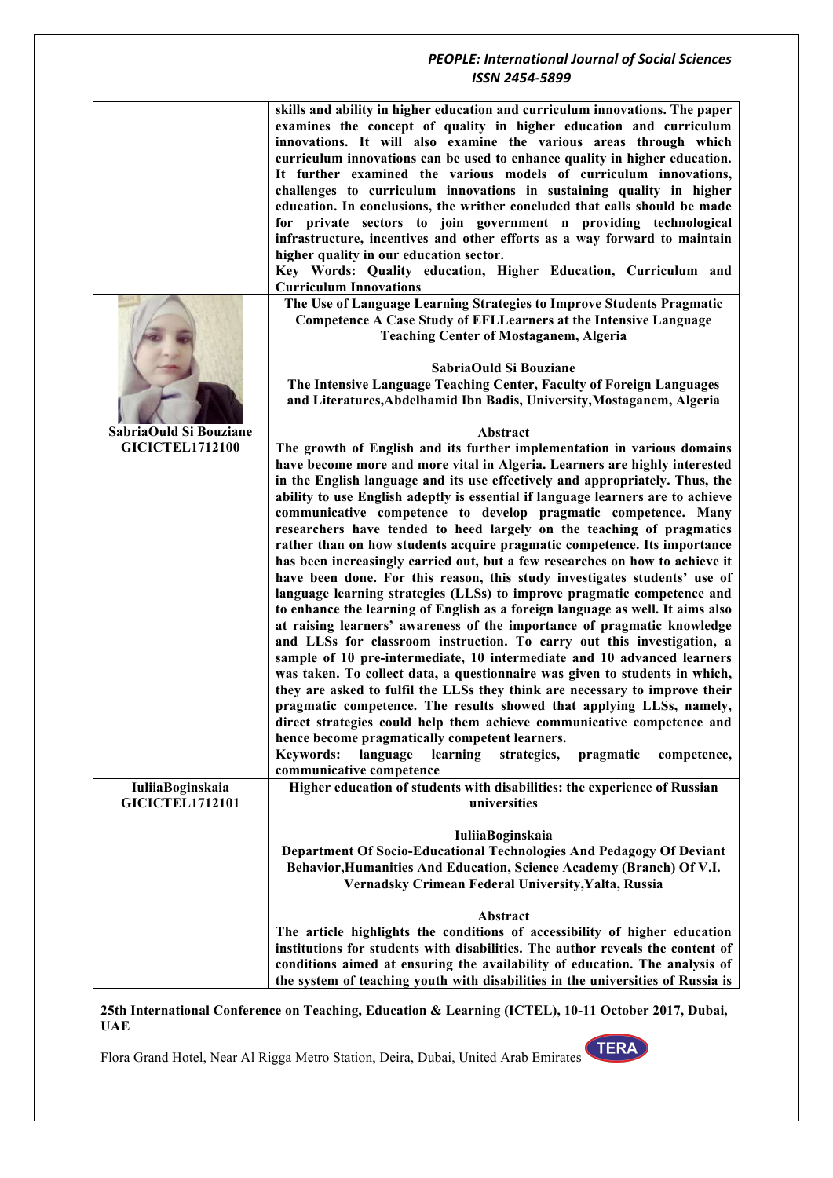skills and ability in higher education and curriculum innovations. The paper examines the concept of quality in higher education and curriculum innovations. It will also examine the various areas through which curriculum innovations can be used to enhance quality in higher education. It further examined the various models of curriculum innovations, challenges to curriculum innovations in sustaining quality in higher education. In conclusions, the writher concluded that calls should be made for private sectors to join government n providing technological infrastructure, incentives and other efforts as a way forward to maintain higher quality in our education sector.

**Key Words:** Quality education, Higher Education, Curriculum and Curriculum Innovations

---

**SabriaOuld Si Bouziane**
**GICICTEL1712100**

**The Use of Language Learning Strategies to Improve Students Pragmatic Competence A Case Study of EFLLearners at the Intensive Language Teaching Center of Mostaganem, Algeria**

**SabriaOuld Si Bouziane**
The Intensive Language Teaching Center, Faculty of Foreign Languages and Literatures,Abdelhamid Ibn Badis, University,Mostaganem, Algeria

**Abstract**

The growth of English and its further implementation in various domains have become more and more vital in Algeria. Learners are highly interested in the English language and its use effectively and appropriately. Thus, the ability to use English adeptly is essential if language learners are to achieve communicative competence to develop pragmatic competence. Many researchers have tended to heed largely on the teaching of pragmatics rather than on how students acquire pragmatic competence. Its importance has been increasingly carried out, but a few researches on how to achieve it have been done. For this reason, this study investigates students' use of language learning strategies (LLSs) to improve pragmatic competence and to enhance the learning of English as a foreign language as well. It aims also at raising learners' awareness of the importance of pragmatic knowledge and LLSs for classroom instruction. To carry out this investigation, a sample of 10 pre-intermediate, 10 intermediate and 10 advanced learners was taken. To collect data, a questionnaire was given to students in which, they are asked to fulfil the LLSs they think are necessary to improve their pragmatic competence. The results showed that applying LLSs, namely, direct strategies could help them achieve communicative competence and hence become pragmatically competent learners.

**Keywords:** language learning strategies, pragmatic competence, communicative competence

---

**IuliiaBoginskaia**
**GICICTEL1712101**

**Higher education of students with disabilities: the experience of Russian universities**

**IuliiaBoginskaia**
Department Of Socio-Educational Technologies And Pedagogy Of Deviant Behavior,Humanities And Education, Science Academy (Branch) Of V.I. Vernadsky Crimean Federal University,Yalta, Russia

**Abstract**

The article highlights the conditions of accessibility of higher education institutions for students with disabilities. The author reveals the content of conditions aimed at ensuring the availability of education. The analysis of the system of teaching youth with disabilities in the universities of Russia is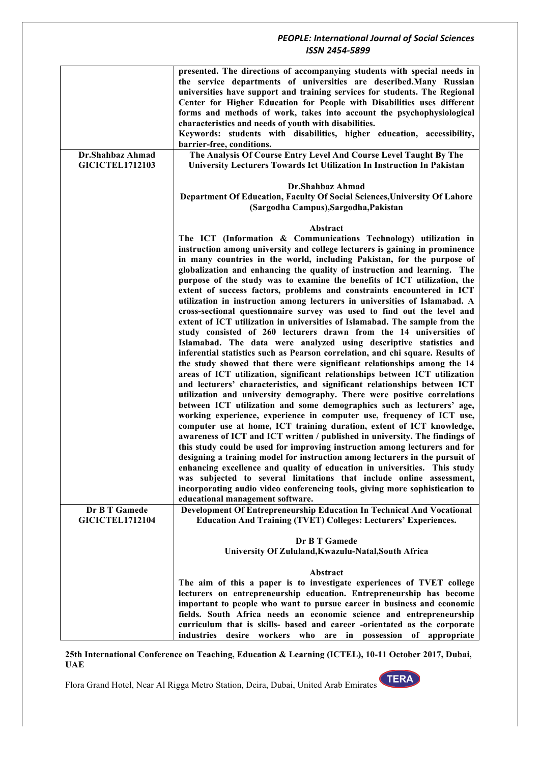| | |
|---|---|
| | **presented. The directions of accompanying students with special needs in the service departments of universities are described.Many Russian universities have support and training services for students. The Regional Center for Higher Education for People with Disabilities uses different forms and methods of work, takes into account the psychophysiological characteristics and needs of youth with disabilities.**<br>**Keywords: students with disabilities, higher education, accessibility, barrier-free, conditions.** |
| **Dr.Shahbaz Ahmad**<br>**GICICTEL1712103** | **The Analysis Of Course Entry Level And Course Level Taught By The University Lecturers Towards Ict Utilization In Instruction In Pakistan**<br><br>**Dr.Shahbaz Ahmad**<br>**Department Of Education, Faculty Of Social Sciences,University Of Lahore (Sargodha Campus),Sargodha,Pakistan**<br><br>**Abstract**<br>**The ICT (Information & Communications Technology) utilization in instruction among university and college lecturers is gaining in prominence in many countries in the world, including Pakistan, for the purpose of globalization and enhancing the quality of instruction and learning. The purpose of the study was to examine the benefits of ICT utilization, the extent of success factors, problems and constraints encountered in ICT utilization in instruction among lecturers in universities of Islamabad. A cross-sectional questionnaire survey was used to find out the level and extent of ICT utilization in universities of Islamabad. The sample from the study consisted of 260 lecturers drawn from the 14 universities of Islamabad. The data were analyzed using descriptive statistics and inferential statistics such as Pearson correlation, and chi square. Results of the study showed that there were significant relationships among the 14 areas of ICT utilization, significant relationships between ICT utilization and lecturers' characteristics, and significant relationships between ICT utilization and university demography. There were positive correlations between ICT utilization and some demographics such as lecturers' age, working experience, experience in computer use, frequency of ICT use, computer use at home, ICT training duration, extent of ICT knowledge, awareness of ICT and ICT written / published in university. The findings of this study could be used for improving instruction among lecturers and for designing a training model for instruction among lecturers in the pursuit of enhancing excellence and quality of education in universities. This study was subjected to several limitations that include online assessment, incorporating audio video conferencing tools, giving more sophistication to educational management software.** |
| **Dr B T Gamede**<br>**GICICTEL1712104** | **Development Of Entrepreneurship Education In Technical And Vocational Education And Training (TVET) Colleges: Lecturers' Experiences.**<br><br>**Dr B T Gamede**<br>**University Of Zululand,Kwazulu-Natal,South Africa**<br><br>**Abstract**<br>**The aim of this a paper is to investigate experiences of TVET college lecturers on entrepreneurship education. Entrepreneurship has become important to people who want to pursue career in business and economic fields. South Africa needs an economic science and entrepreneurship curriculum that is skills- based and career -orientated as the corporate industries desire workers who are in possession of appropriate** |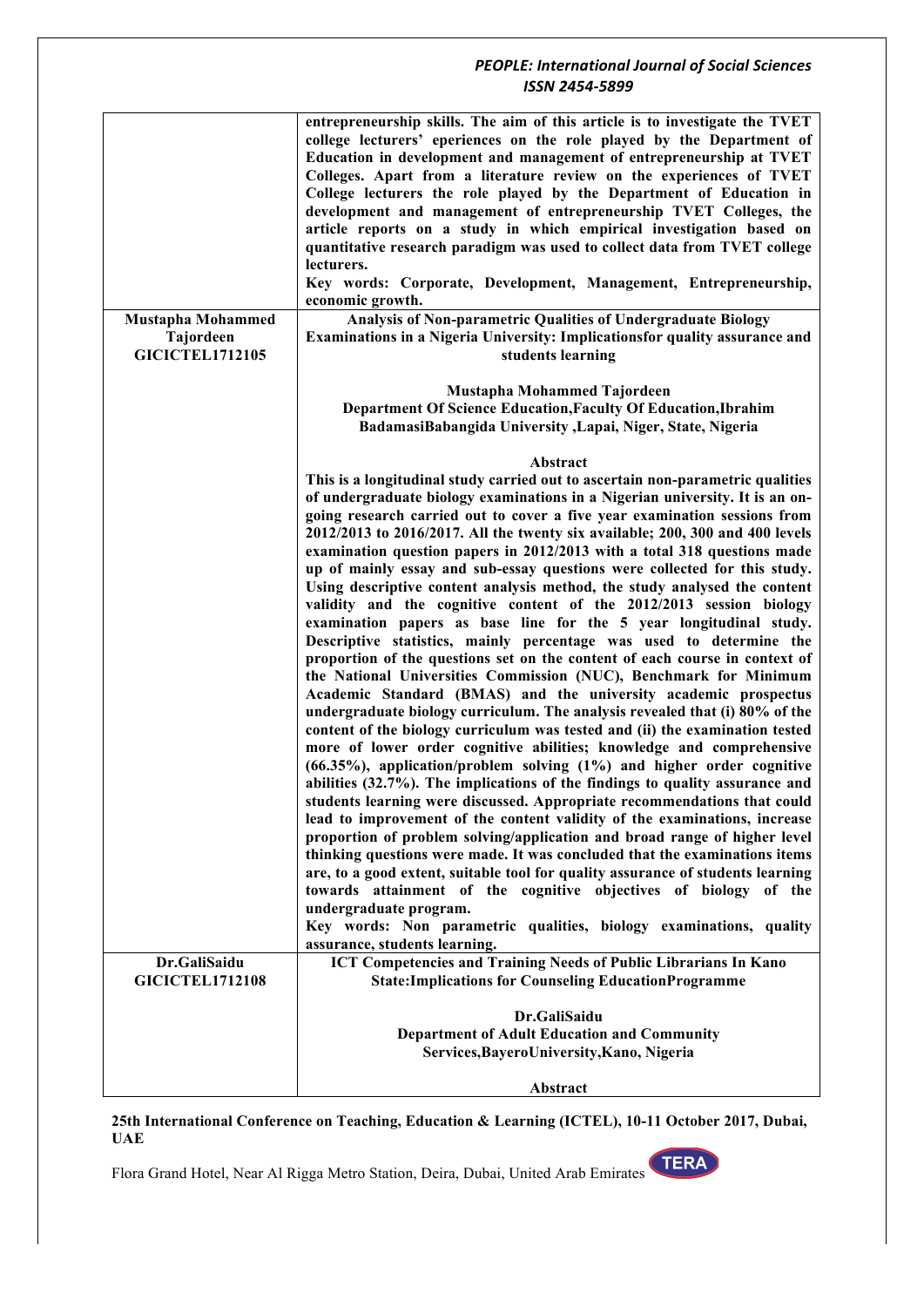| | |
|---|---|
| | **entrepreneurship skills. The aim of this article is to investigate the TVET college lecturers' eperiences on the role played by the Department of Education in development and management of entrepreneurship at TVET Colleges. Apart from a literature review on the experiences of TVET College lecturers the role played by the Department of Education in development and management of entrepreneurship TVET Colleges, the article reports on a study in which empirical investigation based on quantitative research paradigm was used to collect data from TVET college lecturers.**<br>**Key words: Corporate, Development, Management, Entrepreneurship, economic growth.** |
| **Mustapha Mohammed Tajordeen**<br>**GICICTEL1712105** | **Analysis of Non-parametric Qualities of Undergraduate Biology Examinations in a Nigeria University: Implicationsfor quality assurance and students learning**<br><br>**Mustapha Mohammed Tajordeen**<br>**Department Of Science Education,Faculty Of Education,Ibrahim BadamasiBabangida University ,Lapai, Niger, State, Nigeria**<br><br>**Abstract**<br>**This is a longitudinal study carried out to ascertain non-parametric qualities of undergraduate biology examinations in a Nigerian university. It is an on-going research carried out to cover a five year examination sessions from 2012/2013 to 2016/2017. All the twenty six available; 200, 300 and 400 levels examination question papers in 2012/2013 with a total 318 questions made up of mainly essay and sub-essay questions were collected for this study. Using descriptive content analysis method, the study analysed the content validity and the cognitive content of the 2012/2013 session biology examination papers as base line for the 5 year longitudinal study. Descriptive statistics, mainly percentage was used to determine the proportion of the questions set on the content of each course in context of the National Universities Commission (NUC), Benchmark for Minimum Academic Standard (BMAS) and the university academic prospectus undergraduate biology curriculum. The analysis revealed that (i) 80% of the content of the biology curriculum was tested and (ii) the examination tested more of lower order cognitive abilities; knowledge and comprehensive (66.35%), application/problem solving (1%) and higher order cognitive abilities (32.7%). The implications of the findings to quality assurance and students learning were discussed. Appropriate recommendations that could lead to improvement of the content validity of the examinations, increase proportion of problem solving/application and broad range of higher level thinking questions were made. It was concluded that the examinations items are, to a good extent, suitable tool for quality assurance of students learning towards attainment of the cognitive objectives of biology of the undergraduate program.**<br>**Key words: Non parametric qualities, biology examinations, quality assurance, students learning.** |
| **Dr.GaliSaidu**<br>**GICICTEL1712108** | **ICT Competencies and Training Needs of Public Librarians In Kano State:Implications for Counseling EducationProgramme**<br><br>**Dr.GaliSaidu**<br>**Department of Adult Education and Community Services,BayeroUniversity,Kano, Nigeria**<br><br>**Abstract** |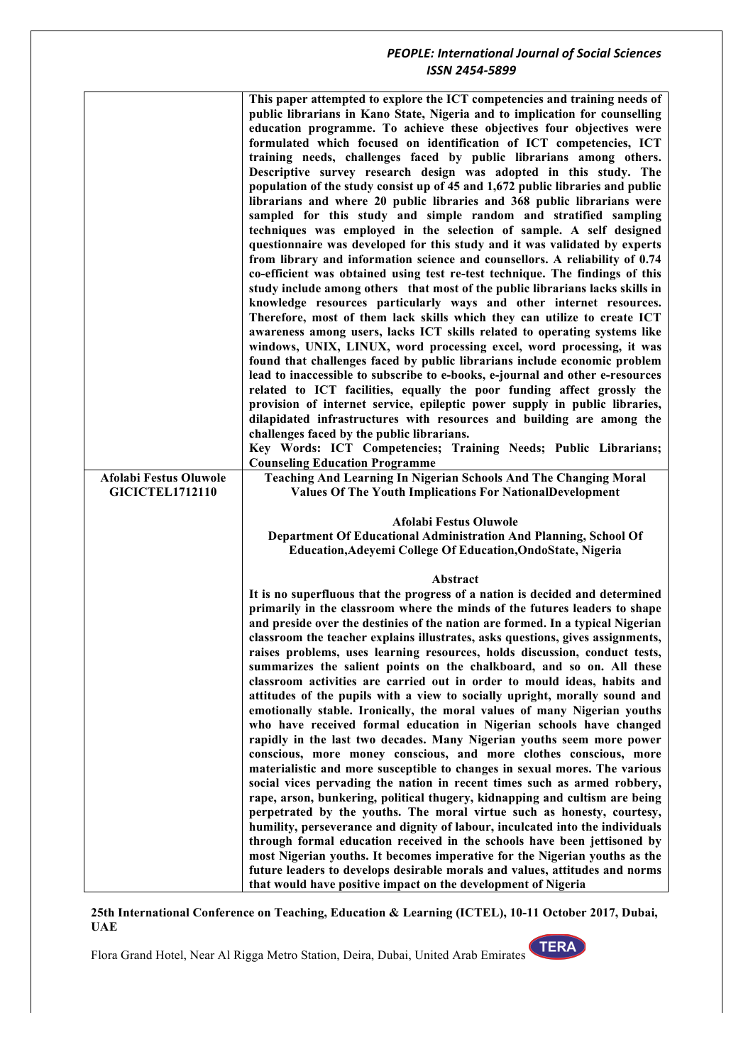| | This paper attempted to explore the ICT competencies and training needs of public librarians in Kano State, Nigeria and to implication for counselling education programme. To achieve these objectives four objectives were formulated which focused on identification of ICT competencies, ICT training needs, challenges faced by public librarians among others. Descriptive survey research design was adopted in this study. The population of the study consist up of 45 and 1,672 public libraries and public librarians and where 20 public libraries and 368 public librarians were sampled for this study and simple random and stratified sampling techniques was employed in the selection of sample. A self designed questionnaire was developed for this study and it was validated by experts from library and information science and counsellors. A reliability of 0.74 co-efficient was obtained using test re-test technique. The findings of this study include among others that most of the public librarians lacks skills in knowledge resources particularly ways and other internet resources. Therefore, most of them lack skills which they can utilize to create ICT awareness among users, lacks ICT skills related to operating systems like windows, UNIX, LINUX, word processing excel, word processing, it was found that challenges faced by public librarians include economic problem lead to inaccessible to subscribe to e-books, e-journal and other e-resources related to ICT facilities, equally the poor funding affect grossly the provision of internet service, epileptic power supply in public libraries, dilapidated infrastructures with resources and building are among the challenges faced by the public librarians.<br>Key Words: ICT Competencies; Training Needs; Public Librarians; Counseling Education Programme |
|---|---|
| **Afolabi Festus Oluwole**<br>**GICICTEL1712110** | **Teaching And Learning In Nigerian Schools And The Changing Moral Values Of The Youth Implications For NationalDevelopment**<br><br>**Afolabi Festus Oluwole**<br>**Department Of Educational Administration And Planning, School Of Education,Adeyemi College Of Education,OndoState, Nigeria**<br><br>**Abstract**<br>It is no superfluous that the progress of a nation is decided and determined primarily in the classroom where the minds of the futures leaders to shape and preside over the destinies of the nation are formed. In a typical Nigerian classroom the teacher explains illustrates, asks questions, gives assignments, raises problems, uses learning resources, holds discussion, conduct tests, summarizes the salient points on the chalkboard, and so on. All these classroom activities are carried out in order to mould ideas, habits and attitudes of the pupils with a view to socially upright, morally sound and emotionally stable. Ironically, the moral values of many Nigerian youths who have received formal education in Nigerian schools have changed rapidly in the last two decades. Many Nigerian youths seem more power conscious, more money conscious, and more clothes conscious, more materialistic and more susceptible to changes in sexual mores. The various social vices pervading the nation in recent times such as armed robbery, rape, arson, bunkering, political thugery, kidnapping and cultism are being perpetrated by the youths. The moral virtue such as honesty, courtesy, humility, perseverance and dignity of labour, inculcated into the individuals through formal education received in the schools have been jettisoned by most Nigerian youths. It becomes imperative for the Nigerian youths as the future leaders to develops desirable morals and values, attitudes and norms that would have positive impact on the development of Nigeria |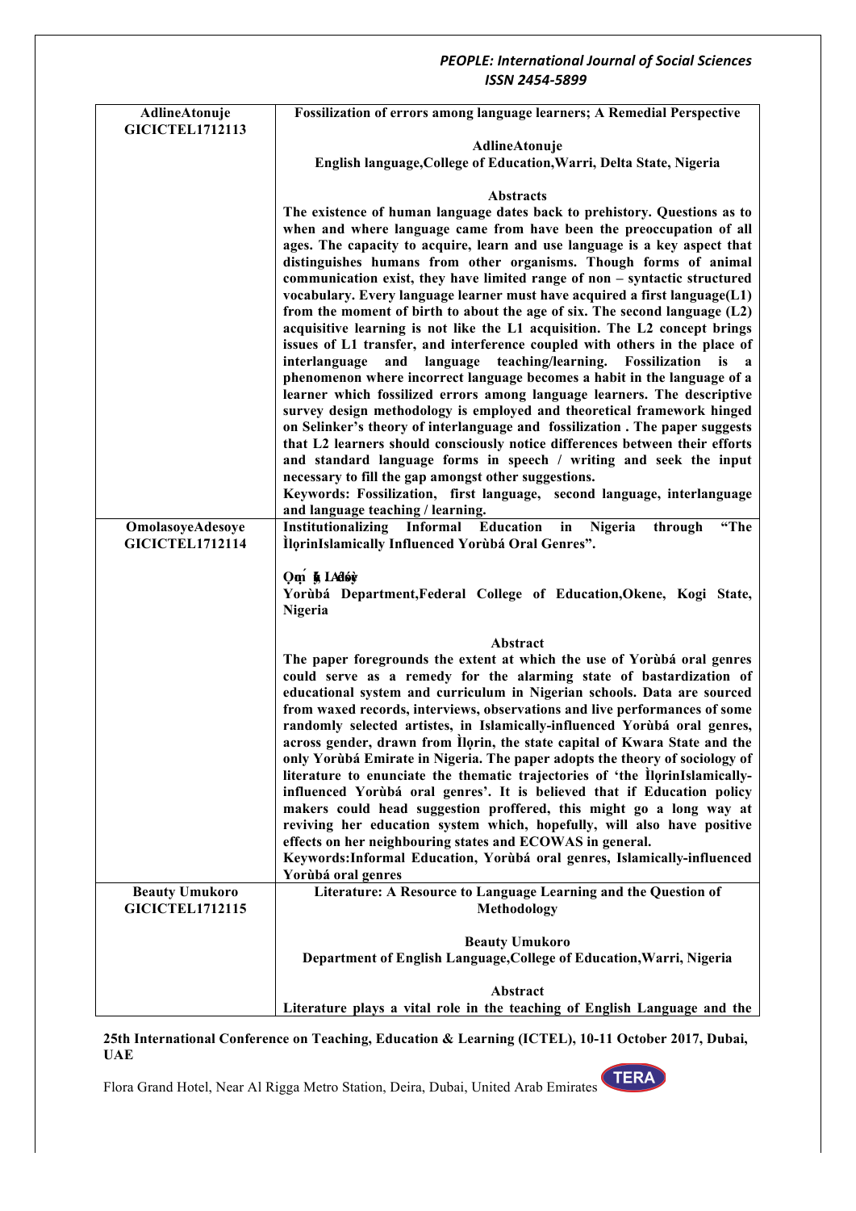| AdlineAtonuje GICICTEL1712113 | **Fossilization of errors among language learners; A Remedial Perspective**<br><br>**AdlineAtonuje**<br>**English language,College of Education,Warri, Delta State, Nigeria**<br><br>**Abstracts**<br>**The existence of human language dates back to prehistory. Questions as to when and where language came from have been the preoccupation of all ages. The capacity to acquire, learn and use language is a key aspect that distinguishes humans from other organisms. Though forms of animal communication exist, they have limited range of non – syntactic structured vocabulary. Every language learner must have acquired a first language(L1) from the moment of birth to about the age of six. The second language (L2) acquisitive learning is not like the L1 acquisition. The L2 concept brings issues of L1 transfer, and interference coupled with others in the place of interlanguage and language teaching/learning. Fossilization is a phenomenon where incorrect language becomes a habit in the language of a learner which fossilized errors among language learners. The descriptive survey design methodology is employed and theoretical framework hinged on Selinker's theory of interlanguage and fossilization . The paper suggests that L2 learners should consciously notice differences between their efforts and standard language forms in speech / writing and seek the input necessary to fill the gap amongst other suggestions.**<br>**Keywords: Fossilization, first language, second language, interlanguage and language teaching / learning.** |
|---|---|
| OmolasoyeAdesoye GICICTEL1712114 | **Institutionalizing Informal Education in Nigeria through "The ÌlọrinIslamically Influenced Yorùbá Oral Genres".**<br><br>**Ọmọ́ lásóyè Adésoyè**<br>**Yorùbá Department,Federal College of Education,Okene, Kogi State, Nigeria**<br><br>**Abstract**<br>**The paper foregrounds the extent at which the use of Yorùbá oral genres could serve as a remedy for the alarming state of bastardization of educational system and curriculum in Nigerian schools. Data are sourced from waxed records, interviews, observations and live performances of some randomly selected artistes, in Islamically-influenced Yorùbá oral genres, across gender, drawn from Ìlọrin, the state capital of Kwara State and the only Yorùbá Emirate in Nigeria. The paper adopts the theory of sociology of literature to enunciate the thematic trajectories of 'the ÌlọrinIslamically-influenced Yorùbá oral genres'. It is believed that if Education policy makers could head suggestion proffered, this might go a long way at reviving her education system which, hopefully, will also have positive effects on her neighbouring states and ECOWAS in general.**<br>**Keywords:Informal Education, Yorùbá oral genres, Islamically-influenced Yorùbá oral genres** |
| Beauty Umukoro GICICTEL1712115 | **Literature: A Resource to Language Learning and the Question of Methodology**<br><br>**Beauty Umukoro**<br>**Department of English Language,College of Education,Warri, Nigeria**<br><br>**Abstract**<br>**Literature plays a vital role in the teaching of English Language and the** |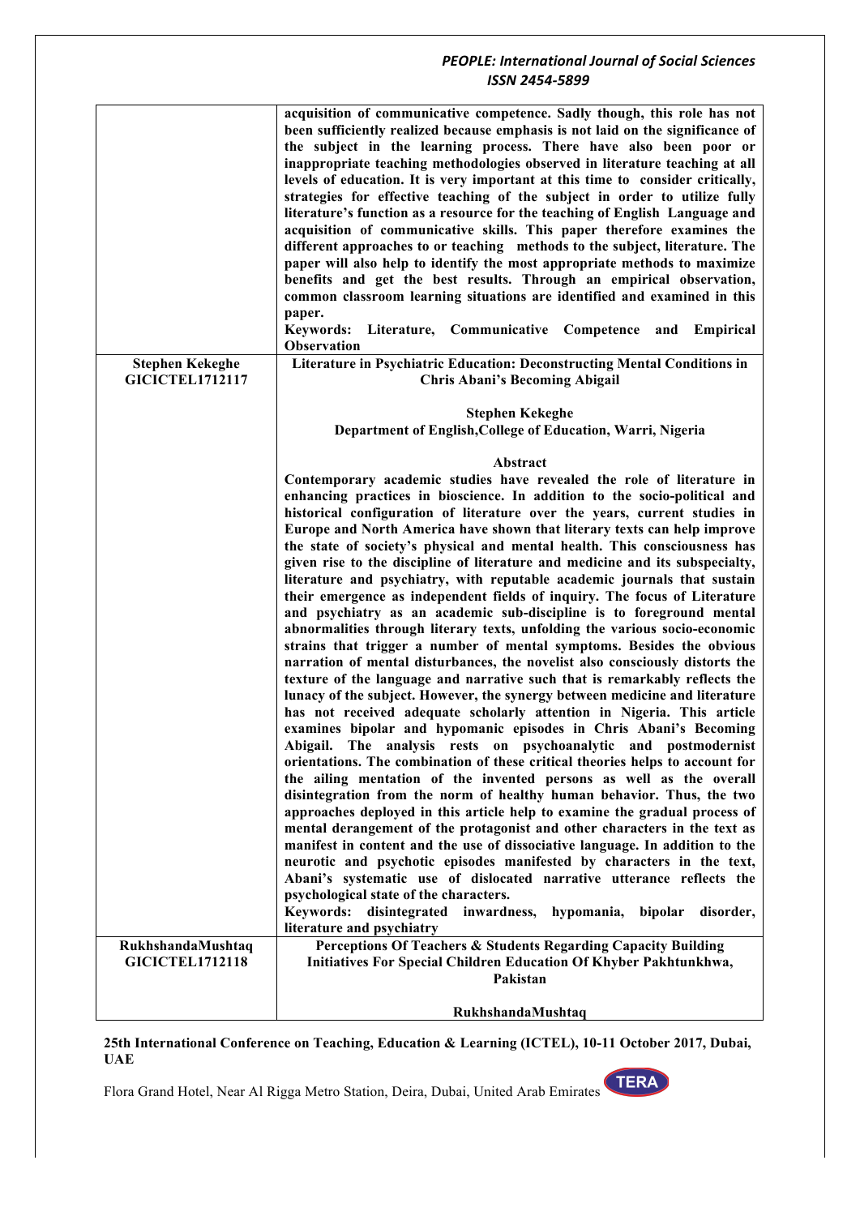| | |
|---|---|
| | **acquisition of communicative competence. Sadly though, this role has not been sufficiently realized because emphasis is not laid on the significance of the subject in the learning process. There have also been poor or inappropriate teaching methodologies observed in literature teaching at all levels of education. It is very important at this time to consider critically, strategies for effective teaching of the subject in order to utilize fully literature's function as a resource for the teaching of English Language and acquisition of communicative skills. This paper therefore examines the different approaches to or teaching methods to the subject, literature. The paper will also help to identify the most appropriate methods to maximize benefits and get the best results. Through an empirical observation, common classroom learning situations are identified and examined in this paper.** <br> **Keywords: Literature, Communicative Competence and Empirical Observation** |
| **Stephen Kekeghe** <br> **GICICTEL1712117** | **Literature in Psychiatric Education: Deconstructing Mental Conditions in Chris Abani's Becoming Abigail** <br><br> **Stephen Kekeghe** <br> **Department of English,College of Education, Warri, Nigeria** <br><br> **Abstract** <br> **Contemporary academic studies have revealed the role of literature in enhancing practices in bioscience. In addition to the socio-political and historical configuration of literature over the years, current studies in Europe and North America have shown that literary texts can help improve the state of society's physical and mental health. This consciousness has given rise to the discipline of literature and medicine and its subspecialty, literature and psychiatry, with reputable academic journals that sustain their emergence as independent fields of inquiry. The focus of Literature and psychiatry as an academic sub-discipline is to foreground mental abnormalities through literary texts, unfolding the various socio-economic strains that trigger a number of mental symptoms. Besides the obvious narration of mental disturbances, the novelist also consciously distorts the texture of the language and narrative such that is remarkably reflects the lunacy of the subject. However, the synergy between medicine and literature has not received adequate scholarly attention in Nigeria. This article examines bipolar and hypomanic episodes in Chris Abani's Becoming Abigail. The analysis rests on psychoanalytic and postmodernist orientations. The combination of these critical theories helps to account for the ailing mentation of the invented persons as well as the overall disintegration from the norm of healthy human behavior. Thus, the two approaches deployed in this article help to examine the gradual process of mental derangement of the protagonist and other characters in the text as manifest in content and the use of dissociative language. In addition to the neurotic and psychotic episodes manifested by characters in the text, Abani's systematic use of dislocated narrative utterance reflects the psychological state of the characters.** <br> **Keywords: disintegrated inwardness, hypomania, bipolar disorder, literature and psychiatry** |
| **RukhshandaMushtaq** <br> **GICICTEL1712118** | **Perceptions Of Teachers & Students Regarding Capacity Building Initiatives For Special Children Education Of Khyber Pakhtunkhwa, Pakistan** <br><br> **RukhshandaMushtaq** |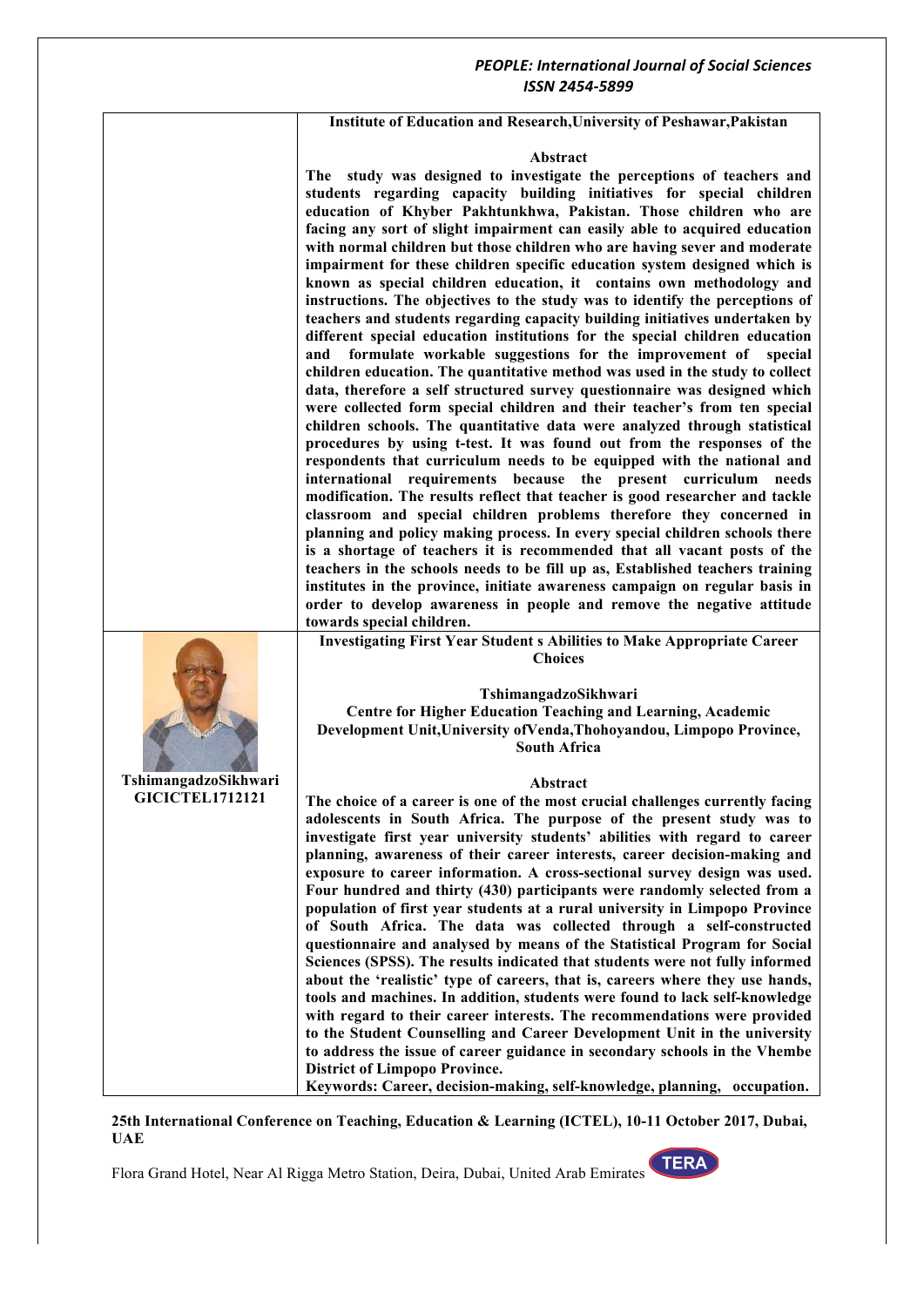**Institute of Education and Research,University of Peshawar,Pakistan**

**Abstract**

**The study was designed to investigate the perceptions of teachers and students regarding capacity building initiatives for special children education of Khyber Pakhtunkhwa, Pakistan. Those children who are facing any sort of slight impairment can easily able to acquired education with normal children but those children who are having sever and moderate impairment for these children specific education system designed which is known as special children education, it contains own methodology and instructions. The objectives to the study was to identify the perceptions of teachers and students regarding capacity building initiatives undertaken by different special education institutions for the special children education and formulate workable suggestions for the improvement of special children education. The quantitative method was used in the study to collect data, therefore a self structured survey questionnaire was designed which were collected form special children and their teacher's from ten special children schools. The quantitative data were analyzed through statistical procedures by using t-test. It was found out from the responses of the respondents that curriculum needs to be equipped with the national and international requirements because the present curriculum needs modification. The results reflect that teacher is good researcher and tackle classroom and special children problems therefore they concerned in planning and policy making process. In every special children schools there is a shortage of teachers it is recommended that all vacant posts of the teachers in the schools needs to be fill up as, Established teachers training institutes in the province, initiate awareness campaign on regular basis in order to develop awareness in people and remove the negative attitude towards special children.**

**TshimangadzoSikhwari**
**GICICTEL1712121**

**Investigating First Year Student s Abilities to Make Appropriate Career Choices**

**TshimangadzoSikhwari**
**Centre for Higher Education Teaching and Learning, Academic Development Unit,University ofVenda,Thohoyandou, Limpopo Province, South Africa**

**Abstract**

**The choice of a career is one of the most crucial challenges currently facing adolescents in South Africa. The purpose of the present study was to investigate first year university students' abilities with regard to career planning, awareness of their career interests, career decision-making and exposure to career information. A cross-sectional survey design was used. Four hundred and thirty (430) participants were randomly selected from a population of first year students at a rural university in Limpopo Province of South Africa. The data was collected through a self-constructed questionnaire and analysed by means of the Statistical Program for Social Sciences (SPSS). The results indicated that students were not fully informed about the 'realistic' type of careers, that is, careers where they use hands, tools and machines. In addition, students were found to lack self-knowledge with regard to their career interests. The recommendations were provided to the Student Counselling and Career Development Unit in the university to address the issue of career guidance in secondary schools in the Vhembe District of Limpopo Province.**

**Keywords: Career, decision-making, self-knowledge, planning, occupation.**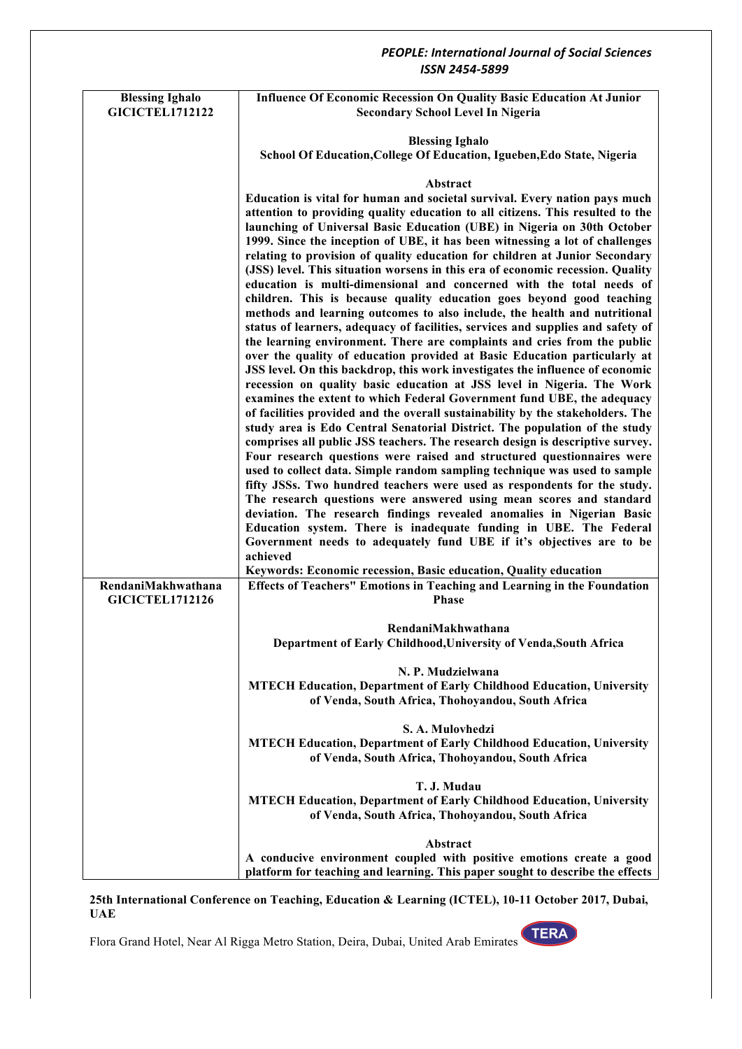| Blessing Ighalo GICICTEL1712122 | **Influence Of Economic Recession On Quality Basic Education At Junior Secondary School Level In Nigeria**<br><br>**Blessing Ighalo**<br>**School Of Education,College Of Education, Igueben,Edo State, Nigeria**<br><br>**Abstract**<br>**Education is vital for human and societal survival. Every nation pays much attention to providing quality education to all citizens. This resulted to the launching of Universal Basic Education (UBE) in Nigeria on 30th October 1999. Since the inception of UBE, it has been witnessing a lot of challenges relating to provision of quality education for children at Junior Secondary (JSS) level. This situation worsens in this era of economic recession. Quality education is multi-dimensional and concerned with the total needs of children. This is because quality education goes beyond good teaching methods and learning outcomes to also include, the health and nutritional status of learners, adequacy of facilities, services and supplies and safety of the learning environment. There are complaints and cries from the public over the quality of education provided at Basic Education particularly at JSS level. On this backdrop, this work investigates the influence of economic recession on quality basic education at JSS level in Nigeria. The Work examines the extent to which Federal Government fund UBE, the adequacy of facilities provided and the overall sustainability by the stakeholders. The study area is Edo Central Senatorial District. The population of the study comprises all public JSS teachers. The research design is descriptive survey. Four research questions were raised and structured questionnaires were used to collect data. Simple random sampling technique was used to sample fifty JSSs. Two hundred teachers were used as respondents for the study. The research questions were answered using mean scores and standard deviation. The research findings revealed anomalies in Nigerian Basic Education system. There is inadequate funding in UBE. The Federal Government needs to adequately fund UBE if it's objectives are to be achieved**<br>**Keywords: Economic recession, Basic education, Quality education** |
|---|---|
| RendaniMakhwathana GICICTEL1712126 | **Effects of Teachers" Emotions in Teaching and Learning in the Foundation Phase**<br><br>**RendaniMakhwathana**<br>**Department of Early Childhood,University of Venda,South Africa**<br><br>**N. P. Mudzielwana**<br>**MTECH Education, Department of Early Childhood Education, University of Venda, South Africa, Thohoyandou, South Africa**<br><br>**S. A. Mulovhedzi**<br>**MTECH Education, Department of Early Childhood Education, University of Venda, South Africa, Thohoyandou, South Africa**<br><br>**T. J. Mudau**<br>**MTECH Education, Department of Early Childhood Education, University of Venda, South Africa, Thohoyandou, South Africa**<br><br>**Abstract**<br>**A conducive environment coupled with positive emotions create a good platform for teaching and learning. This paper sought to describe the effects** |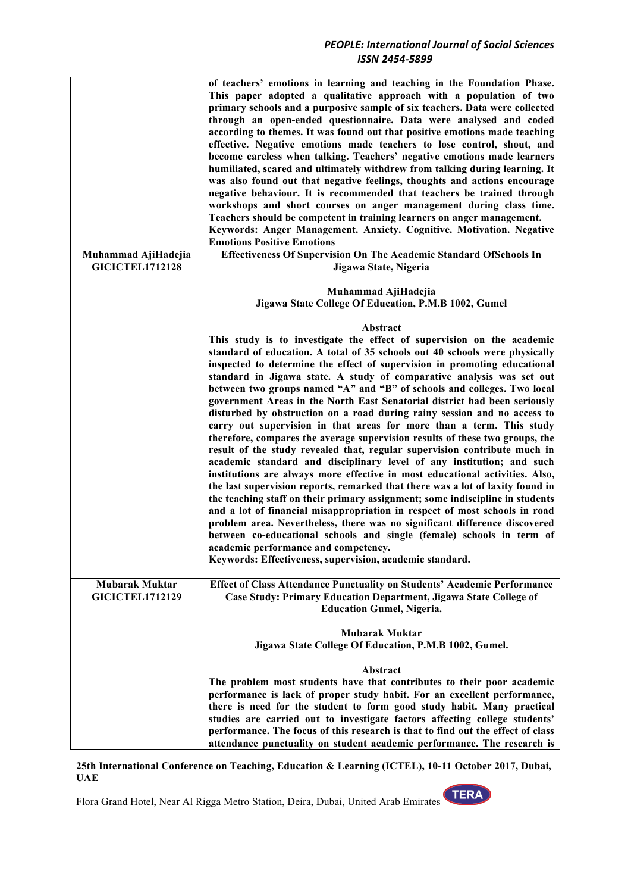| | |
|---|---|
| | **of teachers' emotions in learning and teaching in the Foundation Phase. This paper adopted a qualitative approach with a population of two primary schools and a purposive sample of six teachers. Data were collected through an open-ended questionnaire. Data were analysed and coded according to themes. It was found out that positive emotions made teaching effective. Negative emotions made teachers to lose control, shout, and become careless when talking. Teachers' negative emotions made learners humiliated, scared and ultimately withdrew from talking during learning. It was also found out that negative feelings, thoughts and actions encourage negative behaviour. It is recommended that teachers be trained through workshops and short courses on anger management during class time. Teachers should be competent in training learners on anger management.** <br> **Keywords: Anger Management. Anxiety. Cognitive. Motivation. Negative Emotions Positive Emotions** |
| **Muhammad AjiHadejia** <br> **GICICTEL1712128** | **Effectiveness Of Supervision On The Academic Standard OfSchools In Jigawa State, Nigeria** <br><br> **Muhammad AjiHadejia** <br> **Jigawa State College Of Education, P.M.B 1002, Gumel** <br><br> **Abstract** <br> **This study is to investigate the effect of supervision on the academic standard of education. A total of 35 schools out 40 schools were physically inspected to determine the effect of supervision in promoting educational standard in Jigawa state. A study of comparative analysis was set out between two groups named "A" and "B" of schools and colleges. Two local government Areas in the North East Senatorial district had been seriously disturbed by obstruction on a road during rainy session and no access to carry out supervision in that areas for more than a term. This study therefore, compares the average supervision results of these two groups, the result of the study revealed that, regular supervision contribute much in academic standard and disciplinary level of any institution; and such institutions are always more effective in most educational activities. Also, the last supervision reports, remarked that there was a lot of laxity found in the teaching staff on their primary assignment; some indiscipline in students and a lot of financial misappropriation in respect of most schools in road problem area. Nevertheless, there was no significant difference discovered between co-educational schools and single (female) schools in term of academic performance and competency.** <br> **Keywords: Effectiveness, supervision, academic standard.** |
| **Mubarak Muktar** <br> **GICICTEL1712129** | **Effect of Class Attendance Punctuality on Students' Academic Performance Case Study: Primary Education Department, Jigawa State College of Education Gumel, Nigeria.** <br><br> **Mubarak Muktar** <br> **Jigawa State College Of Education, P.M.B 1002, Gumel.** <br><br> **Abstract** <br> **The problem most students have that contributes to their poor academic performance is lack of proper study habit. For an excellent performance, there is need for the student to form good study habit. Many practical studies are carried out to investigate factors affecting college students' performance. The focus of this research is that to find out the effect of class attendance punctuality on student academic performance. The research is** |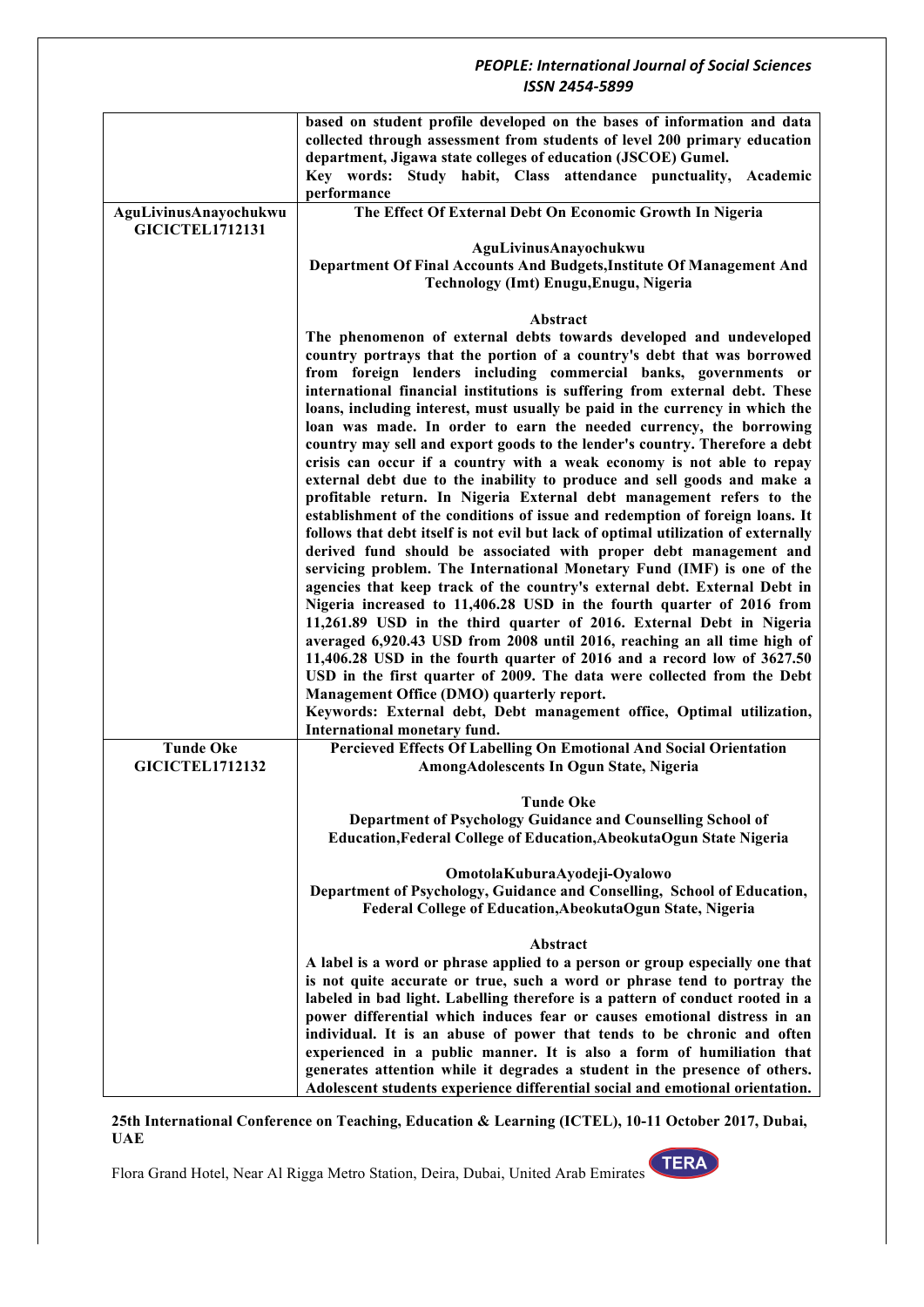| | |
|---|---|
| | **based on student profile developed on the bases of information and data collected through assessment from students of level 200 primary education department, Jigawa state colleges of education (JSCOE) Gumel.**<br>**Key words: Study habit, Class attendance punctuality, Academic performance** |
| **AguLivinusAnayochukwu**<br>**GICICTEL1712131** | **The Effect Of External Debt On Economic Growth In Nigeria**<br><br>**AguLivinusAnayochukwu**<br>**Department Of Final Accounts And Budgets,Institute Of Management And Technology (Imt) Enugu,Enugu, Nigeria**<br><br>**Abstract**<br>**The phenomenon of external debts towards developed and undeveloped country portrays that the portion of a country's debt that was borrowed from foreign lenders including commercial banks, governments or international financial institutions is suffering from external debt. These loans, including interest, must usually be paid in the currency in which the loan was made. In order to earn the needed currency, the borrowing country may sell and export goods to the lender's country. Therefore a debt crisis can occur if a country with a weak economy is not able to repay external debt due to the inability to produce and sell goods and make a profitable return. In Nigeria External debt management refers to the establishment of the conditions of issue and redemption of foreign loans. It follows that debt itself is not evil but lack of optimal utilization of externally derived fund should be associated with proper debt management and servicing problem. The International Monetary Fund (IMF) is one of the agencies that keep track of the country's external debt. External Debt in Nigeria increased to 11,406.28 USD in the fourth quarter of 2016 from 11,261.89 USD in the third quarter of 2016. External Debt in Nigeria averaged 6,920.43 USD from 2008 until 2016, reaching an all time high of 11,406.28 USD in the fourth quarter of 2016 and a record low of 3627.50 USD in the first quarter of 2009. The data were collected from the Debt Management Office (DMO) quarterly report.**<br>**Keywords: External debt, Debt management office, Optimal utilization, International monetary fund.** |
| **Tunde Oke**<br>**GICICTEL1712132** | **Percieved Effects Of Labelling On Emotional And Social Orientation AmongAdolescents In Ogun State, Nigeria**<br><br>**Tunde Oke**<br>**Department of Psychology Guidance and Counselling School of Education,Federal College of Education,AbeokutaOgun State Nigeria**<br><br>**OmotolaKuburaAyodeji-Oyalowo**<br>**Department of Psychology, Guidance and Conselling, School of Education, Federal College of Education,AbeokutaOgun State, Nigeria**<br><br>**Abstract**<br>**A label is a word or phrase applied to a person or group especially one that is not quite accurate or true, such a word or phrase tend to portray the labeled in bad light. Labelling therefore is a pattern of conduct rooted in a power differential which induces fear or causes emotional distress in an individual. It is an abuse of power that tends to be chronic and often experienced in a public manner. It is also a form of humiliation that generates attention while it degrades a student in the presence of others. Adolescent students experience differential social and emotional orientation.** |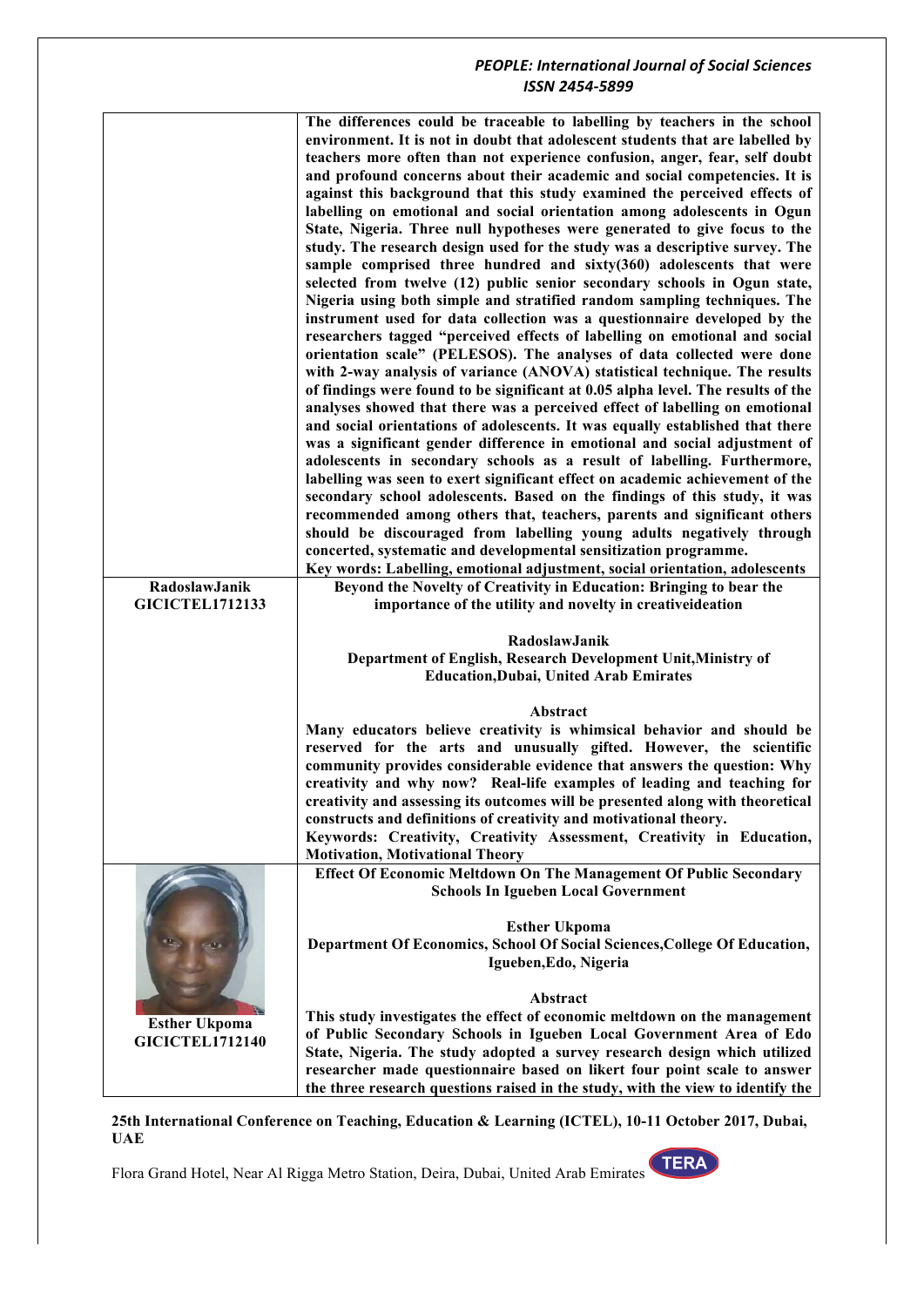The differences could be traceable to labelling by teachers in the school environment. It is not in doubt that adolescent students that are labelled by teachers more often than not experience confusion, anger, fear, self doubt and profound concerns about their academic and social competencies. It is against this background that this study examined the perceived effects of labelling on emotional and social orientation among adolescents in Ogun State, Nigeria. Three null hypotheses were generated to give focus to the study. The research design used for the study was a descriptive survey. The sample comprised three hundred and sixty(360) adolescents that were selected from twelve (12) public senior secondary schools in Ogun state, Nigeria using both simple and stratified random sampling techniques. The instrument used for data collection was a questionnaire developed by the researchers tagged "perceived effects of labelling on emotional and social orientation scale" (PELESOS). The analyses of data collected were done with 2-way analysis of variance (ANOVA) statistical technique. The results of findings were found to be significant at 0.05 alpha level. The results of the analyses showed that there was a perceived effect of labelling on emotional and social orientations of adolescents. It was equally established that there was a significant gender difference in emotional and social adjustment of adolescents in secondary schools as a result of labelling. Furthermore, labelling was seen to exert significant effect on academic achievement of the secondary school adolescents. Based on the findings of this study, it was recommended among others that, teachers, parents and significant others should be discouraged from labelling young adults negatively through concerted, systematic and developmental sensitization programme.

Key words: Labelling, emotional adjustment, social orientation, adolescents

**RadoslawJanik**
**GICICTEL1712133**

## Beyond the Novelty of Creativity in Education: Bringing to bear the importance of the utility and novelty in creativeideation

**RadoslawJanik**
**Department of English, Research Development Unit,Ministry of Education,Dubai, United Arab Emirates**

### Abstract

Many educators believe creativity is whimsical behavior and should be reserved for the arts and unusually gifted. However, the scientific community provides considerable evidence that answers the question: Why creativity and why now? Real-life examples of leading and teaching for creativity and assessing its outcomes will be presented along with theoretical constructs and definitions of creativity and motivational theory.

Keywords: Creativity, Creativity Assessment, Creativity in Education, Motivation, Motivational Theory

**Esther Ukpoma**
**GICICTEL1712140**

## Effect Of Economic Meltdown On The Management Of Public Secondary Schools In Igueben Local Government

**Esther Ukpoma**
**Department Of Economics, School Of Social Sciences,College Of Education, Igueben,Edo, Nigeria**

### Abstract

This study investigates the effect of economic meltdown on the management of Public Secondary Schools in Igueben Local Government Area of Edo State, Nigeria. The study adopted a survey research design which utilized researcher made questionnaire based on likert four point scale to answer the three research questions raised in the study, with the view to identify the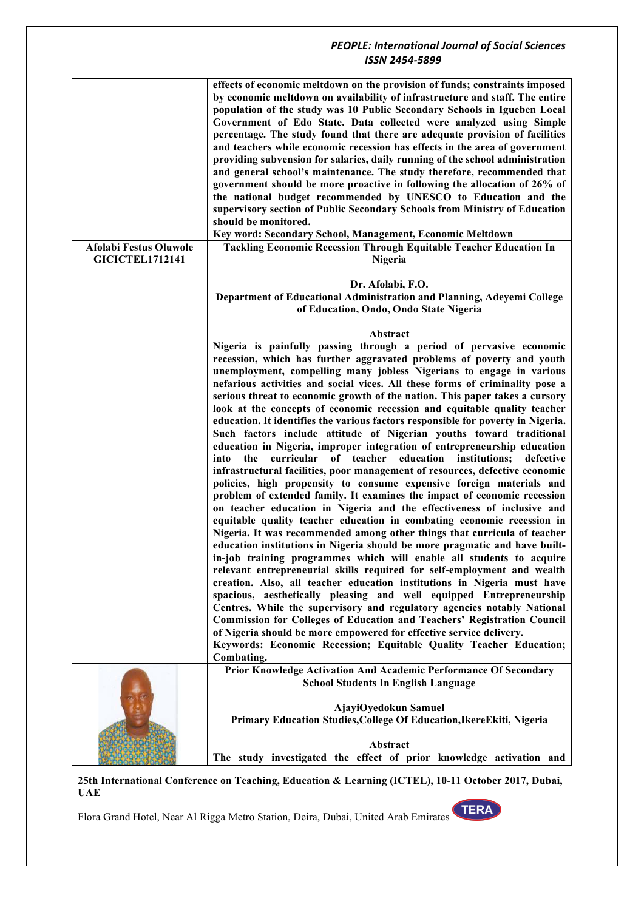effects of economic meltdown on the provision of funds; constraints imposed by economic meltdown on availability of infrastructure and staff. The entire population of the study was 10 Public Secondary Schools in Igueben Local Government of Edo State. Data collected were analyzed using Simple percentage. The study found that there are adequate provision of facilities and teachers while economic recession has effects in the area of government providing subvension for salaries, daily running of the school administration and general school's maintenance. The study therefore, recommended that government should be more proactive in following the allocation of 26% of the national budget recommended by UNESCO to Education and the supervisory section of Public Secondary Schools from Ministry of Education should be monitored.

**Key word: Secondary School, Management, Economic Meltdown**

---

**Afolabi Festus Oluwole**
**GICICTEL1712141**

## Tackling Economic Recession Through Equitable Teacher Education In Nigeria

**Dr. Afolabi, F.O.**
**Department of Educational Administration and Planning, Adeyemi College of Education, Ondo, Ondo State Nigeria**

### Abstract

Nigeria is painfully passing through a period of pervasive economic recession, which has further aggravated problems of poverty and youth unemployment, compelling many jobless Nigerians to engage in various nefarious activities and social vices. All these forms of criminality pose a serious threat to economic growth of the nation. This paper takes a cursory look at the concepts of economic recession and equitable quality teacher education. It identifies the various factors responsible for poverty in Nigeria. Such factors include attitude of Nigerian youths toward traditional education in Nigeria, improper integration of entrepreneurship education into the curricular of teacher education institutions; defective infrastructural facilities, poor management of resources, defective economic policies, high propensity to consume expensive foreign materials and problem of extended family. It examines the impact of economic recession on teacher education in Nigeria and the effectiveness of inclusive and equitable quality teacher education in combating economic recession in Nigeria. It was recommended among other things that curricula of teacher education institutions in Nigeria should be more pragmatic and have built-in-job training programmes which will enable all students to acquire relevant entrepreneurial skills required for self-employment and wealth creation. Also, all teacher education institutions in Nigeria must have spacious, aesthetically pleasing and well equipped Entrepreneurship Centres. While the supervisory and regulatory agencies notably National Commission for Colleges of Education and Teachers' Registration Council of Nigeria should be more empowered for effective service delivery.

**Keywords: Economic Recession; Equitable Quality Teacher Education; Combating.**

---

## Prior Knowledge Activation And Academic Performance Of Secondary School Students In English Language

**AjayiOyedokun Samuel**
**Primary Education Studies,College Of Education,IkereEkiti, Nigeria**

### Abstract

The study investigated the effect of prior knowledge activation and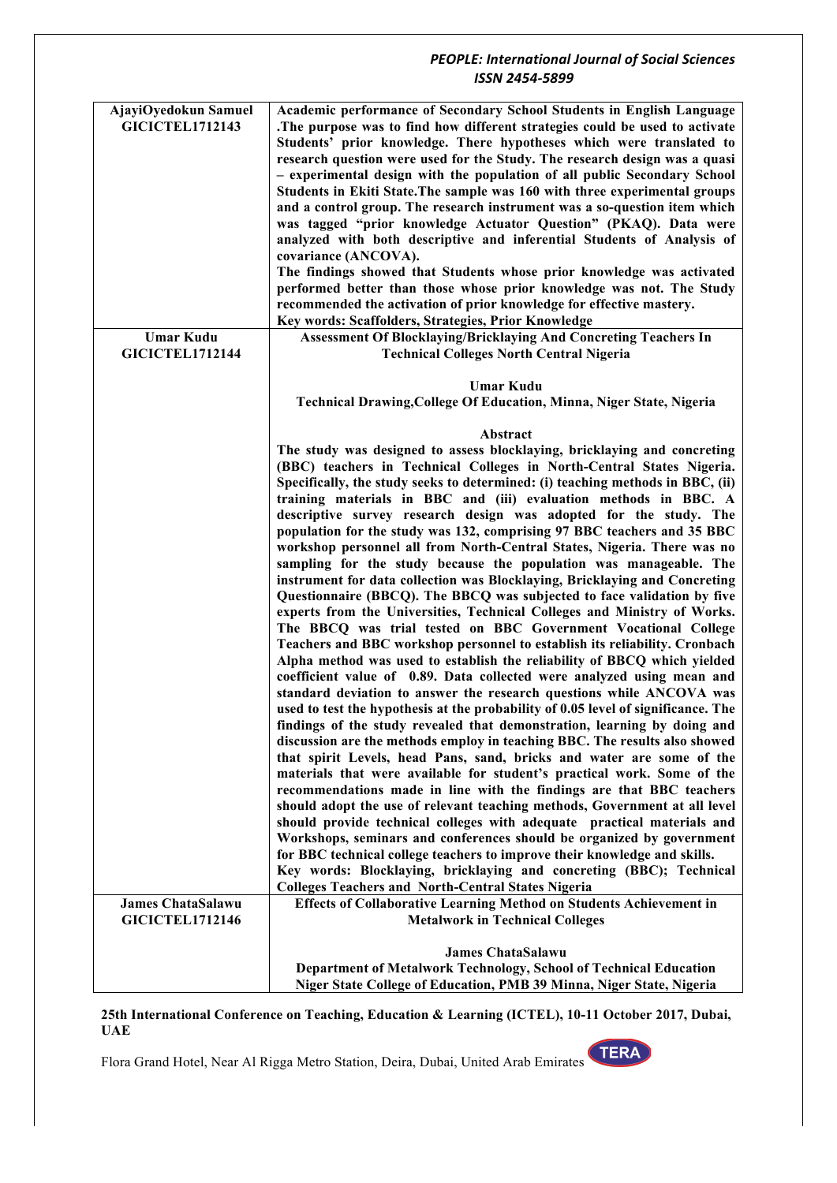| | |
|---|---|
| **AjayiOyedokun Samuel GICICTEL1712143** | **Academic performance of Secondary School Students in English Language .The purpose was to find how different strategies could be used to activate Students' prior knowledge. There hypotheses which were translated to research question were used for the Study. The research design was a quasi – experimental design with the population of all public Secondary School Students in Ekiti State.The sample was 160 with three experimental groups and a control group. The research instrument was a so-question item which was tagged "prior knowledge Actuator Question" (PKAQ). Data were analyzed with both descriptive and inferential Students of Analysis of covariance (ANCOVA).** <br> **The findings showed that Students whose prior knowledge was activated performed better than those whose prior knowledge was not. The Study recommended the activation of prior knowledge for effective mastery.** <br> **Key words: Scaffolders, Strategies, Prior Knowledge** |
| **Umar Kudu GICICTEL1712144** | **Assessment Of Blocklaying/Bricklaying And Concreting Teachers In Technical Colleges North Central Nigeria** <br><br> **Umar Kudu** <br> **Technical Drawing,College Of Education, Minna, Niger State, Nigeria** <br><br> **Abstract** <br> **The study was designed to assess blocklaying, bricklaying and concreting (BBC) teachers in Technical Colleges in North-Central States Nigeria. Specifically, the study seeks to determined: (i) teaching methods in BBC, (ii) training materials in BBC and (iii) evaluation methods in BBC. A descriptive survey research design was adopted for the study. The population for the study was 132, comprising 97 BBC teachers and 35 BBC workshop personnel all from North-Central States, Nigeria. There was no sampling for the study because the population was manageable. The instrument for data collection was Blocklaying, Bricklaying and Concreting Questionnaire (BBCQ). The BBCQ was subjected to face validation by five experts from the Universities, Technical Colleges and Ministry of Works. The BBCQ was trial tested on BBC Government Vocational College Teachers and BBC workshop personnel to establish its reliability. Cronbach Alpha method was used to establish the reliability of BBCQ which yielded coefficient value of 0.89. Data collected were analyzed using mean and standard deviation to answer the research questions while ANCOVA was used to test the hypothesis at the probability of 0.05 level of significance. The findings of the study revealed that demonstration, learning by doing and discussion are the methods employ in teaching BBC. The results also showed that spirit Levels, head Pans, sand, bricks and water are some of the materials that were available for student's practical work. Some of the recommendations made in line with the findings are that BBC teachers should adopt the use of relevant teaching methods, Government at all level should provide technical colleges with adequate practical materials and Workshops, seminars and conferences should be organized by government for BBC technical college teachers to improve their knowledge and skills.** <br> **Key words: Blocklaying, bricklaying and concreting (BBC); Technical Colleges Teachers and North-Central States Nigeria** |
| **James ChataSalawu GICICTEL1712146** | **Effects of Collaborative Learning Method on Students Achievement in Metalwork in Technical Colleges** <br><br> **James ChataSalawu** <br> **Department of Metalwork Technology, School of Technical Education** <br> **Niger State College of Education, PMB 39 Minna, Niger State, Nigeria** |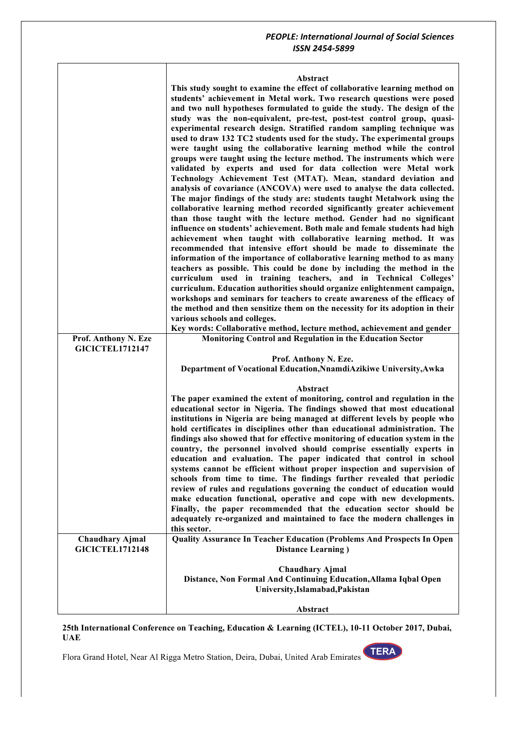| | **Abstract**<br>**This study sought to examine the effect of collaborative learning method on students' achievement in Metal work. Two research questions were posed and two null hypotheses formulated to guide the study. The design of the study was the non-equivalent, pre-test, post-test control group, quasi-experimental research design. Stratified random sampling technique was used to draw 132 TC2 students used for the study. The experimental groups were taught using the collaborative learning method while the control groups were taught using the lecture method. The instruments which were validated by experts and used for data collection were Metal work Technology Achievement Test (MTAT). Mean, standard deviation and analysis of covariance (ANCOVA) were used to analyse the data collected. The major findings of the study are: students taught Metalwork using the collaborative learning method recorded significantly greater achievement than those taught with the lecture method. Gender had no significant influence on students' achievement. Both male and female students had high achievement when taught with collaborative learning method. It was recommended that intensive effort should be made to disseminate the information of the importance of collaborative learning method to as many teachers as possible. This could be done by including the method in the curriculum used in training teachers, and in Technical Colleges' curriculum. Education authorities should organize enlightenment campaign, workshops and seminars for teachers to create awareness of the efficacy of the method and then sensitize them on the necessity for its adoption in their various schools and colleges.**<br>**Key words: Collaborative method, lecture method, achievement and gender** |
|---|---|
| **Prof. Anthony N. Eze**<br>**GICICTEL1712147** | **Monitoring Control and Regulation in the Education Sector**<br><br>**Prof. Anthony N. Eze.**<br>**Department of Vocational Education,NnamdiAzikiwe University,Awka**<br><br>**Abstract**<br>**The paper examined the extent of monitoring, control and regulation in the educational sector in Nigeria. The findings showed that most educational institutions in Nigeria are being managed at different levels by people who hold certificates in disciplines other than educational administration. The findings also showed that for effective monitoring of education system in the country, the personnel involved should comprise essentially experts in education and evaluation. The paper indicated that control in school systems cannot be efficient without proper inspection and supervision of schools from time to time. The findings further revealed that periodic review of rules and regulations governing the conduct of education would make education functional, operative and cope with new developments. Finally, the paper recommended that the education sector should be adequately re-organized and maintained to face the modern challenges in this sector.** |
| **Chaudhary Ajmal**<br>**GICICTEL1712148** | **Quality Assurance In Teacher Education (Problems And Prospects In Open Distance Learning )**<br><br>**Chaudhary Ajmal**<br>**Distance, Non Formal And Continuing Education,Allama Iqbal Open University,Islamabad,Pakistan**<br><br>**Abstract** |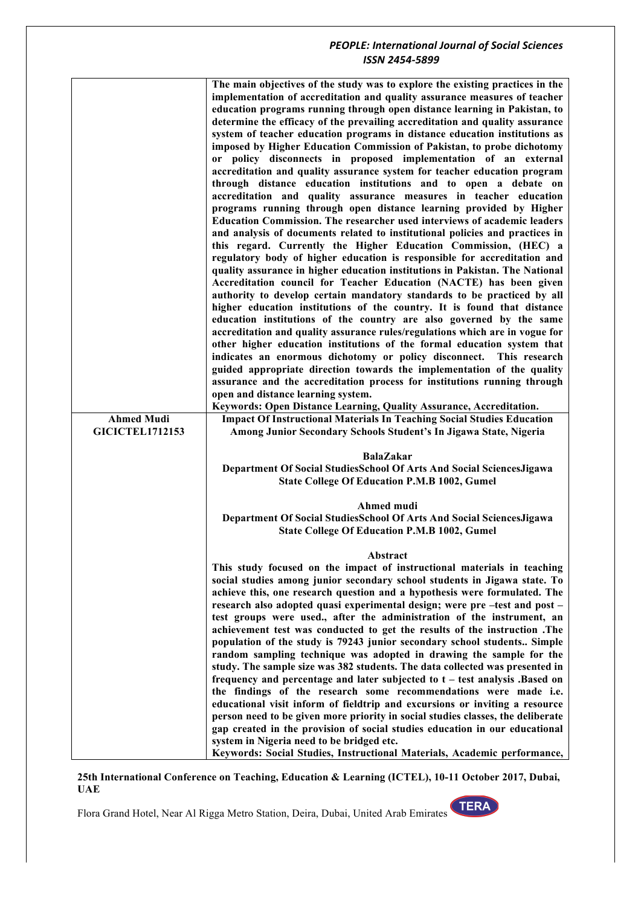| | |
|---|---|
| | **The main objectives of the study was to explore the existing practices in the implementation of accreditation and quality assurance measures of teacher education programs running through open distance learning in Pakistan, to determine the efficacy of the prevailing accreditation and quality assurance system of teacher education programs in distance education institutions as imposed by Higher Education Commission of Pakistan, to probe dichotomy or policy disconnects in proposed implementation of an external accreditation and quality assurance system for teacher education program through distance education institutions and to open a debate on accreditation and quality assurance measures in teacher education programs running through open distance learning provided by Higher Education Commission. The researcher used interviews of academic leaders and analysis of documents related to institutional policies and practices in this regard. Currently the Higher Education Commission, (HEC) a regulatory body of higher education is responsible for accreditation and quality assurance in higher education institutions in Pakistan. The National Accreditation council for Teacher Education (NACTE) has been given authority to develop certain mandatory standards to be practiced by all higher education institutions of the country. It is found that distance education institutions of the country are also governed by the same accreditation and quality assurance rules/regulations which are in vogue for other higher education institutions of the formal education system that indicates an enormous dichotomy or policy disconnect. This research guided appropriate direction towards the implementation of the quality assurance and the accreditation process for institutions running through open and distance learning system.** <br> **Keywords: Open Distance Learning, Quality Assurance, Accreditation.** |
| **Ahmed Mudi** <br> **GICICTEL1712153** | **Impact Of Instructional Materials In Teaching Social Studies Education Among Junior Secondary Schools Student's In Jigawa State, Nigeria** <br><br> **BalaZakar** <br> **Department Of Social StudiesSchool Of Arts And Social SciencesJigawa State College Of Education P.M.B 1002, Gumel** <br><br> **Ahmed mudi** <br> **Department Of Social StudiesSchool Of Arts And Social SciencesJigawa State College Of Education P.M.B 1002, Gumel** <br><br> **Abstract** <br> **This study focused on the impact of instructional materials in teaching social studies among junior secondary school students in Jigawa state. To achieve this, one research question and a hypothesis were formulated. The research also adopted quasi experimental design; were pre –test and post – test groups were used., after the administration of the instrument, an achievement test was conducted to get the results of the instruction .The population of the study is 79243 junior secondary school students.. Simple random sampling technique was adopted in drawing the sample for the study. The sample size was 382 students. The data collected was presented in frequency and percentage and later subjected to t – test analysis .Based on the findings of the research some recommendations were made i.e. educational visit inform of fieldtrip and excursions or inviting a resource person need to be given more priority in social studies classes, the deliberate gap created in the provision of social studies education in our educational system in Nigeria need to be bridged etc.** <br> **Keywords: Social Studies, Instructional Materials, Academic performance,** |

**25th International Conference on Teaching, Education & Learning (ICTEL), 10-11 October 2017, Dubai, UAE**

Flora Grand Hotel, Near Al Rigga Metro Station, Deira, Dubai, United Arab Emirates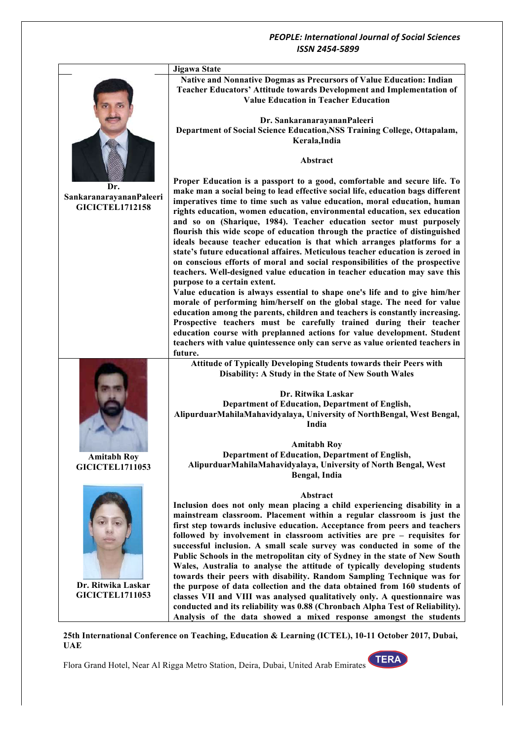Jigawa State

**Native and Nonnative Dogmas as Precursors of Value Education: Indian Teacher Educators' Attitude towards Development and Implementation of Value Education in Teacher Education**

**Dr. SankaranarayananPaleeri**
**Department of Social Science Education,NSS Training College, Ottapalam, Kerala,India**

Dr. SankaranarayananPaleeri
GICICTEL1712158

**Abstract**

**Proper Education is a passport to a good, comfortable and secure life. To make man a social being to lead effective social life, education bags different imperatives time to time such as value education, moral education, human rights education, women education, environmental education, sex education and so on (Sharique, 1984). Teacher education sector must purposely flourish this wide scope of education through the practice of distinguished ideals because teacher education is that which arranges platforms for a state's future educational affaires. Meticulous teacher education is zeroed in on conscious efforts of moral and social responsibilities of the prospective teachers. Well-designed value education in teacher education may save this purpose to a certain extent.**

**Value education is always essential to shape one's life and to give him/her morale of performing him/herself on the global stage. The need for value education among the parents, children and teachers is constantly increasing. Prospective teachers must be carefully trained during their teacher education course with preplanned actions for value development. Student teachers with value quintessence only can serve as value oriented teachers in future.**

**Attitude of Typically Developing Students towards their Peers with Disability: A Study in the State of New South Wales**

**Dr. Ritwika Laskar**
**Department of Education, Department of English, AlipurduarMahilaMahavidyalaya, University of NorthBengal, West Bengal, India**

**Amitabh Roy**
**Department of Education, Department of English, AlipurduarMahilaMahavidyalaya, University of North Bengal, West Bengal, India**

Amitabh Roy
GICICTEL1711053

Dr. Ritwika Laskar
GICICTEL1711053

**Abstract**

**Inclusion does not only mean placing a child experiencing disability in a mainstream classroom. Placement within a regular classroom is just the first step towards inclusive education. Acceptance from peers and teachers followed by involvement in classroom activities are pre – requisites for successful inclusion. A small scale survey was conducted in some of the Public Schools in the metropolitan city of Sydney in the state of New South Wales, Australia to analyse the attitude of typically developing students towards their peers with disability. Random Sampling Technique was for the purpose of data collection and the data obtained from 160 students of classes VII and VIII was analysed qualitatively only. A questionnaire was conducted and its reliability was 0.88 (Chronbach Alpha Test of Reliability). Analysis of the data showed a mixed response amongst the students**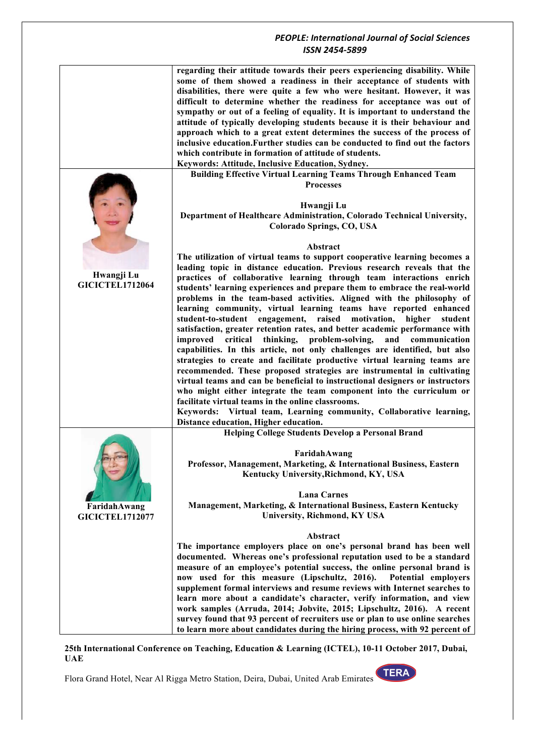**regarding their attitude towards their peers experiencing disability. While some of them showed a readiness in their acceptance of students with disabilities, there were quite a few who were hesitant. However, it was difficult to determine whether the readiness for acceptance was out of sympathy or out of a feeling of equality. It is important to understand the attitude of typically developing students because it is their behaviour and approach which to a great extent determines the success of the process of inclusive education.Further studies can be conducted to find out the factors which contribute in formation of attitude of students.**

**Keywords: Attitude, Inclusive Education, Sydney.**

**Hwangji Lu**
**GICICTEL1712064**

## Building Effective Virtual Learning Teams Through Enhanced Team Processes

**Hwangji Lu**
**Department of Healthcare Administration, Colorado Technical University, Colorado Springs, CO, USA**

### Abstract

**The utilization of virtual teams to support cooperative learning becomes a leading topic in distance education. Previous research reveals that the practices of collaborative learning through team interactions enrich students' learning experiences and prepare them to embrace the real-world problems in the team-based activities. Aligned with the philosophy of learning community, virtual learning teams have reported enhanced student-to-student engagement, raised motivation, higher student satisfaction, greater retention rates, and better academic performance with improved critical thinking, problem-solving, and communication capabilities. In this article, not only challenges are identified, but also strategies to create and facilitate productive virtual learning teams are recommended. These proposed strategies are instrumental in cultivating virtual teams and can be beneficial to instructional designers or instructors who might either integrate the team component into the curriculum or facilitate virtual teams in the online classrooms.**

**Keywords: Virtual team, Learning community, Collaborative learning, Distance education, Higher education.**

**FaridahAwang**
**GICICTEL1712077**

## Helping College Students Develop a Personal Brand

**FaridahAwang**
**Professor, Management, Marketing, & International Business, Eastern Kentucky University,Richmond, KY, USA**

**Lana Carnes**
**Management, Marketing, & International Business, Eastern Kentucky University, Richmond, KY USA**

### Abstract

**The importance employers place on one's personal brand has been well documented. Whereas one's professional reputation used to be a standard measure of an employee's potential success, the online personal brand is now used for this measure (Lipschultz, 2016). Potential employers supplement formal interviews and resume reviews with Internet searches to learn more about a candidate's character, verify information, and view work samples (Arruda, 2014; Jobvite, 2015; Lipschultz, 2016). A recent survey found that 93 percent of recruiters use or plan to use online searches to learn more about candidates during the hiring process, with 92 percent of**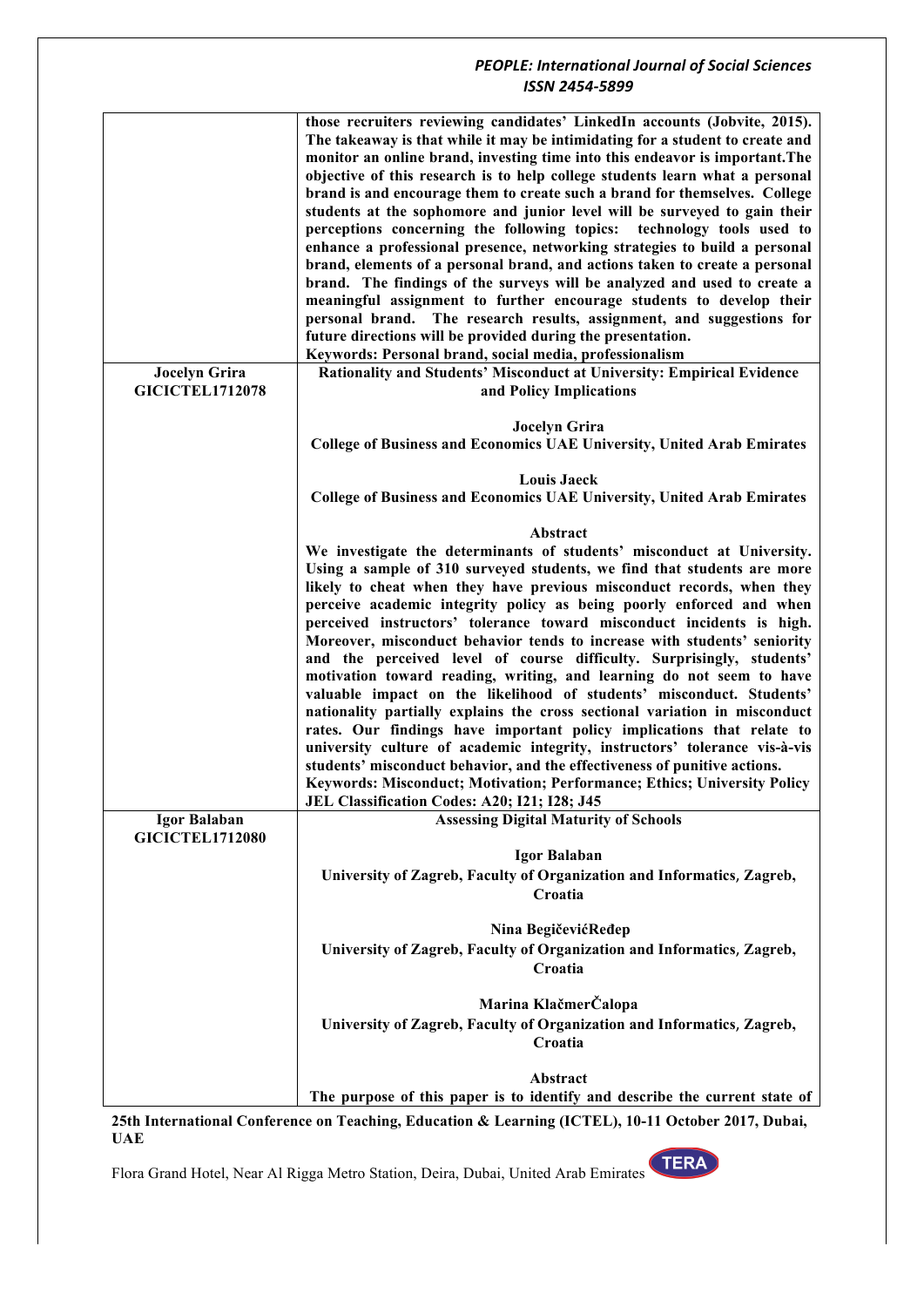| | |
|---|---|
| | **those recruiters reviewing candidates' LinkedIn accounts (Jobvite, 2015). The takeaway is that while it may be intimidating for a student to create and monitor an online brand, investing time into this endeavor is important.The objective of this research is to help college students learn what a personal brand is and encourage them to create such a brand for themselves. College students at the sophomore and junior level will be surveyed to gain their perceptions concerning the following topics: technology tools used to enhance a professional presence, networking strategies to build a personal brand, elements of a personal brand, and actions taken to create a personal brand. The findings of the surveys will be analyzed and used to create a meaningful assignment to further encourage students to develop their personal brand. The research results, assignment, and suggestions for future directions will be provided during the presentation.**<br>**Keywords: Personal brand, social media, professionalism** |
| **Jocelyn Grira**<br>**GICICTEL1712078** | **Rationality and Students' Misconduct at University: Empirical Evidence and Policy Implications**<br><br>**Jocelyn Grira**<br>**College of Business and Economics UAE University, United Arab Emirates**<br><br>**Louis Jaeck**<br>**College of Business and Economics UAE University, United Arab Emirates**<br><br>**Abstract**<br>**We investigate the determinants of students' misconduct at University. Using a sample of 310 surveyed students, we find that students are more likely to cheat when they have previous misconduct records, when they perceive academic integrity policy as being poorly enforced and when perceived instructors' tolerance toward misconduct incidents is high. Moreover, misconduct behavior tends to increase with students' seniority and the perceived level of course difficulty. Surprisingly, students' motivation toward reading, writing, and learning do not seem to have valuable impact on the likelihood of students' misconduct. Students' nationality partially explains the cross sectional variation in misconduct rates. Our findings have important policy implications that relate to university culture of academic integrity, instructors' tolerance vis-à-vis students' misconduct behavior, and the effectiveness of punitive actions.**<br>**Keywords: Misconduct; Motivation; Performance; Ethics; University Policy**<br>**JEL Classification Codes: A20; I21; I28; J45** |
| **Igor Balaban**<br>**GICICTEL1712080** | **Assessing Digital Maturity of Schools**<br><br>**Igor Balaban**<br>**University of Zagreb, Faculty of Organization and Informatics, Zagreb, Croatia**<br><br>**Nina BegičevićReđep**<br>**University of Zagreb, Faculty of Organization and Informatics, Zagreb, Croatia**<br><br>**Marina KlačmerČalopa**<br>**University of Zagreb, Faculty of Organization and Informatics, Zagreb, Croatia**<br><br>**Abstract**<br>**The purpose of this paper is to identify and describe the current state of** |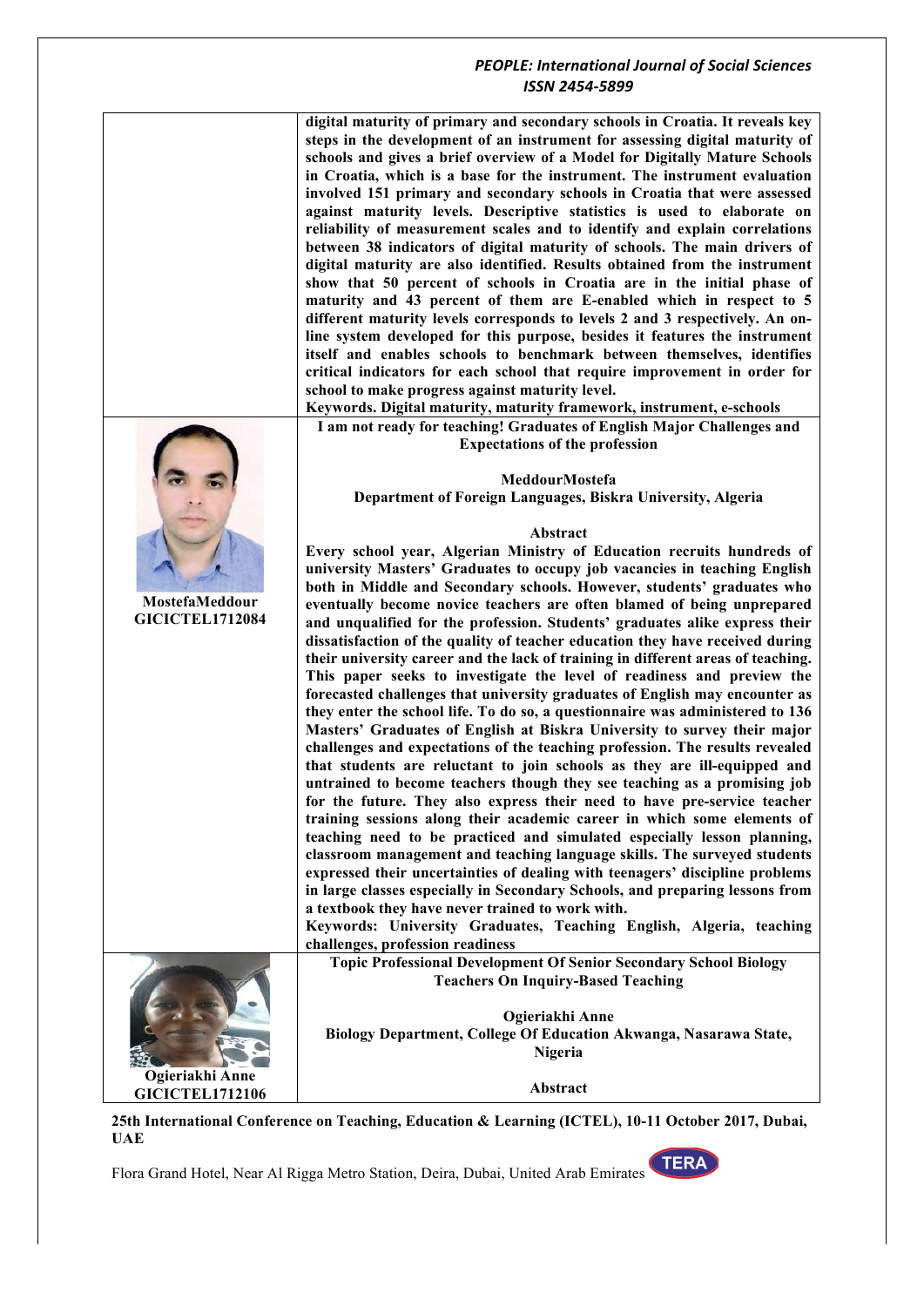digital maturity of primary and secondary schools in Croatia. It reveals key steps in the development of an instrument for assessing digital maturity of schools and gives a brief overview of a Model for Digitally Mature Schools in Croatia, which is a base for the instrument. The instrument evaluation involved 151 primary and secondary schools in Croatia that were assessed against maturity levels. Descriptive statistics is used to elaborate on reliability of measurement scales and to identify and explain correlations between 38 indicators of digital maturity of schools. The main drivers of digital maturity are also identified. Results obtained from the instrument show that 50 percent of schools in Croatia are in the initial phase of maturity and 43 percent of them are E-enabled which in respect to 5 different maturity levels corresponds to levels 2 and 3 respectively. An on-line system developed for this purpose, besides it features the instrument itself and enables schools to benchmark between themselves, identifies critical indicators for each school that require improvement in order for school to make progress against maturity level.

**Keywords. Digital maturity, maturity framework, instrument, e-schools**

**MostefaMeddour**
**GICICTEL1712084**

## I am not ready for teaching! Graduates of English Major Challenges and Expectations of the profession

**MeddourMostefa**
**Department of Foreign Languages, Biskra University, Algeria**

### Abstract

Every school year, Algerian Ministry of Education recruits hundreds of university Masters' Graduates to occupy job vacancies in teaching English both in Middle and Secondary schools. However, students' graduates who eventually become novice teachers are often blamed of being unprepared and unqualified for the profession. Students' graduates alike express their dissatisfaction of the quality of teacher education they have received during their university career and the lack of training in different areas of teaching. This paper seeks to investigate the level of readiness and preview the forecasted challenges that university graduates of English may encounter as they enter the school life. To do so, a questionnaire was administered to 136 Masters' Graduates of English at Biskra University to survey their major challenges and expectations of the teaching profession. The results revealed that students are reluctant to join schools as they are ill-equipped and untrained to become teachers though they see teaching as a promising job for the future. They also express their need to have pre-service teacher training sessions along their academic career in which some elements of teaching need to be practiced and simulated especially lesson planning, classroom management and teaching language skills. The surveyed students expressed their uncertainties of dealing with teenagers' discipline problems in large classes especially in Secondary Schools, and preparing lessons from a textbook they have never trained to work with.

**Keywords: University Graduates, Teaching English, Algeria, teaching challenges, profession readiness**

**Ogieriakhi Anne**
**GICICTEL1712106**

## Topic Professional Development Of Senior Secondary School Biology Teachers On Inquiry-Based Teaching

**Ogieriakhi Anne**
**Biology Department, College Of Education Akwanga, Nasarawa State, Nigeria**

### Abstract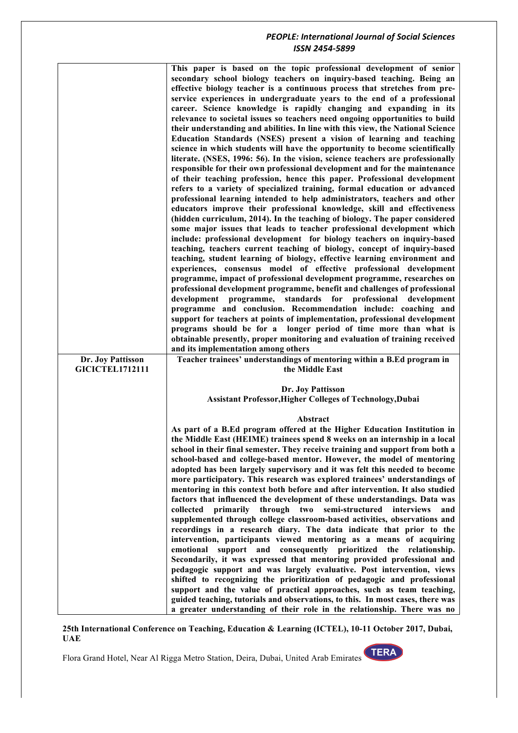| | |
|---|---|
| | **This paper is based on the topic professional development of senior secondary school biology teachers on inquiry-based teaching. Being an effective biology teacher is a continuous process that stretches from pre-service experiences in undergraduate years to the end of a professional career. Science knowledge is rapidly changing and expanding in its relevance to societal issues so teachers need ongoing opportunities to build their understanding and abilities. In line with this view, the National Science Education Standards (NSES) present a vision of learning and teaching science in which students will have the opportunity to become scientifically literate. (NSES, 1996: 56). In the vision, science teachers are professionally responsible for their own professional development and for the maintenance of their teaching profession, hence this paper. Professional development refers to a variety of specialized training, formal education or advanced professional learning intended to help administrators, teachers and other educators improve their professional knowledge, skill and effectiveness (hidden curriculum, 2014). In the teaching of biology. The paper considered some major issues that leads to teacher professional development which include: professional development for biology teachers on inquiry-based teaching, teachers current teaching of biology, concept of inquiry-based teaching, student learning of biology, effective learning environment and experiences, consensus model of effective professional development programme, impact of professional development programme, researches on professional development programme, benefit and challenges of professional development programme, standards for professional development programme and conclusion. Recommendation include: coaching and support for teachers at points of implementation, professional development programs should be for a longer period of time more than what is obtainable presently, proper monitoring and evaluation of training received and its implementation among others** |
| **Dr. Joy Pattisson**<br>**GICICTEL1712111** | **Teacher trainees' understandings of mentoring within a B.Ed program in the Middle East**<br><br>**Dr. Joy Pattisson**<br>**Assistant Professor,Higher Colleges of Technology,Dubai**<br><br>**Abstract**<br>**As part of a B.Ed program offered at the Higher Education Institution in the Middle East (HEIME) trainees spend 8 weeks on an internship in a local school in their final semester. They receive training and support from both a school-based and college-based mentor. However, the model of mentoring adopted has been largely supervisory and it was felt this needed to become more participatory. This research was explored trainees' understandings of mentoring in this context both before and after intervention. It also studied factors that influenced the development of these understandings. Data was collected primarily through two semi-structured interviews and supplemented through college classroom-based activities, observations and recordings in a research diary. The data indicate that prior to the intervention, participants viewed mentoring as a means of acquiring emotional support and consequently prioritized the relationship. Secondarily, it was expressed that mentoring provided professional and pedagogic support and was largely evaluative. Post intervention, views shifted to recognizing the prioritization of pedagogic and professional support and the value of practical approaches, such as team teaching, guided teaching, tutorials and observations, to this. In most cases, there was a greater understanding of their role in the relationship. There was no** |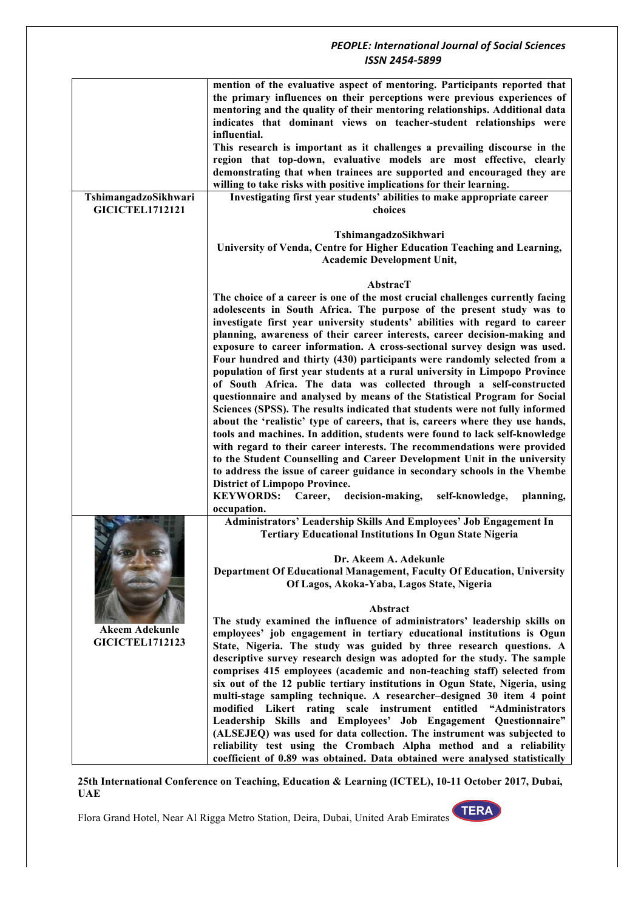mention of the evaluative aspect of mentoring. Participants reported that the primary influences on their perceptions were previous experiences of mentoring and the quality of their mentoring relationships. Additional data indicates that dominant views on teacher-student relationships were influential.

This research is important as it challenges a prevailing discourse in the region that top-down, evaluative models are most effective, clearly demonstrating that when trainees are supported and encouraged they are willing to take risks with positive implications for their learning.

**TshimangadzoSikhwari**
**GICICTEL1712121**

## Investigating first year students' abilities to make appropriate career choices

**TshimangadzoSikhwari**
**University of Venda, Centre for Higher Education Teaching and Learning, Academic Development Unit,**

### AbstracT

The choice of a career is one of the most crucial challenges currently facing adolescents in South Africa. The purpose of the present study was to investigate first year university students' abilities with regard to career planning, awareness of their career interests, career decision-making and exposure to career information. A cross-sectional survey design was used. Four hundred and thirty (430) participants were randomly selected from a population of first year students at a rural university in Limpopo Province of South Africa. The data was collected through a self-constructed questionnaire and analysed by means of the Statistical Program for Social Sciences (SPSS). The results indicated that students were not fully informed about the 'realistic' type of careers, that is, careers where they use hands, tools and machines. In addition, students were found to lack self-knowledge with regard to their career interests. The recommendations were provided to the Student Counselling and Career Development Unit in the university to address the issue of career guidance in secondary schools in the Vhembe District of Limpopo Province.

**KEYWORDS:** Career, decision-making, self-knowledge, planning, occupation.

**Akeem Adekunle**
**GICICTEL1712123**

## Administrators' Leadership Skills And Employees' Job Engagement In Tertiary Educational Institutions In Ogun State Nigeria

**Dr. Akeem A. Adekunle**
**Department Of Educational Management, Faculty Of Education, University Of Lagos, Akoka-Yaba, Lagos State, Nigeria**

### Abstract

The study examined the influence of administrators' leadership skills on employees' job engagement in tertiary educational institutions is Ogun State, Nigeria. The study was guided by three research questions. A descriptive survey research design was adopted for the study. The sample comprises 415 employees (academic and non-teaching staff) selected from six out of the 12 public tertiary institutions in Ogun State, Nigeria, using multi-stage sampling technique. A researcher–designed 30 item 4 point modified Likert rating scale instrument entitled "Administrators Leadership Skills and Employees' Job Engagement Questionnaire" (ALSEJEQ) was used for data collection. The instrument was subjected to reliability test using the Crombach Alpha method and a reliability coefficient of 0.89 was obtained. Data obtained were analysed statistically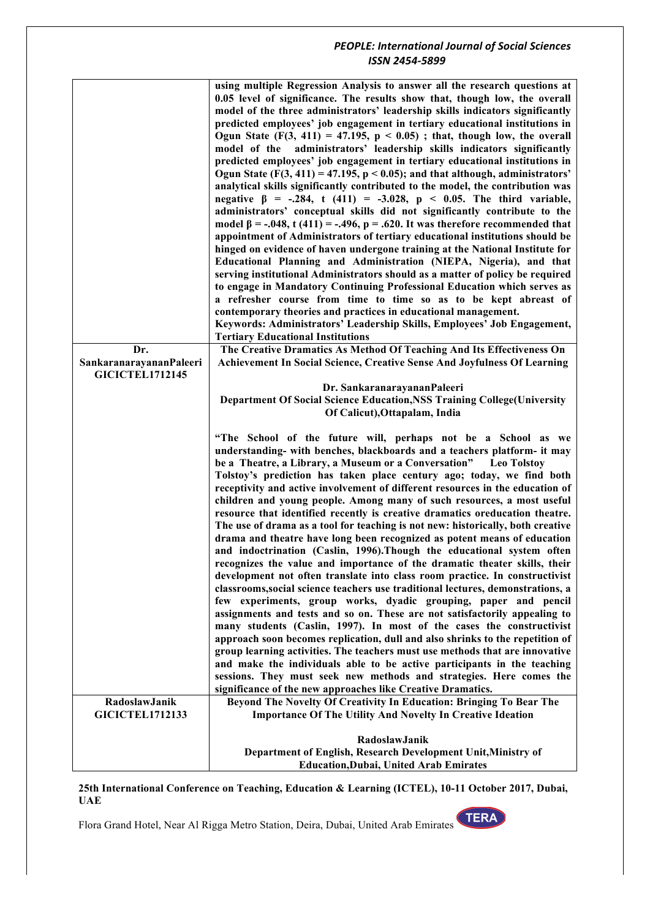| | |
|---|---|
| | **using multiple Regression Analysis to answer all the research questions at 0.05 level of significance. The results show that, though low, the overall model of the three administrators' leadership skills indicators significantly predicted employees' job engagement in tertiary educational institutions in Ogun State ($F(3, 411) = 47.195$, $p < 0.05$) ; that, though low, the overall model of the administrators' leadership skills indicators significantly predicted employees' job engagement in tertiary educational institutions in Ogun State ($F(3, 411) = 47.195$, $p < 0.05$); and that although, administrators' analytical skills significantly contributed to the model, the contribution was negative $\beta = -.284$, $t(411) = -3.028$, $p < 0.05$. The third variable, administrators' conceptual skills did not significantly contribute to the model $\beta = -.048$, $t(411) = -.496$, $p = .620$. It was therefore recommended that appointment of Administrators of tertiary educational institutions should be hinged on evidence of haven undergone training at the National Institute for Educational Planning and Administration (NIEPA, Nigeria), and that serving institutional Administrators should as a matter of policy be required to engage in Mandatory Continuing Professional Education which serves as a refresher course from time to time so as to be kept abreast of contemporary theories and practices in educational management.**<br>**Keywords: Administrators' Leadership Skills, Employees' Job Engagement, Tertiary Educational Institutions** |
| **Dr. SankaranarayananPaleeri GICICTEL1712145** | **The Creative Dramatics As Method Of Teaching And Its Effectiveness On Achievement In Social Science, Creative Sense And Joyfulness Of Learning**<br><br>**Dr. SankaranarayananPaleeri**<br>**Department Of Social Science Education,NSS Training College(University Of Calicut),Ottapalam, India**<br><br>**"The School of the future will, perhaps not be a School as we understanding- with benches, blackboards and a teachers platform- it may be a Theatre, a Library, a Museum or a Conversation" Leo Tolstoy**<br>**Tolstoy's prediction has taken place century ago; today, we find both receptivity and active involvement of different resources in the education of children and young people. Among many of such resources, a most useful resource that identified recently is creative dramatics oreducation theatre. The use of drama as a tool for teaching is not new: historically, both creative drama and theatre have long been recognized as potent means of education and indoctrination (Caslin, 1996).Though the educational system often recognizes the value and importance of the dramatic theater skills, their development not often translate into class room practice. In constructivist classrooms,social science teachers use traditional lectures, demonstrations, a few experiments, group works, dyadic grouping, paper and pencil assignments and tests and so on. These are not satisfactorily appealing to many students (Caslin, 1997). In most of the cases the constructivist approach soon becomes replication, dull and also shrinks to the repetition of group learning activities. The teachers must use methods that are innovative and make the individuals able to be active participants in the teaching sessions. They must seek new methods and strategies. Here comes the significance of the new approaches like Creative Dramatics.** |
| **RadoslawJanik GICICTEL1712133** | **Beyond The Novelty Of Creativity In Education: Bringing To Bear The Importance Of The Utility And Novelty In Creative Ideation**<br><br>**RadoslawJanik**<br>**Department of English, Research Development Unit,Ministry of Education,Dubai, United Arab Emirates** |

**25th International Conference on Teaching, Education & Learning (ICTEL), 10-11 October 2017, Dubai, UAE**

Flora Grand Hotel, Near Al Rigga Metro Station, Deira, Dubai, United Arab Emirates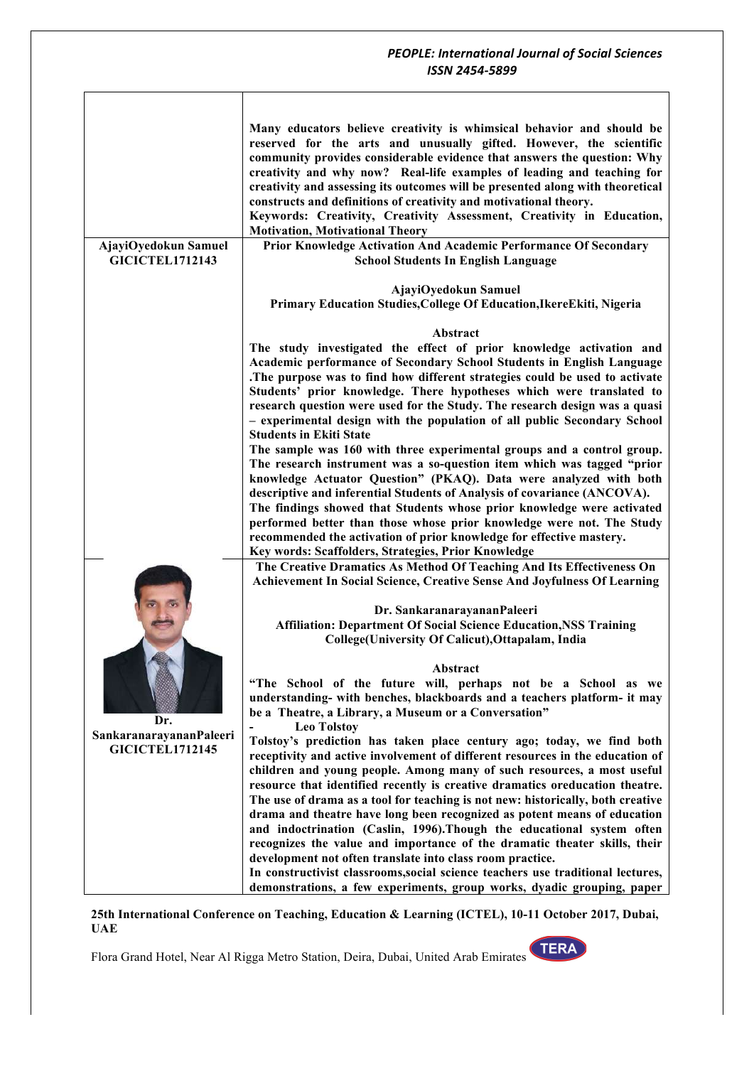Many educators believe creativity is whimsical behavior and should be reserved for the arts and unusually gifted. However, the scientific community provides considerable evidence that answers the question: Why creativity and why now? Real-life examples of leading and teaching for creativity and assessing its outcomes will be presented along with theoretical constructs and definitions of creativity and motivational theory.

**Keywords: Creativity, Creativity Assessment, Creativity in Education, Motivation, Motivational Theory**

**AjayiOyedokun Samuel**
**GICICTEL1712143**

## Prior Knowledge Activation And Academic Performance Of Secondary School Students In English Language

**AjayiOyedokun Samuel**
**Primary Education Studies,College Of Education,IkereEkiti, Nigeria**

### Abstract

The study investigated the effect of prior knowledge activation and Academic performance of Secondary School Students in English Language .The purpose was to find how different strategies could be used to activate Students' prior knowledge. There hypotheses which were translated to research question were used for the Study. The research design was a quasi – experimental design with the population of all public Secondary School Students in Ekiti State

The sample was 160 with three experimental groups and a control group. The research instrument was a so-question item which was tagged "prior knowledge Actuator Question" (PKAQ). Data were analyzed with both descriptive and inferential Students of Analysis of covariance (ANCOVA).

The findings showed that Students whose prior knowledge were activated performed better than those whose prior knowledge were not. The Study recommended the activation of prior knowledge for effective mastery.

**Key words: Scaffolders, Strategies, Prior Knowledge**

**Dr. SankaranarayananPaleeri**
**GICICTEL1712145**

## The Creative Dramatics As Method Of Teaching And Its Effectiveness On Achievement In Social Science, Creative Sense And Joyfulness Of Learning

**Dr. SankaranarayananPaleeri**
**Affiliation: Department Of Social Science Education,NSS Training College(University Of Calicut),Ottapalam, India**

### Abstract

"The School of the future will, perhaps not be a School as we understanding- with benches, blackboards and a teachers platform- it may be a Theatre, a Library, a Museum or a Conversation"

- Leo Tolstoy

Tolstoy's prediction has taken place century ago; today, we find both receptivity and active involvement of different resources in the education of children and young people. Among many of such resources, a most useful resource that identified recently is creative dramatics oreducation theatre. The use of drama as a tool for teaching is not new: historically, both creative drama and theatre have long been recognized as potent means of education and indoctrination (Caslin, 1996).Though the educational system often recognizes the value and importance of the dramatic theater skills, their development not often translate into class room practice.

In constructivist classrooms,social science teachers use traditional lectures, demonstrations, a few experiments, group works, dyadic grouping, paper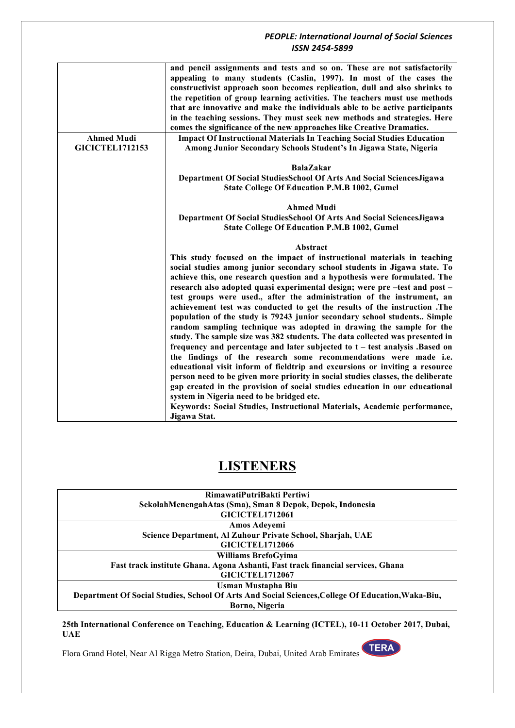| | |
|---|---|
| | **and pencil assignments and tests and so on. These are not satisfactorily appealing to many students (Caslin, 1997). In most of the cases the constructivist approach soon becomes replication, dull and also shrinks to the repetition of group learning activities. The teachers must use methods that are innovative and make the individuals able to be active participants in the teaching sessions. They must seek new methods and strategies. Here comes the significance of the new approaches like Creative Dramatics.** |
| **Ahmed Mudi GICICTEL1712153** | **Impact Of Instructional Materials In Teaching Social Studies Education Among Junior Secondary Schools Student's In Jigawa State, Nigeria**<br><br>**BalaZakar**<br>**Department Of Social StudiesSchool Of Arts And Social SciencesJigawa State College Of Education P.M.B 1002, Gumel**<br><br>**Ahmed Mudi**<br>**Department Of Social StudiesSchool Of Arts And Social SciencesJigawa State College Of Education P.M.B 1002, Gumel**<br><br>**Abstract**<br>**This study focused on the impact of instructional materials in teaching social studies among junior secondary school students in Jigawa state. To achieve this, one research question and a hypothesis were formulated. The research also adopted quasi experimental design; were pre –test and post –test groups were used., after the administration of the instrument, an achievement test was conducted to get the results of the instruction .The population of the study is 79243 junior secondary school students.. Simple random sampling technique was adopted in drawing the sample for the study. The sample size was 382 students. The data collected was presented in frequency and percentage and later subjected to t – test analysis .Based on the findings of the research some recommendations were made i.e. educational visit inform of fieldtrip and excursions or inviting a resource person need to be given more priority in social studies classes, the deliberate gap created in the provision of social studies education in our educational system in Nigeria need to be bridged etc.**<br>**Keywords: Social Studies, Instructional Materials, Academic performance, Jigawa Stat.** |

# LISTENERS

| |
|---|
| **RimawatiPutriBakti Pertiwi**<br>**SekolahMenengahAtas (Sma), Sman 8 Depok, Depok, Indonesia**<br>**GICICTEL1712061** |
| **Amos Adeyemi**<br>**Science Department, Al Zuhour Private School, Sharjah, UAE**<br>**GICICTEL1712066** |
| **Williams BrefoGyima**<br>**Fast track institute Ghana. Agona Ashanti, Fast track financial services, Ghana**<br>**GICICTEL1712067** |
| **Usman Mustapha Biu**<br>**Department Of Social Studies, School Of Arts And Social Sciences,College Of Education,Waka-Biu, Borno, Nigeria** |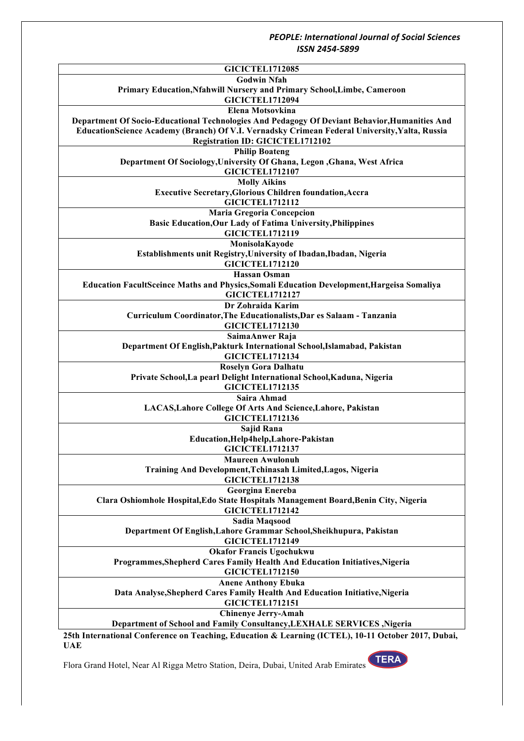| GICICTEL1712085 |
|---|
| **Godwin Nfah** |
| **Primary Education,Nfahwill Nursery and Primary School,Limbe, Cameroon** |
| **GICICTEL1712094** |
| **Elena Motsovkina** |
| **Department Of Socio-Educational Technologies And Pedagogy Of Deviant Behavior,Humanities And EducationScience Academy (Branch) Of V.I. Vernadsky Crimean Federal University,Yalta, Russia** |
| **Registration ID: GICICTEL1712102** |
| **Philip Boateng** |
| **Department Of Sociology,University Of Ghana, Legon ,Ghana, West Africa** |
| **GICICTEL1712107** |
| **Molly Aikins** |
| **Executive Secretary,Glorious Children foundation,Accra** |
| **GICICTEL1712112** |
| **Maria Gregoria Concepcion** |
| **Basic Education,Our Lady of Fatima University,Philippines** |
| **GICICTEL1712119** |
| **MonisolaKayode** |
| **Establishments unit Registry,University of Ibadan,Ibadan, Nigeria** |
| **GICICTEL1712120** |
| **Hassan Osman** |
| **Education FacultSceince Maths and Physics,Somali Education Development,Hargeisa Somaliya** |
| **GICICTEL1712127** |
| **Dr Zohraida Karim** |
| **Curriculum Coordinator,The Educationalists,Dar es Salaam - Tanzania** |
| **GICICTEL1712130** |
| **SaimaAnwer Raja** |
| **Department Of English,Pakturk International School,Islamabad, Pakistan** |
| **GICICTEL1712134** |
| **Roselyn Gora Dalhatu** |
| **Private School,La pearl Delight International School,Kaduna, Nigeria** |
| **GICICTEL1712135** |
| **Saira Ahmad** |
| **LACAS,Lahore College Of Arts And Science,Lahore, Pakistan** |
| **GICICTEL1712136** |
| **Sajid Rana** |
| **Education,Help4help,Lahore-Pakistan** |
| **GICICTEL1712137** |
| **Maureen Awulonuh** |
| **Training And Development,Tchinasah Limited,Lagos, Nigeria** |
| **GICICTEL1712138** |
| **Georgina Enereba** |
| **Clara Oshiomhole Hospital,Edo State Hospitals Management Board,Benin City, Nigeria** |
| **GICICTEL1712142** |
| **Sadia Maqsood** |
| **Department Of English,Lahore Grammar School,Sheikhupura, Pakistan** |
| **GICICTEL1712149** |
| **Okafor Francis Ugochukwu** |
| **Programmes,Shepherd Cares Family Health And Education Initiatives,Nigeria** |
| **GICICTEL1712150** |
| **Anene Anthony Ebuka** |
| **Data Analyse,Shepherd Cares Family Health And Education Initiative,Nigeria** |
| **GICICTEL1712151** |
| **Chinenye Jerry-Amah** |
| **Department of School and Family Consultancy,LEXHALE SERVICES ,Nigeria** |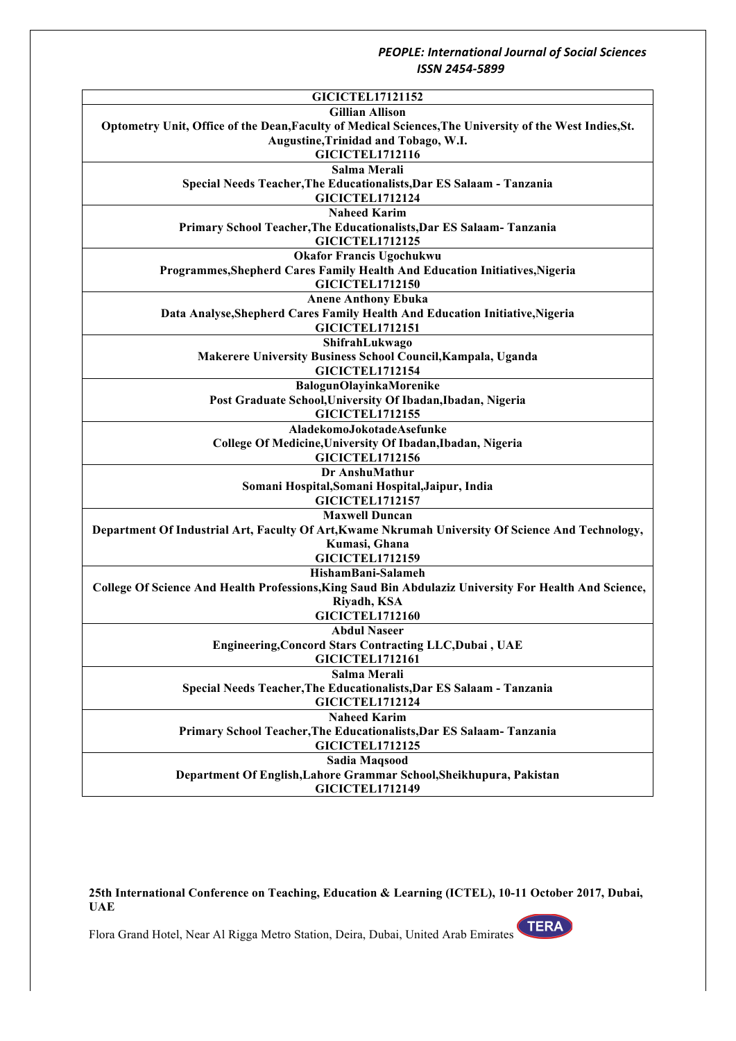| GICICTEL17121152 |
|---|
| **Gillian Allison**<br>Optometry Unit, Office of the Dean,Faculty of Medical Sciences,The University of the West Indies,St. Augustine,Trinidad and Tobago, W.I.<br>GICICTEL1712116 |
| **Salma Merali**<br>Special Needs Teacher,The Educationalists,Dar ES Salaam - Tanzania<br>GICICTEL1712124 |
| **Naheed Karim**<br>Primary School Teacher,The Educationalists,Dar ES Salaam- Tanzania<br>GICICTEL1712125 |
| **Okafor Francis Ugochukwu**<br>Programmes,Shepherd Cares Family Health And Education Initiatives,Nigeria<br>GICICTEL1712150 |
| **Anene Anthony Ebuka**<br>Data Analyse,Shepherd Cares Family Health And Education Initiative,Nigeria<br>GICICTEL1712151 |
| **ShifrahLukwago**<br>Makerere University Business School Council,Kampala, Uganda<br>GICICTEL1712154 |
| **BalogunOlayinkaMorenike**<br>Post Graduate School,University Of Ibadan,Ibadan, Nigeria<br>GICICTEL1712155 |
| **AladekomoJokotadeAsefunke**<br>College Of Medicine,University Of Ibadan,Ibadan, Nigeria<br>GICICTEL1712156 |
| **Dr AnshuMathur**<br>Somani Hospital,Somani Hospital,Jaipur, India<br>GICICTEL1712157 |
| **Maxwell Duncan**<br>Department Of Industrial Art, Faculty Of Art,Kwame Nkrumah University Of Science And Technology, Kumasi, Ghana<br>GICICTEL1712159 |
| **HishamBani-Salameh**<br>College Of Science And Health Professions,King Saud Bin Abdulaziz University For Health And Science, Riyadh, KSA<br>GICICTEL1712160 |
| **Abdul Naseer**<br>Engineering,Concord Stars Contracting LLC,Dubai , UAE<br>GICICTEL1712161 |
| **Salma Merali**<br>Special Needs Teacher,The Educationalists,Dar ES Salaam - Tanzania<br>GICICTEL1712124 |
| **Naheed Karim**<br>Primary School Teacher,The Educationalists,Dar ES Salaam- Tanzania<br>GICICTEL1712125 |
| **Sadia Maqsood**<br>Department Of English,Lahore Grammar School,Sheikhupura, Pakistan<br>GICICTEL1712149 |